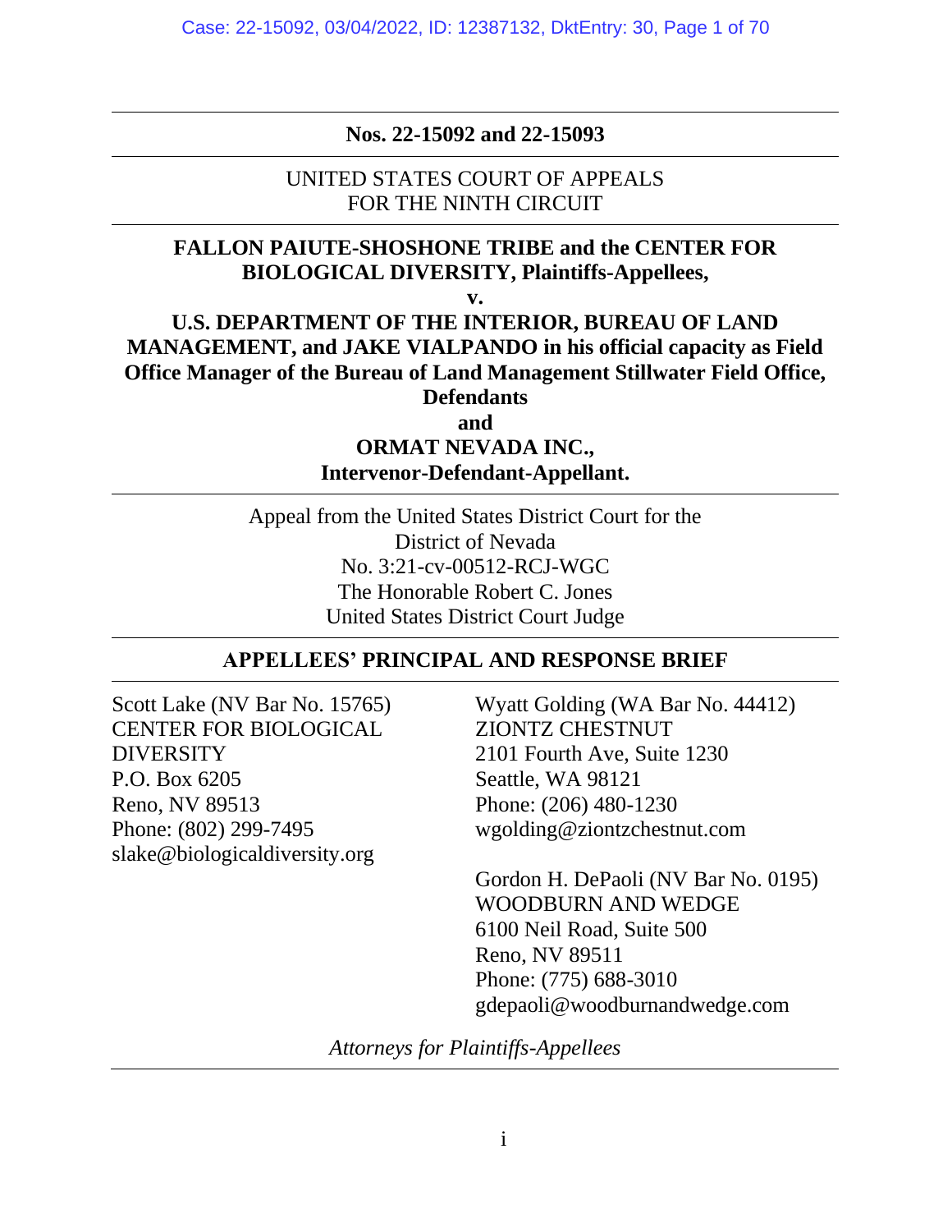**Nos. 22-15092 and 22-15093**

UNITED STATES COURT OF APPEALS
FOR THE NINTH CIRCUIT

**FALLON PAIUTE-SHOSHONE TRIBE and the CENTER FOR BIOLOGICAL DIVERSITY, Plaintiffs-Appellees,**

**v.**

**U.S. DEPARTMENT OF THE INTERIOR, BUREAU OF LAND MANAGEMENT, and JAKE VIALPANDO in his official capacity as Field Office Manager of the Bureau of Land Management Stillwater Field Office, Defendants**

**and**

**ORMAT NEVADA INC.,**
**Intervenor-Defendant-Appellant.**

Appeal from the United States District Court for the
District of Nevada
No. 3:21-cv-00512-RCJ-WGC
The Honorable Robert C. Jones
United States District Court Judge

**APPELLEES' PRINCIPAL AND RESPONSE BRIEF**

Scott Lake (NV Bar No. 15765)
CENTER FOR BIOLOGICAL DIVERSITY
P.O. Box 6205
Reno, NV 89513
Phone: (802) 299-7495
slake@biologicaldiversity.org

Wyatt Golding (WA Bar No. 44412)
ZIONTZ CHESTNUT
2101 Fourth Ave, Suite 1230
Seattle, WA 98121
Phone: (206) 480-1230
wgolding@ziontzchestnut.com

Gordon H. DePaoli (NV Bar No. 0195)
WOODBURN AND WEDGE
6100 Neil Road, Suite 500
Reno, NV 89511
Phone: (775) 688-3010
gdepaoli@woodburnandwedge.com

*Attorneys for Plaintiffs-Appellees*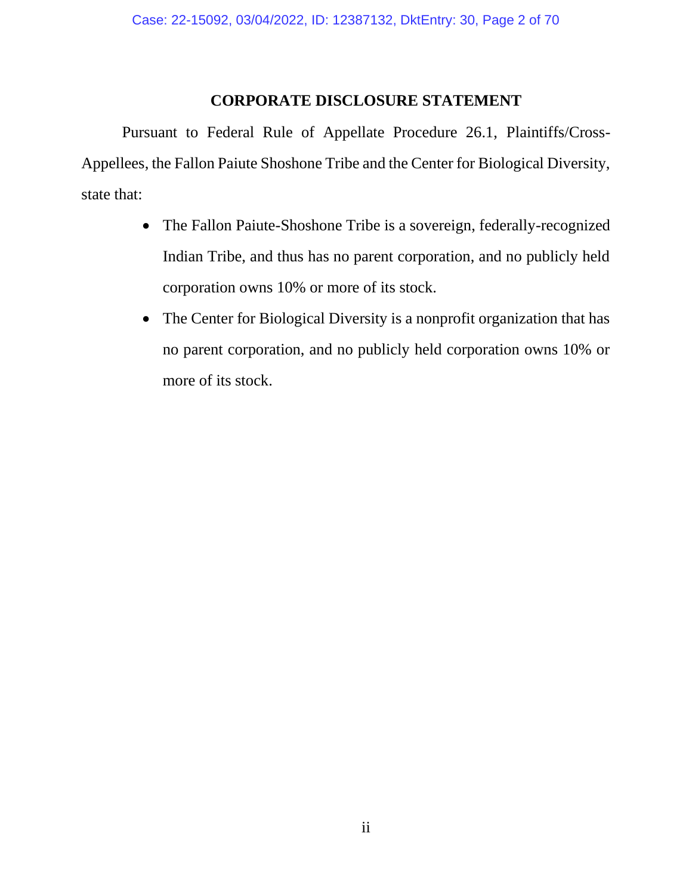## CORPORATE DISCLOSURE STATEMENT

Pursuant to Federal Rule of Appellate Procedure 26.1, Plaintiffs/Cross-Appellees, the Fallon Paiute Shoshone Tribe and the Center for Biological Diversity, state that:

- The Fallon Paiute-Shoshone Tribe is a sovereign, federally-recognized Indian Tribe, and thus has no parent corporation, and no publicly held corporation owns 10% or more of its stock.
- The Center for Biological Diversity is a nonprofit organization that has no parent corporation, and no publicly held corporation owns 10% or more of its stock.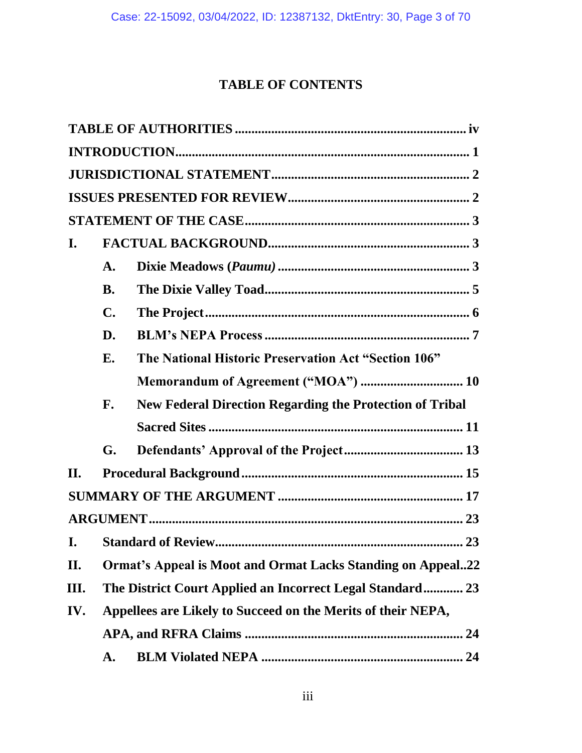# TABLE OF CONTENTS

**TABLE OF AUTHORITIES** ..................................................................... iv

**INTRODUCTION** ........................................................................................ 1

**JURISDICTIONAL STATEMENT** .......................................................... 2

**ISSUES PRESENTED FOR REVIEW** ...................................................... 2

**STATEMENT OF THE CASE** ................................................................... 3

**I. FACTUAL BACKGROUND** ............................................................ 3

- **A. Dixie Meadows (*Paumu)*** ......................................................... 3
- **B. The Dixie Valley Toad** ............................................................. 5
- **C. The Project** ............................................................................... 6
- **D. BLM's NEPA Process** .............................................................. 7
- **E. The National Historic Preservation Act "Section 106" Memorandum of Agreement ("MOA")** ............................... 10
- **F. New Federal Direction Regarding the Protection of Tribal Sacred Sites** ............................................................................ 11
- **G. Defendants' Approval of the Project** ................................... 13

**II. Procedural Background** .................................................................. 15

**SUMMARY OF THE ARGUMENT** ....................................................... 17

**ARGUMENT** ............................................................................................ 23

**I. Standard of Review** ......................................................................... 23

**II. Ormat's Appeal is Moot and Ormat Lacks Standing on Appeal** ..22

**III. The District Court Applied an Incorrect Legal Standard** ............ 23

**IV. Appellees are Likely to Succeed on the Merits of their NEPA, APA, and RFRA Claims** ................................................................. 24

- **A. BLM Violated NEPA** ............................................................ 24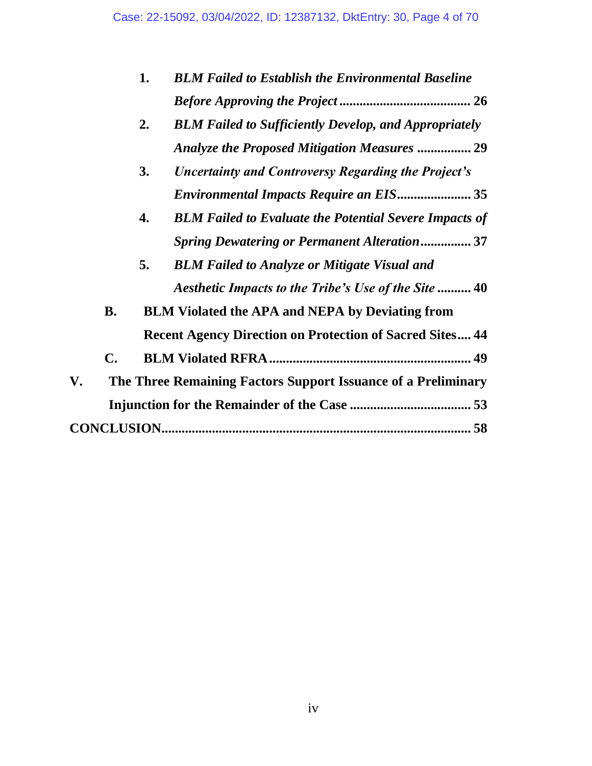1. ***BLM Failed to Establish the Environmental Baseline Before Approving the Project*** ....................................... **26**
2. ***BLM Failed to Sufficiently Develop, and Appropriately Analyze the Proposed Mitigation Measures*** ................ **29**
3. ***Uncertainty and Controversy Regarding the Project's Environmental Impacts Require an EIS*** ...................... **35**
4. ***BLM Failed to Evaluate the Potential Severe Impacts of Spring Dewatering or Permanent Alteration*** ............... **37**
5. ***BLM Failed to Analyze or Mitigate Visual and Aesthetic Impacts to the Tribe's Use of the Site*** .......... **40**

**B. BLM Violated the APA and NEPA by Deviating from Recent Agency Direction on Protection of Sacred Sites .... 44**

**C. BLM Violated RFRA ........................................................... 49**

**V. The Three Remaining Factors Support Issuance of a Preliminary Injunction for the Remainder of the Case .................................... 53**

**CONCLUSION......................................................................................... 58**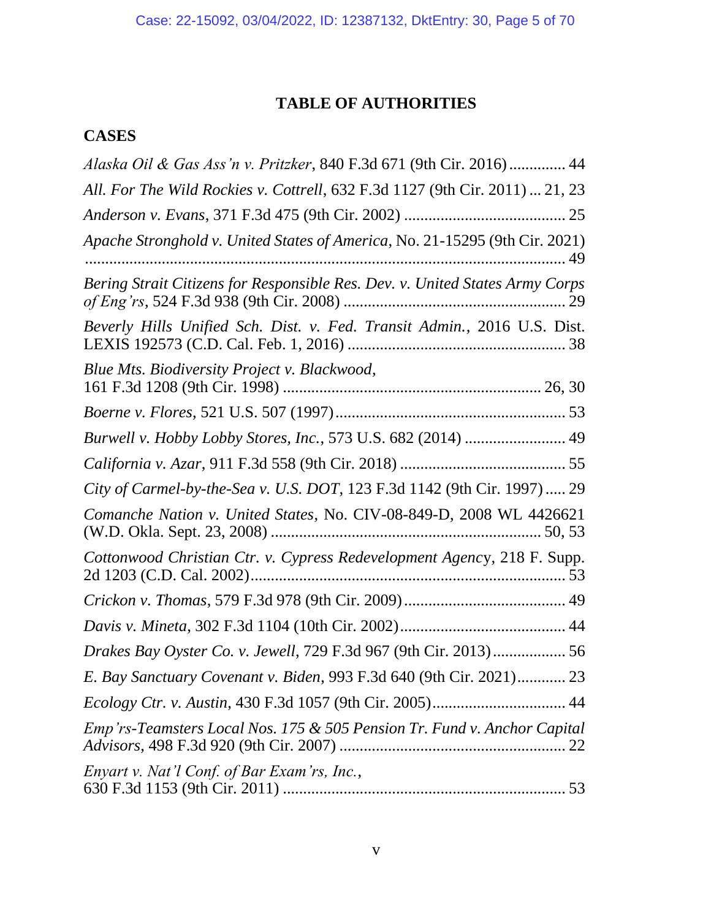# TABLE OF AUTHORITIES

## *CASES*

*Alaska Oil & Gas Ass'n v. Pritzker*, 840 F.3d 671 (9th Cir. 2016) .............. 44

*All. For The Wild Rockies v. Cottrell*, 632 F.3d 1127 (9th Cir. 2011) ... 21, 23

*Anderson v. Evans*, 371 F.3d 475 (9th Cir. 2002) ....................................... 25

*Apache Stronghold v. United States of America*, No. 21-15295 (9th Cir. 2021) ....................................................................................................................... 49

*Bering Strait Citizens for Responsible Res. Dev. v. United States Army Corps of Eng'rs*, 524 F.3d 938 (9th Cir. 2008) ...................................................... 29

*Beverly Hills Unified Sch. Dist. v. Fed. Transit Admin.*, 2016 U.S. Dist. LEXIS 192573 (C.D. Cal. Feb. 1, 2016) ..................................................... 38

*Blue Mts. Biodiversity Project v. Blackwood*, 161 F.3d 1208 (9th Cir. 1998) ............................................................... 26, 30

*Boerne v. Flores*, 521 U.S. 507 (1997) ........................................................ 53

*Burwell v. Hobby Lobby Stores, Inc.*, 573 U.S. 682 (2014) ........................ 49

*California v. Azar*, 911 F.3d 558 (9th Cir. 2018) ........................................ 55

*City of Carmel-by-the-Sea v. U.S. DOT*, 123 F.3d 1142 (9th Cir. 1997) ..... 29

*Comanche Nation v. United States*, No. CIV-08-849-D, 2008 WL 4426621 (W.D. Okla. Sept. 23, 2008) ................................................................. 50, 53

*Cottonwood Christian Ctr. v. Cypress Redevelopment Agency*, 218 F. Supp. 2d 1203 (C.D. Cal. 2002) ........................................................................... 53

*Crickon v. Thomas*, 579 F.3d 978 (9th Cir. 2009) ....................................... 49

*Davis v. Mineta*, 302 F.3d 1104 (10th Cir. 2002) ........................................ 44

*Drakes Bay Oyster Co. v. Jewell*, 729 F.3d 967 (9th Cir. 2013) ................. 56

*E. Bay Sanctuary Covenant v. Biden*, 993 F.3d 640 (9th Cir. 2021) ............ 23

*Ecology Ctr. v. Austin*, 430 F.3d 1057 (9th Cir. 2005) ................................ 44

*Emp'rs-Teamsters Local Nos. 175 & 505 Pension Tr. Fund v. Anchor Capital Advisors*, 498 F.3d 920 (9th Cir. 2007) ...................................................... 22

*Enyart v. Nat'l Conf. of Bar Exam'rs, Inc.*, 630 F.3d 1153 (9th Cir. 2011) .................................................................... 53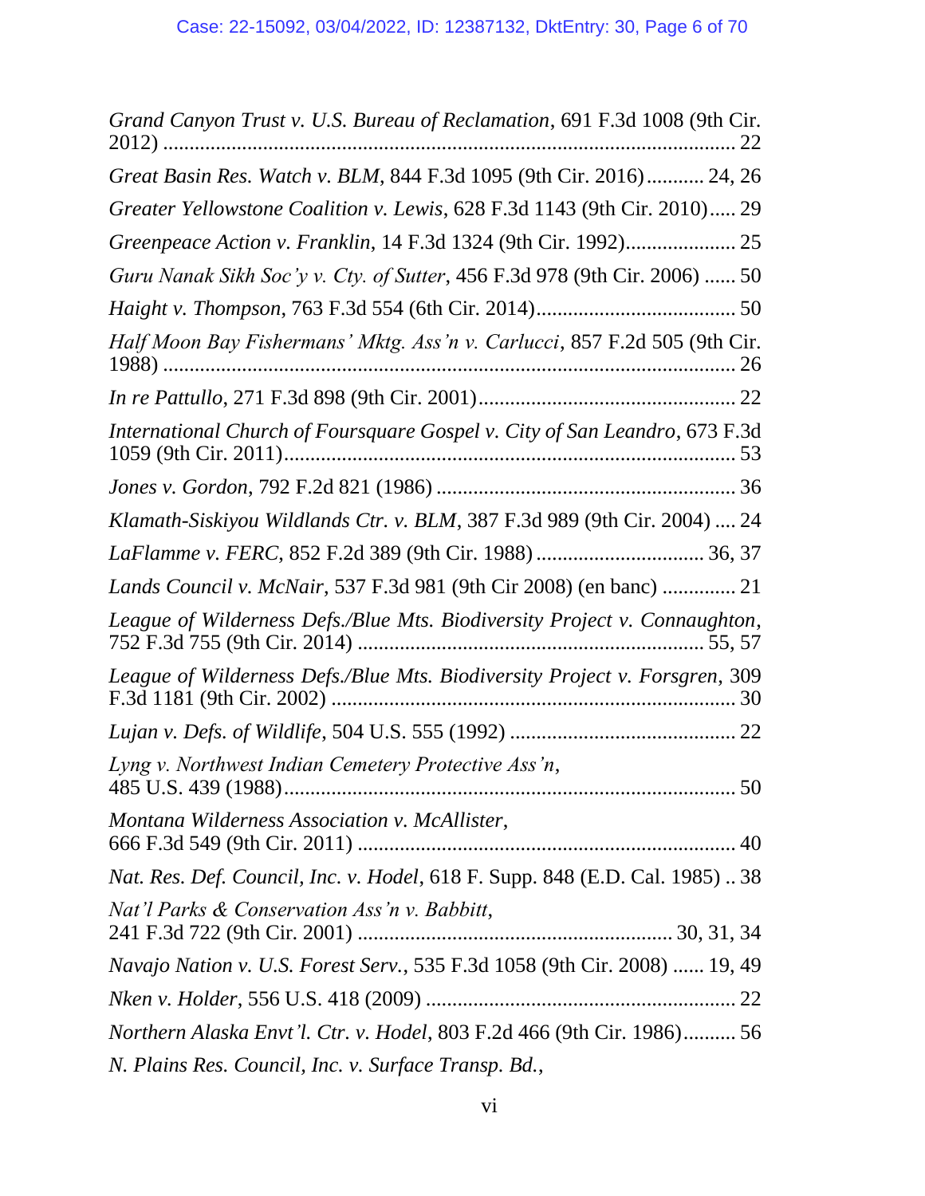*Grand Canyon Trust v. U.S. Bureau of Reclamation*, 691 F.3d 1008 (9th Cir. 2012) .......................................................................................................... 22

*Great Basin Res. Watch v. BLM*, 844 F.3d 1095 (9th Cir. 2016)........... 24, 26

*Greater Yellowstone Coalition v. Lewis*, 628 F.3d 1143 (9th Cir. 2010)..... 29

*Greenpeace Action v. Franklin*, 14 F.3d 1324 (9th Cir. 1992).................... 25

*Guru Nanak Sikh Soc'y v. Cty. of Sutter*, 456 F.3d 978 (9th Cir. 2006) ...... 50

*Haight v. Thompson*, 763 F.3d 554 (6th Cir. 2014)..................................... 50

*Half Moon Bay Fishermans' Mktg. Ass'n v. Carlucci*, 857 F.2d 505 (9th Cir. 1988) .......................................................................................................... 26

*In re Pattullo*, 271 F.3d 898 (9th Cir. 2001)................................................ 22

*International Church of Foursquare Gospel v. City of San Leandro*, 673 F.3d 1059 (9th Cir. 2011).................................................................................... 53

*Jones v. Gordon*, 792 F.2d 821 (1986) ........................................................ 36

*Klamath-Siskiyou Wildlands Ctr. v. BLM*, 387 F.3d 989 (9th Cir. 2004) .... 24

*LaFlamme v. FERC*, 852 F.2d 389 (9th Cir. 1988) ................................ 36, 37

*Lands Council v. McNair*, 537 F.3d 981 (9th Cir 2008) (en banc) .............. 21

*League of Wilderness Defs./Blue Mts. Biodiversity Project v. Connaughton*, 752 F.3d 755 (9th Cir. 2014) ................................................................. 55, 57

*League of Wilderness Defs./Blue Mts. Biodiversity Project v. Forsgren*, 309 F.3d 1181 (9th Cir. 2002) ............................................................................ 30

*Lujan v. Defs. of Wildlife*, 504 U.S. 555 (1992) .......................................... 22

*Lyng v. Northwest Indian Cemetery Protective Ass'n*, 485 U.S. 439 (1988).................................................................................... 50

*Montana Wilderness Association v. McAllister*, 666 F.3d 549 (9th Cir. 2011) ...................................................................... 40

*Nat. Res. Def. Council, Inc. v. Hodel*, 618 F. Supp. 848 (E.D. Cal. 1985) .. 38

*Nat'l Parks & Conservation Ass'n v. Babbitt*, 241 F.3d 722 (9th Cir. 2001) .......................................................... 30, 31, 34

*Navajo Nation v. U.S. Forest Serv.*, 535 F.3d 1058 (9th Cir. 2008) ...... 19, 49

*Nken v. Holder*, 556 U.S. 418 (2009) .......................................................... 22

*Northern Alaska Envt'l. Ctr. v. Hodel*, 803 F.2d 466 (9th Cir. 1986).......... 56

*N. Plains Res. Council, Inc. v. Surface Transp. Bd.*,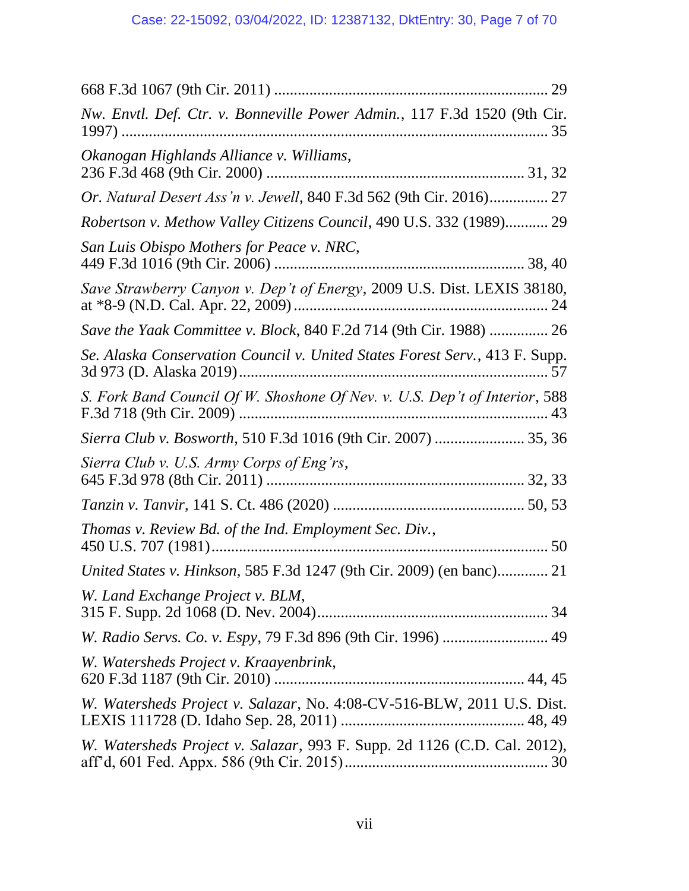668 F.3d 1067 (9th Cir. 2011) .................................................................... 29

*Nw. Envtl. Def. Ctr. v. Bonneville Power Admin.*, 117 F.3d 1520 (9th Cir. 1997) ........................................................................................................... 35

*Okanogan Highlands Alliance v. Williams*, 236 F.3d 468 (9th Cir. 2000) ................................................................. 31, 32

*Or. Natural Desert Ass'n v. Jewell*, 840 F.3d 562 (9th Cir. 2016)............... 27

*Robertson v. Methow Valley Citizens Council*, 490 U.S. 332 (1989)........... 29

*San Luis Obispo Mothers for Peace v. NRC*, 449 F.3d 1016 (9th Cir. 2006) ............................................................... 38, 40

*Save Strawberry Canyon v. Dep't of Energy*, 2009 U.S. Dist. LEXIS 38180, at *8-9 (N.D. Cal. Apr. 22, 2009)............................................................... 24

*Save the Yaak Committee v. Block*, 840 F.2d 714 (9th Cir. 1988) ............... 26

*Se. Alaska Conservation Council v. United States Forest Serv.*, 413 F. Supp. 3d 973 (D. Alaska 2019)............................................................................ 57

*S. Fork Band Council Of W. Shoshone Of Nev. v. U.S. Dep't of Interior*, 588 F.3d 718 (9th Cir. 2009) ............................................................................ 43

*Sierra Club v. Bosworth*, 510 F.3d 1016 (9th Cir. 2007) ....................... 35, 36

*Sierra Club v. U.S. Army Corps of Eng'rs*, 645 F.3d 978 (8th Cir. 2011) ................................................................. 32, 33

*Tanzin v. Tanvir*, 141 S. Ct. 486 (2020) ................................................ 50, 53

*Thomas v. Review Bd. of the Ind. Employment Sec. Div.*, 450 U.S. 707 (1981).................................................................................... 50

*United States v. Hinkson*, 585 F.3d 1247 (9th Cir. 2009) (en banc)............. 21

*W. Land Exchange Project v. BLM*, 315 F. Supp. 2d 1068 (D. Nev. 2004)......................................................... 34

*W. Radio Servs. Co. v. Espy*, 79 F.3d 896 (9th Cir. 1996) .......................... 49

*W. Watersheds Project v. Kraayenbrink*, 620 F.3d 1187 (9th Cir. 2010) ............................................................... 44, 45

*W. Watersheds Project v. Salazar*, No. 4:08-CV-516-BLW, 2011 U.S. Dist. LEXIS 111728 (D. Idaho Sep. 28, 2011) .............................................. 48, 49

*W. Watersheds Project v. Salazar*, 993 F. Supp. 2d 1126 (C.D. Cal. 2012), aff'd, 601 Fed. Appx. 586 (9th Cir. 2015)................................................... 30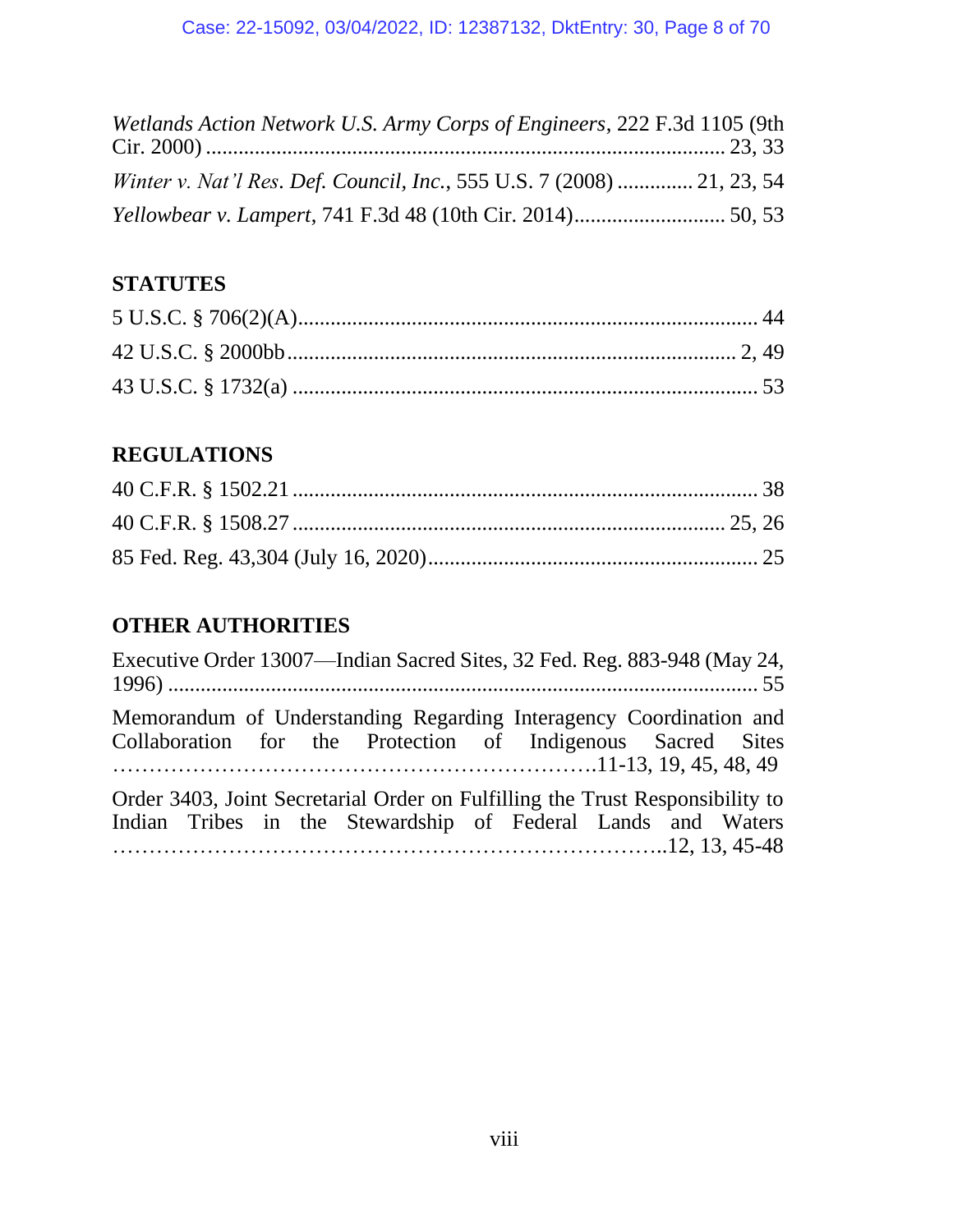*Wetlands Action Network U.S. Army Corps of Engineers*, 222 F.3d 1105 (9th Cir. 2000) ................................................................................................ 23, 33

*Winter v. Nat'l Res. Def. Council, Inc.*, 555 U.S. 7 (2008) .............. 21, 23, 54

*Yellowbear v. Lampert*, 741 F.3d 48 (10th Cir. 2014)............................ 50, 53

## STATUTES

5 U.S.C. § 706(2)(A)..................................................................................... 44

42 U.S.C. § 2000bb.................................................................................. 2, 49

43 U.S.C. § 1732(a) ..................................................................................... 53

## REGULATIONS

40 C.F.R. § 1502.21 ..................................................................................... 38

40 C.F.R. § 1508.27 ............................................................................... 25, 26

85 Fed. Reg. 43,304 (July 16, 2020)............................................................ 25

## OTHER AUTHORITIES

Executive Order 13007—Indian Sacred Sites, 32 Fed. Reg. 883-948 (May 24, 1996) ........................................................................................................... 55

Memorandum of Understanding Regarding Interagency Coordination and Collaboration for the Protection of Indigenous Sacred Sites ……………………………………………………….11-13, 19, 45, 48, 49

Order 3403, Joint Secretarial Order on Fulfilling the Trust Responsibility to Indian Tribes in the Stewardship of Federal Lands and Waters ………………………………………………………………..12, 13, 45-48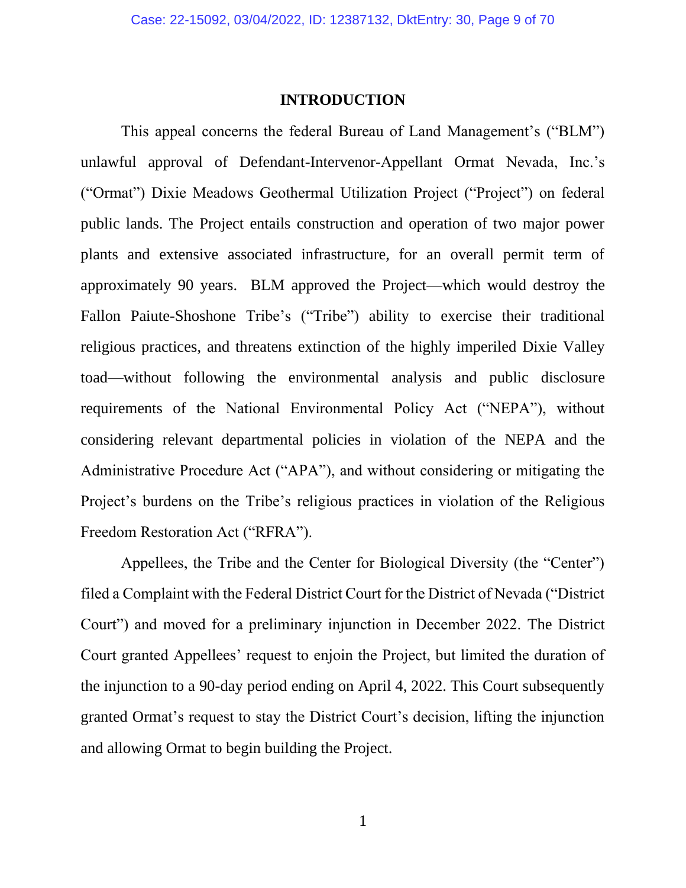## INTRODUCTION

This appeal concerns the federal Bureau of Land Management's ("BLM") unlawful approval of Defendant-Intervenor-Appellant Ormat Nevada, Inc.'s ("Ormat") Dixie Meadows Geothermal Utilization Project ("Project") on federal public lands. The Project entails construction and operation of two major power plants and extensive associated infrastructure, for an overall permit term of approximately 90 years. BLM approved the Project—which would destroy the Fallon Paiute-Shoshone Tribe's ("Tribe") ability to exercise their traditional religious practices, and threatens extinction of the highly imperiled Dixie Valley toad—without following the environmental analysis and public disclosure requirements of the National Environmental Policy Act ("NEPA"), without considering relevant departmental policies in violation of the NEPA and the Administrative Procedure Act ("APA"), and without considering or mitigating the Project's burdens on the Tribe's religious practices in violation of the Religious Freedom Restoration Act ("RFRA").

Appellees, the Tribe and the Center for Biological Diversity (the "Center") filed a Complaint with the Federal District Court for the District of Nevada ("District Court") and moved for a preliminary injunction in December 2022. The District Court granted Appellees' request to enjoin the Project, but limited the duration of the injunction to a 90-day period ending on April 4, 2022. This Court subsequently granted Ormat's request to stay the District Court's decision, lifting the injunction and allowing Ormat to begin building the Project.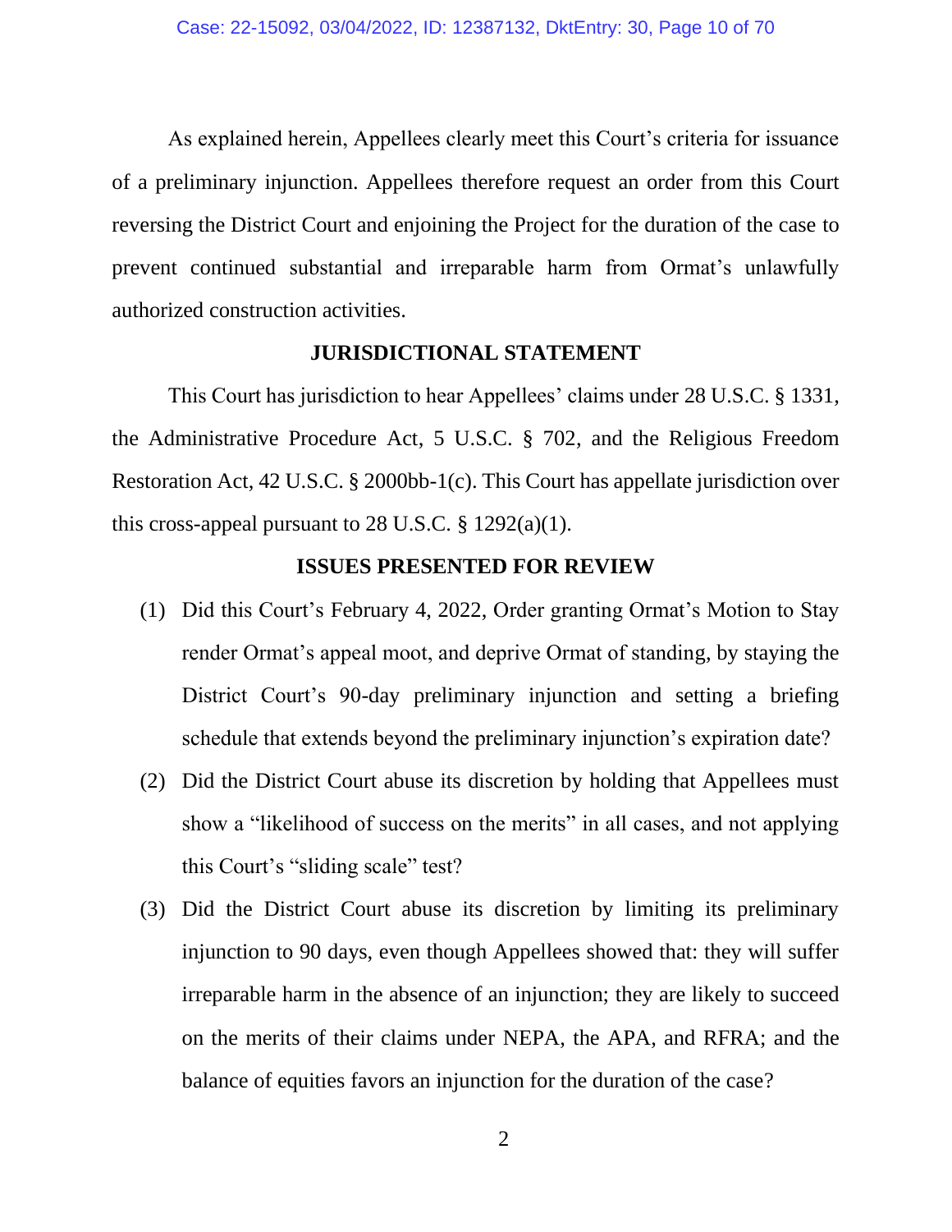As explained herein, Appellees clearly meet this Court's criteria for issuance of a preliminary injunction. Appellees therefore request an order from this Court reversing the District Court and enjoining the Project for the duration of the case to prevent continued substantial and irreparable harm from Ormat's unlawfully authorized construction activities.

## JURISDICTIONAL STATEMENT

This Court has jurisdiction to hear Appellees' claims under 28 U.S.C. § 1331, the Administrative Procedure Act, 5 U.S.C. § 702, and the Religious Freedom Restoration Act, 42 U.S.C. § 2000bb-1(c). This Court has appellate jurisdiction over this cross-appeal pursuant to 28 U.S.C. § 1292(a)(1).

## ISSUES PRESENTED FOR REVIEW

(1) Did this Court's February 4, 2022, Order granting Ormat's Motion to Stay render Ormat's appeal moot, and deprive Ormat of standing, by staying the District Court's 90-day preliminary injunction and setting a briefing schedule that extends beyond the preliminary injunction's expiration date?

(2) Did the District Court abuse its discretion by holding that Appellees must show a "likelihood of success on the merits" in all cases, and not applying this Court's "sliding scale" test?

(3) Did the District Court abuse its discretion by limiting its preliminary injunction to 90 days, even though Appellees showed that: they will suffer irreparable harm in the absence of an injunction; they are likely to succeed on the merits of their claims under NEPA, the APA, and RFRA; and the balance of equities favors an injunction for the duration of the case?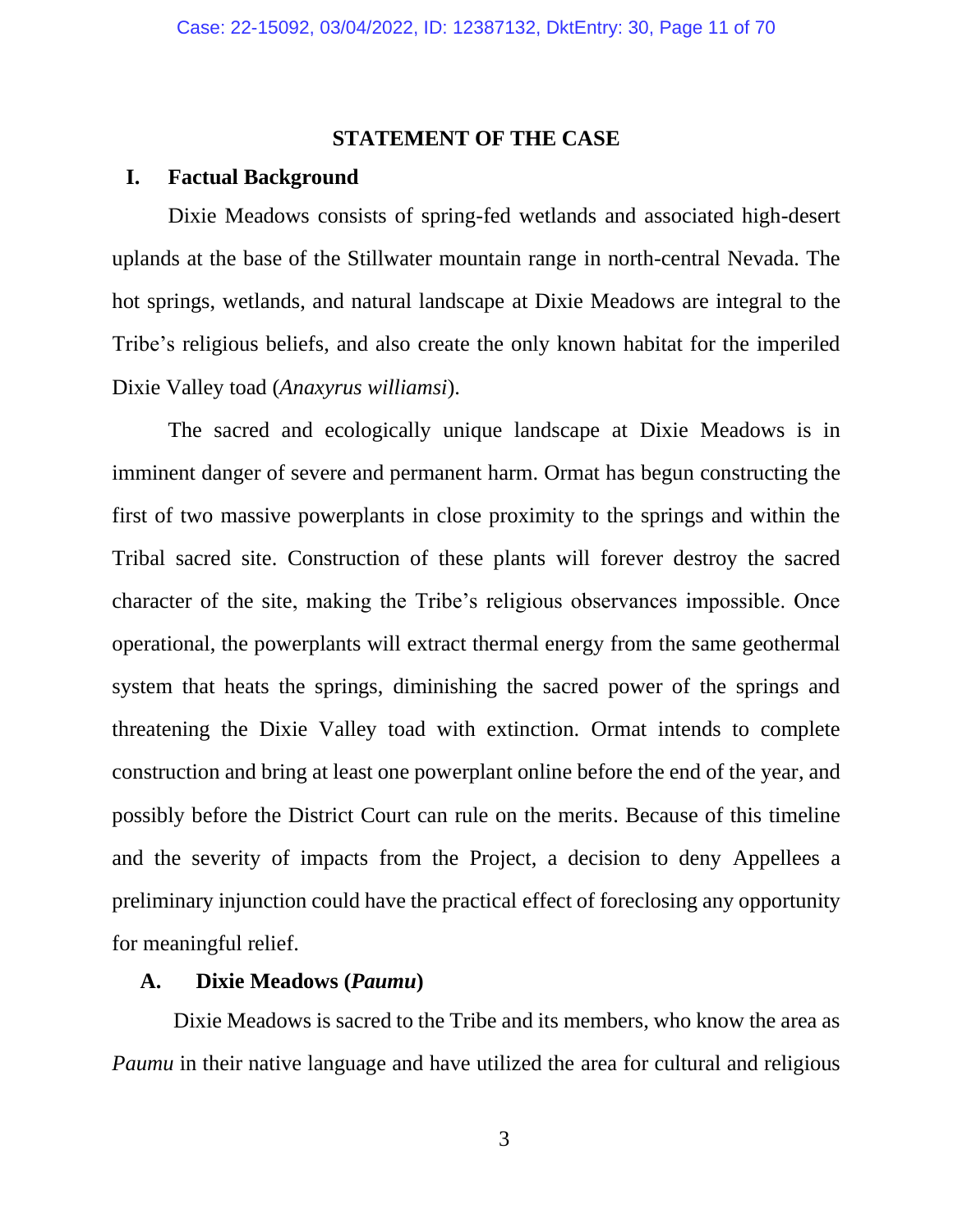## STATEMENT OF THE CASE

### I. Factual Background

Dixie Meadows consists of spring-fed wetlands and associated high-desert uplands at the base of the Stillwater mountain range in north-central Nevada. The hot springs, wetlands, and natural landscape at Dixie Meadows are integral to the Tribe's religious beliefs, and also create the only known habitat for the imperiled Dixie Valley toad (*Anaxyrus williamsi*).

The sacred and ecologically unique landscape at Dixie Meadows is in imminent danger of severe and permanent harm. Ormat has begun constructing the first of two massive powerplants in close proximity to the springs and within the Tribal sacred site. Construction of these plants will forever destroy the sacred character of the site, making the Tribe's religious observances impossible. Once operational, the powerplants will extract thermal energy from the same geothermal system that heats the springs, diminishing the sacred power of the springs and threatening the Dixie Valley toad with extinction. Ormat intends to complete construction and bring at least one powerplant online before the end of the year, and possibly before the District Court can rule on the merits. Because of this timeline and the severity of impacts from the Project, a decision to deny Appellees a preliminary injunction could have the practical effect of foreclosing any opportunity for meaningful relief.

#### A. Dixie Meadows (*Paumu*)

Dixie Meadows is sacred to the Tribe and its members, who know the area as *Paumu* in their native language and have utilized the area for cultural and religious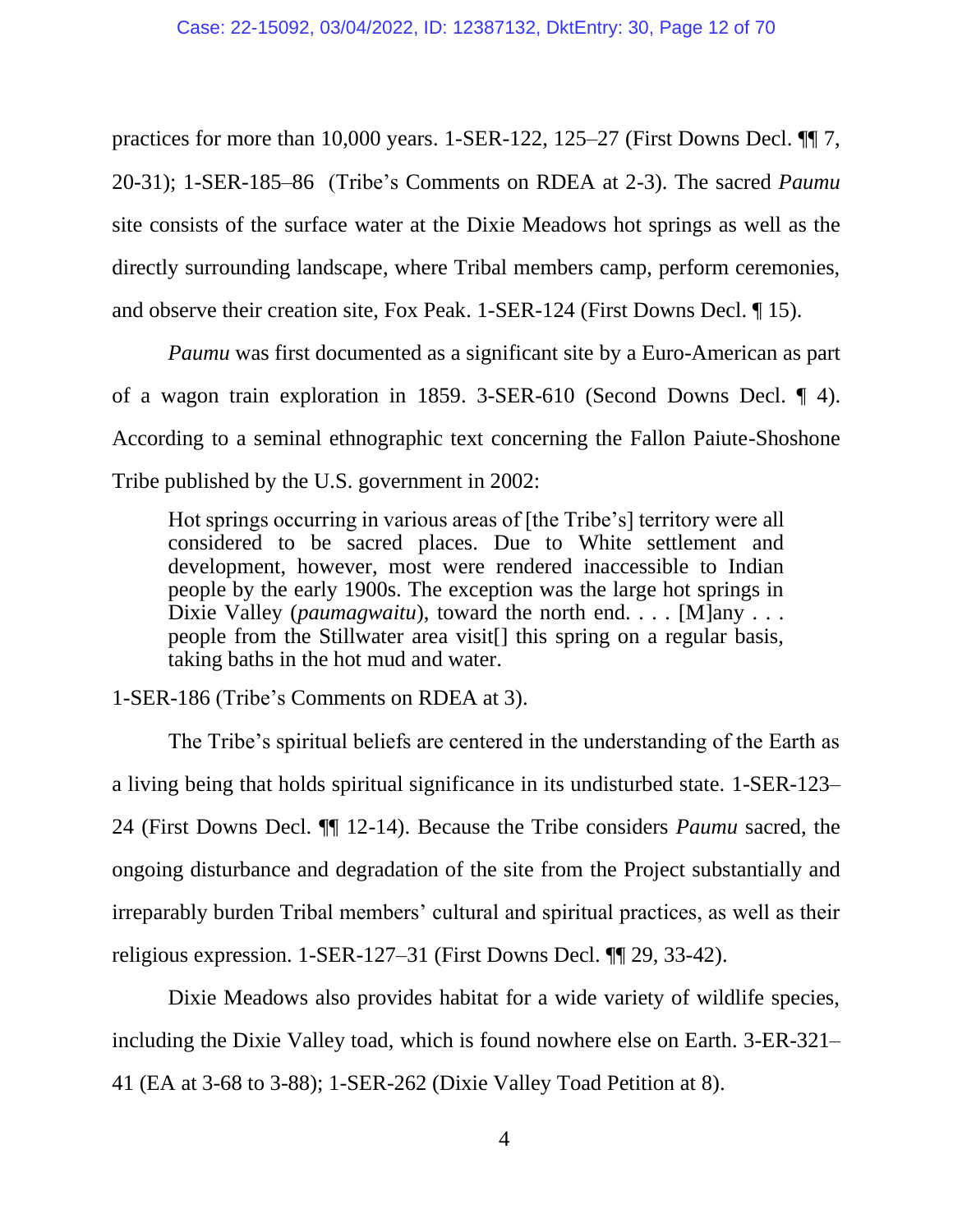practices for more than 10,000 years. 1-SER-122, 125–27 (First Downs Decl. ¶¶ 7, 20-31); 1-SER-185–86 (Tribe's Comments on RDEA at 2-3). The sacred *Paumu* site consists of the surface water at the Dixie Meadows hot springs as well as the directly surrounding landscape, where Tribal members camp, perform ceremonies, and observe their creation site, Fox Peak. 1-SER-124 (First Downs Decl. ¶ 15).

*Paumu* was first documented as a significant site by a Euro-American as part of a wagon train exploration in 1859. 3-SER-610 (Second Downs Decl. ¶ 4). According to a seminal ethnographic text concerning the Fallon Paiute-Shoshone Tribe published by the U.S. government in 2002:

> Hot springs occurring in various areas of [the Tribe's] territory were all considered to be sacred places. Due to White settlement and development, however, most were rendered inaccessible to Indian people by the early 1900s. The exception was the large hot springs in Dixie Valley (*paumagwaitu*), toward the north end. . . . [M]any . . . people from the Stillwater area visit[] this spring on a regular basis, taking baths in the hot mud and water.

1-SER-186 (Tribe's Comments on RDEA at 3).

The Tribe's spiritual beliefs are centered in the understanding of the Earth as a living being that holds spiritual significance in its undisturbed state. 1-SER-123–24 (First Downs Decl. ¶¶ 12-14). Because the Tribe considers *Paumu* sacred, the ongoing disturbance and degradation of the site from the Project substantially and irreparably burden Tribal members' cultural and spiritual practices, as well as their religious expression. 1-SER-127–31 (First Downs Decl. ¶¶ 29, 33-42).

Dixie Meadows also provides habitat for a wide variety of wildlife species, including the Dixie Valley toad, which is found nowhere else on Earth. 3-ER-321–41 (EA at 3-68 to 3-88); 1-SER-262 (Dixie Valley Toad Petition at 8).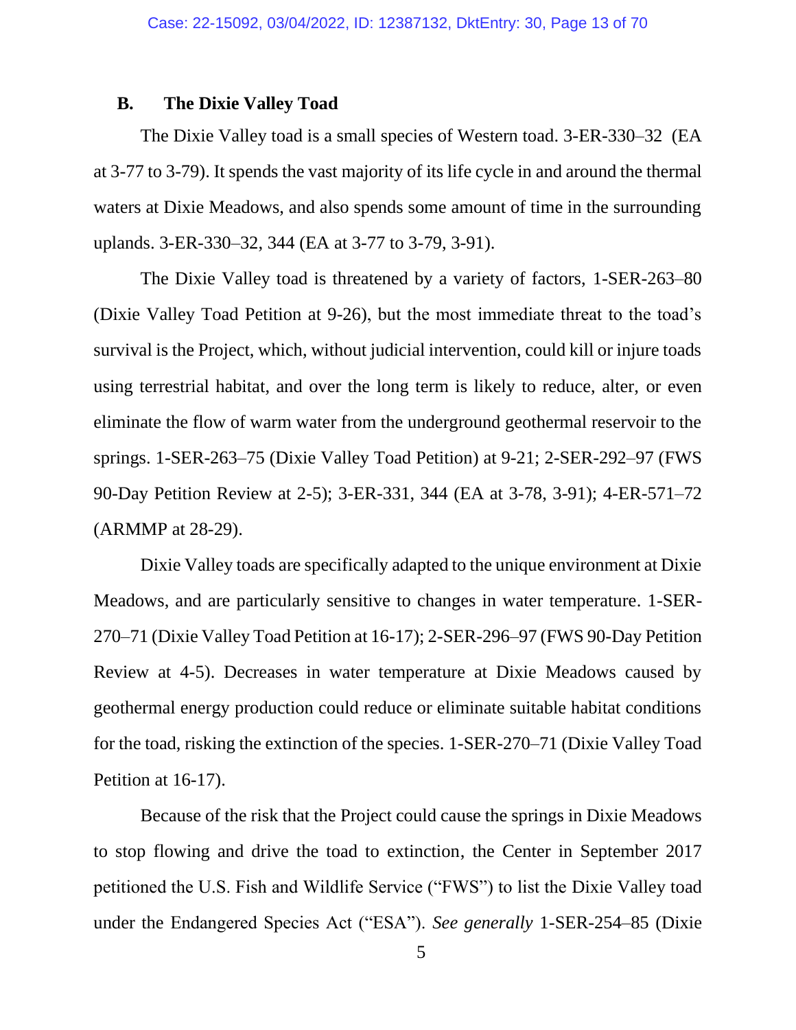### B. The Dixie Valley Toad

The Dixie Valley toad is a small species of Western toad. 3-ER-330–32 (EA at 3-77 to 3-79). It spends the vast majority of its life cycle in and around the thermal waters at Dixie Meadows, and also spends some amount of time in the surrounding uplands. 3-ER-330–32, 344 (EA at 3-77 to 3-79, 3-91).

The Dixie Valley toad is threatened by a variety of factors, 1-SER-263–80 (Dixie Valley Toad Petition at 9-26), but the most immediate threat to the toad's survival is the Project, which, without judicial intervention, could kill or injure toads using terrestrial habitat, and over the long term is likely to reduce, alter, or even eliminate the flow of warm water from the underground geothermal reservoir to the springs. 1-SER-263–75 (Dixie Valley Toad Petition) at 9-21; 2-SER-292–97 (FWS 90-Day Petition Review at 2-5); 3-ER-331, 344 (EA at 3-78, 3-91); 4-ER-571–72 (ARMMP at 28-29).

Dixie Valley toads are specifically adapted to the unique environment at Dixie Meadows, and are particularly sensitive to changes in water temperature. 1-SER-270–71 (Dixie Valley Toad Petition at 16-17); 2-SER-296–97 (FWS 90-Day Petition Review at 4-5). Decreases in water temperature at Dixie Meadows caused by geothermal energy production could reduce or eliminate suitable habitat conditions for the toad, risking the extinction of the species. 1-SER-270–71 (Dixie Valley Toad Petition at 16-17).

Because of the risk that the Project could cause the springs in Dixie Meadows to stop flowing and drive the toad to extinction, the Center in September 2017 petitioned the U.S. Fish and Wildlife Service ("FWS") to list the Dixie Valley toad under the Endangered Species Act ("ESA"). *See generally* 1-SER-254–85 (Dixie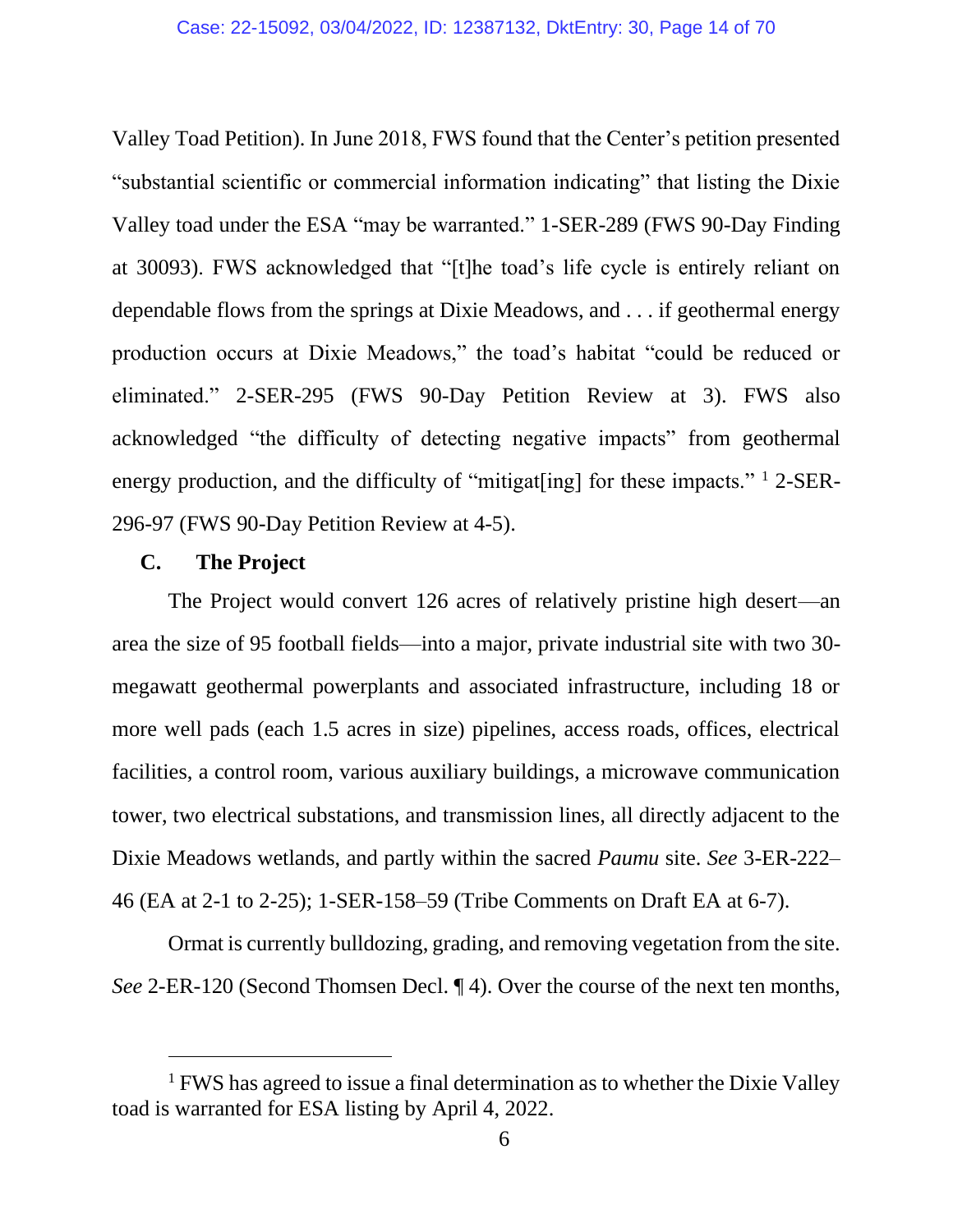Valley Toad Petition). In June 2018, FWS found that the Center's petition presented "substantial scientific or commercial information indicating" that listing the Dixie Valley toad under the ESA "may be warranted." 1-SER-289 (FWS 90-Day Finding at 30093). FWS acknowledged that "[t]he toad's life cycle is entirely reliant on dependable flows from the springs at Dixie Meadows, and . . . if geothermal energy production occurs at Dixie Meadows," the toad's habitat "could be reduced or eliminated." 2-SER-295 (FWS 90-Day Petition Review at 3). FWS also acknowledged "the difficulty of detecting negative impacts" from geothermal energy production, and the difficulty of "mitigat[ing] for these impacts." [1] 2-SER-296-97 (FWS 90-Day Petition Review at 4-5).

### C. The Project

The Project would convert 126 acres of relatively pristine high desert—an area the size of 95 football fields—into a major, private industrial site with two 30-megawatt geothermal powerplants and associated infrastructure, including 18 or more well pads (each 1.5 acres in size) pipelines, access roads, offices, electrical facilities, a control room, various auxiliary buildings, a microwave communication tower, two electrical substations, and transmission lines, all directly adjacent to the Dixie Meadows wetlands, and partly within the sacred *Paumu* site. *See* 3-ER-222–46 (EA at 2-1 to 2-25); 1-SER-158–59 (Tribe Comments on Draft EA at 6-7).

Ormat is currently bulldozing, grading, and removing vegetation from the site. *See* 2-ER-120 (Second Thomsen Decl. ¶ 4). Over the course of the next ten months,

[1] FWS has agreed to issue a final determination as to whether the Dixie Valley toad is warranted for ESA listing by April 4, 2022.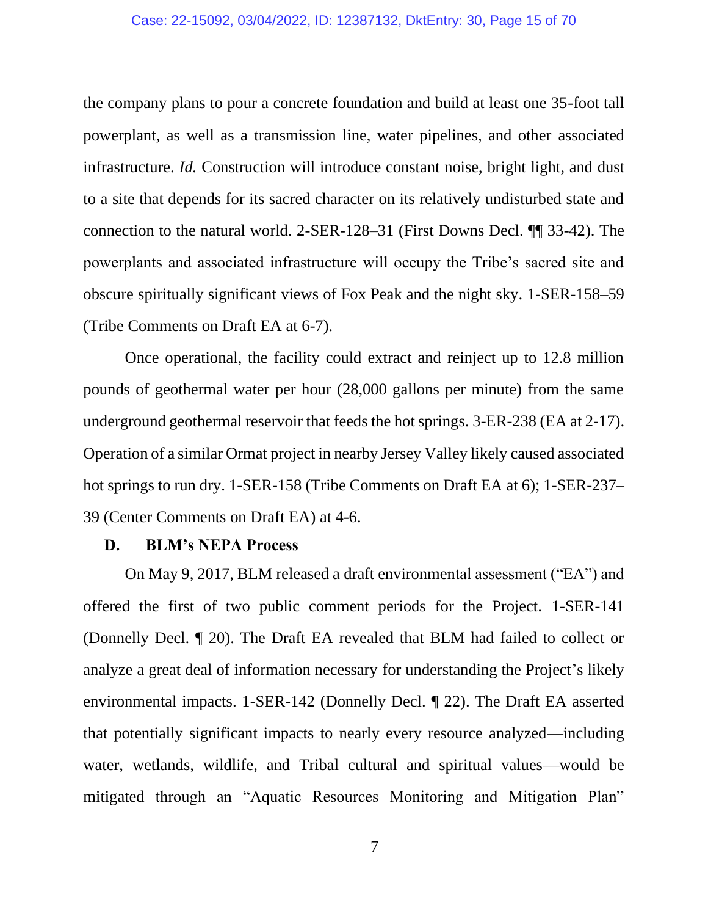the company plans to pour a concrete foundation and build at least one 35-foot tall powerplant, as well as a transmission line, water pipelines, and other associated infrastructure. *Id.* Construction will introduce constant noise, bright light, and dust to a site that depends for its sacred character on its relatively undisturbed state and connection to the natural world. 2-SER-128–31 (First Downs Decl. ¶¶ 33-42). The powerplants and associated infrastructure will occupy the Tribe's sacred site and obscure spiritually significant views of Fox Peak and the night sky. 1-SER-158–59 (Tribe Comments on Draft EA at 6-7).

Once operational, the facility could extract and reinject up to 12.8 million pounds of geothermal water per hour (28,000 gallons per minute) from the same underground geothermal reservoir that feeds the hot springs. 3-ER-238 (EA at 2-17). Operation of a similar Ormat project in nearby Jersey Valley likely caused associated hot springs to run dry. 1-SER-158 (Tribe Comments on Draft EA at 6); 1-SER-237–39 (Center Comments on Draft EA) at 4-6.

### D. BLM's NEPA Process

On May 9, 2017, BLM released a draft environmental assessment ("EA") and offered the first of two public comment periods for the Project. 1-SER-141 (Donnelly Decl. ¶ 20). The Draft EA revealed that BLM had failed to collect or analyze a great deal of information necessary for understanding the Project's likely environmental impacts. 1-SER-142 (Donnelly Decl. ¶ 22). The Draft EA asserted that potentially significant impacts to nearly every resource analyzed—including water, wetlands, wildlife, and Tribal cultural and spiritual values—would be mitigated through an "Aquatic Resources Monitoring and Mitigation Plan"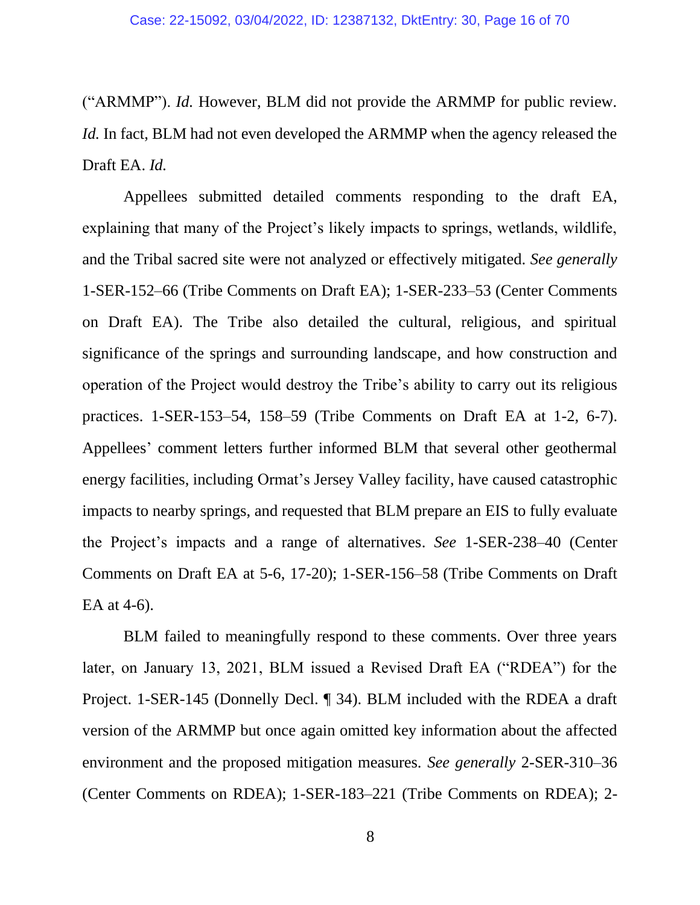("ARMMP"). *Id.* However, BLM did not provide the ARMMP for public review. *Id.* In fact, BLM had not even developed the ARMMP when the agency released the Draft EA. *Id.*

Appellees submitted detailed comments responding to the draft EA, explaining that many of the Project's likely impacts to springs, wetlands, wildlife, and the Tribal sacred site were not analyzed or effectively mitigated. *See generally* 1-SER-152–66 (Tribe Comments on Draft EA); 1-SER-233–53 (Center Comments on Draft EA). The Tribe also detailed the cultural, religious, and spiritual significance of the springs and surrounding landscape, and how construction and operation of the Project would destroy the Tribe's ability to carry out its religious practices. 1-SER-153–54, 158–59 (Tribe Comments on Draft EA at 1-2, 6-7). Appellees' comment letters further informed BLM that several other geothermal energy facilities, including Ormat's Jersey Valley facility, have caused catastrophic impacts to nearby springs, and requested that BLM prepare an EIS to fully evaluate the Project's impacts and a range of alternatives. *See* 1-SER-238–40 (Center Comments on Draft EA at 5-6, 17-20); 1-SER-156–58 (Tribe Comments on Draft EA at 4-6).

BLM failed to meaningfully respond to these comments. Over three years later, on January 13, 2021, BLM issued a Revised Draft EA ("RDEA") for the Project. 1-SER-145 (Donnelly Decl. ¶ 34). BLM included with the RDEA a draft version of the ARMMP but once again omitted key information about the affected environment and the proposed mitigation measures. *See generally* 2-SER-310–36 (Center Comments on RDEA); 1-SER-183–221 (Tribe Comments on RDEA); 2-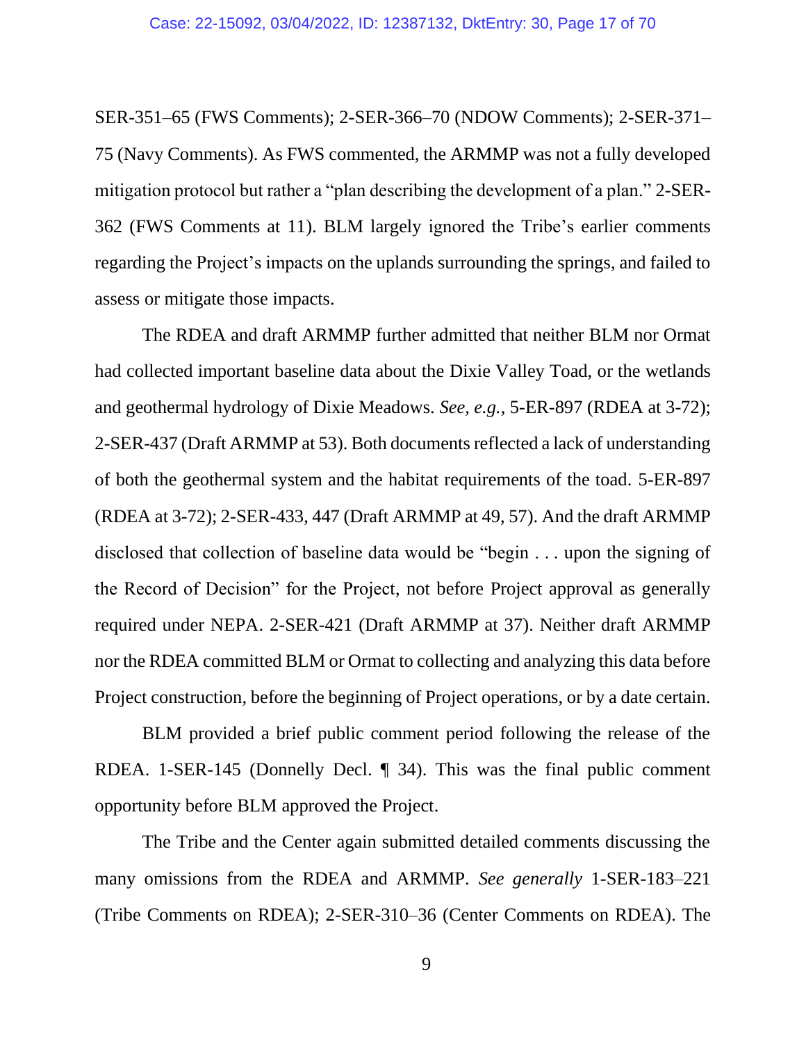SER-351–65 (FWS Comments); 2-SER-366–70 (NDOW Comments); 2-SER-371–75 (Navy Comments). As FWS commented, the ARMMP was not a fully developed mitigation protocol but rather a "plan describing the development of a plan." 2-SER-362 (FWS Comments at 11). BLM largely ignored the Tribe's earlier comments regarding the Project's impacts on the uplands surrounding the springs, and failed to assess or mitigate those impacts.

The RDEA and draft ARMMP further admitted that neither BLM nor Ormat had collected important baseline data about the Dixie Valley Toad, or the wetlands and geothermal hydrology of Dixie Meadows. *See, e.g.*, 5-ER-897 (RDEA at 3-72); 2-SER-437 (Draft ARMMP at 53). Both documents reflected a lack of understanding of both the geothermal system and the habitat requirements of the toad. 5-ER-897 (RDEA at 3-72); 2-SER-433, 447 (Draft ARMMP at 49, 57). And the draft ARMMP disclosed that collection of baseline data would be "begin . . . upon the signing of the Record of Decision" for the Project, not before Project approval as generally required under NEPA. 2-SER-421 (Draft ARMMP at 37). Neither draft ARMMP nor the RDEA committed BLM or Ormat to collecting and analyzing this data before Project construction, before the beginning of Project operations, or by a date certain.

BLM provided a brief public comment period following the release of the RDEA. 1-SER-145 (Donnelly Decl. ¶ 34). This was the final public comment opportunity before BLM approved the Project.

The Tribe and the Center again submitted detailed comments discussing the many omissions from the RDEA and ARMMP. *See generally* 1-SER-183–221 (Tribe Comments on RDEA); 2-SER-310–36 (Center Comments on RDEA). The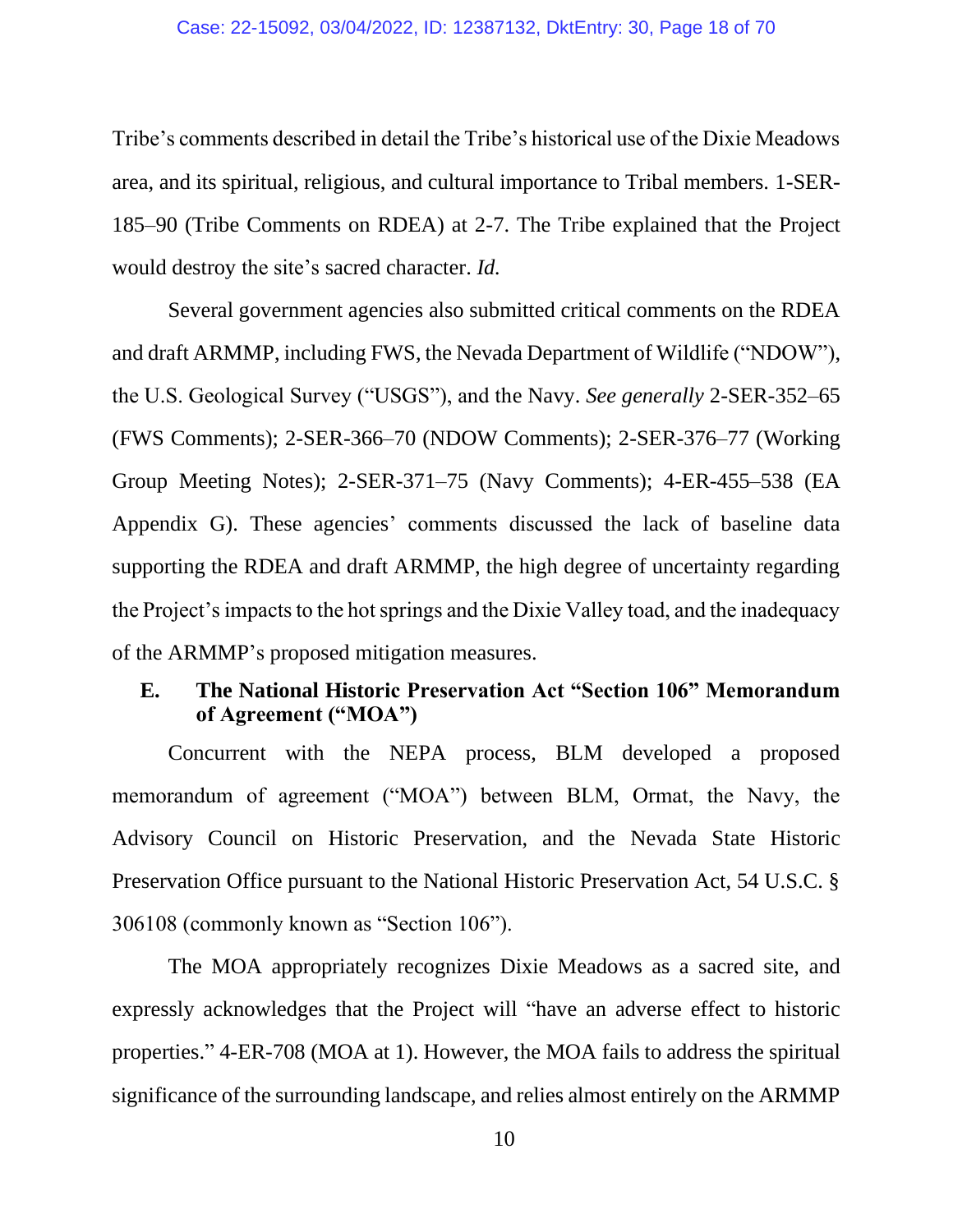Tribe's comments described in detail the Tribe's historical use of the Dixie Meadows area, and its spiritual, religious, and cultural importance to Tribal members. 1-SER-185–90 (Tribe Comments on RDEA) at 2-7. The Tribe explained that the Project would destroy the site's sacred character. *Id.*

Several government agencies also submitted critical comments on the RDEA and draft ARMMP, including FWS, the Nevada Department of Wildlife ("NDOW"), the U.S. Geological Survey ("USGS"), and the Navy. *See generally* 2-SER-352–65 (FWS Comments); 2-SER-366–70 (NDOW Comments); 2-SER-376–77 (Working Group Meeting Notes); 2-SER-371–75 (Navy Comments); 4-ER-455–538 (EA Appendix G). These agencies' comments discussed the lack of baseline data supporting the RDEA and draft ARMMP, the high degree of uncertainty regarding the Project's impacts to the hot springs and the Dixie Valley toad, and the inadequacy of the ARMMP's proposed mitigation measures.

### E. The National Historic Preservation Act "Section 106" Memorandum of Agreement ("MOA")

Concurrent with the NEPA process, BLM developed a proposed memorandum of agreement ("MOA") between BLM, Ormat, the Navy, the Advisory Council on Historic Preservation, and the Nevada State Historic Preservation Office pursuant to the National Historic Preservation Act, 54 U.S.C. § 306108 (commonly known as "Section 106").

The MOA appropriately recognizes Dixie Meadows as a sacred site, and expressly acknowledges that the Project will "have an adverse effect to historic properties." 4-ER-708 (MOA at 1). However, the MOA fails to address the spiritual significance of the surrounding landscape, and relies almost entirely on the ARMMP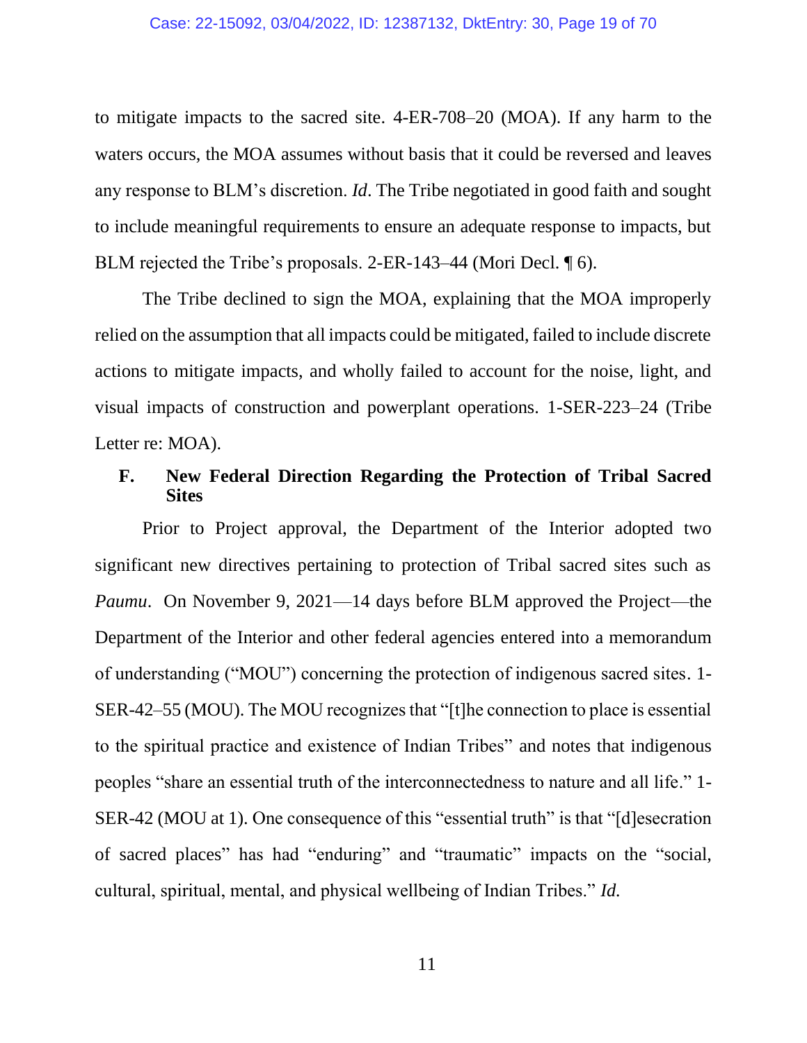to mitigate impacts to the sacred site. 4-ER-708–20 (MOA). If any harm to the waters occurs, the MOA assumes without basis that it could be reversed and leaves any response to BLM's discretion. *Id*. The Tribe negotiated in good faith and sought to include meaningful requirements to ensure an adequate response to impacts, but BLM rejected the Tribe's proposals. 2-ER-143–44 (Mori Decl. ¶ 6).

The Tribe declined to sign the MOA, explaining that the MOA improperly relied on the assumption that all impacts could be mitigated, failed to include discrete actions to mitigate impacts, and wholly failed to account for the noise, light, and visual impacts of construction and powerplant operations. 1-SER-223–24 (Tribe Letter re: MOA).

### F. New Federal Direction Regarding the Protection of Tribal Sacred Sites

Prior to Project approval, the Department of the Interior adopted two significant new directives pertaining to protection of Tribal sacred sites such as *Paumu*. On November 9, 2021—14 days before BLM approved the Project—the Department of the Interior and other federal agencies entered into a memorandum of understanding ("MOU") concerning the protection of indigenous sacred sites. 1-SER-42–55 (MOU). The MOU recognizes that "[t]he connection to place is essential to the spiritual practice and existence of Indian Tribes" and notes that indigenous peoples "share an essential truth of the interconnectedness to nature and all life." 1-SER-42 (MOU at 1). One consequence of this "essential truth" is that "[d]esecration of sacred places" has had "enduring" and "traumatic" impacts on the "social, cultural, spiritual, mental, and physical wellbeing of Indian Tribes." *Id.*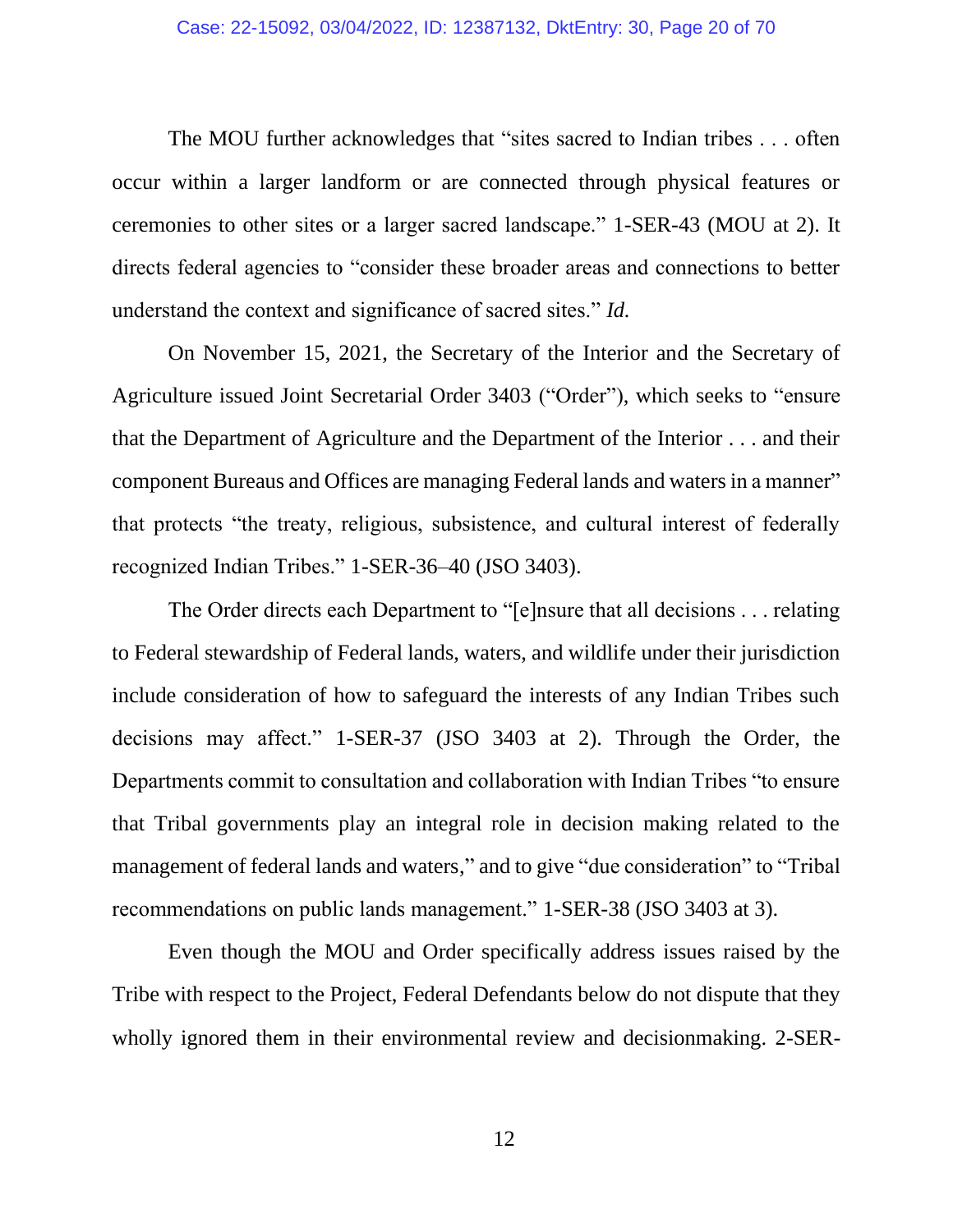The MOU further acknowledges that "sites sacred to Indian tribes . . . often occur within a larger landform or are connected through physical features or ceremonies to other sites or a larger sacred landscape." 1-SER-43 (MOU at 2). It directs federal agencies to "consider these broader areas and connections to better understand the context and significance of sacred sites." *Id.*

On November 15, 2021, the Secretary of the Interior and the Secretary of Agriculture issued Joint Secretarial Order 3403 ("Order"), which seeks to "ensure that the Department of Agriculture and the Department of the Interior . . . and their component Bureaus and Offices are managing Federal lands and waters in a manner" that protects "the treaty, religious, subsistence, and cultural interest of federally recognized Indian Tribes." 1-SER-36–40 (JSO 3403).

The Order directs each Department to "[e]nsure that all decisions . . . relating to Federal stewardship of Federal lands, waters, and wildlife under their jurisdiction include consideration of how to safeguard the interests of any Indian Tribes such decisions may affect." 1-SER-37 (JSO 3403 at 2). Through the Order, the Departments commit to consultation and collaboration with Indian Tribes "to ensure that Tribal governments play an integral role in decision making related to the management of federal lands and waters," and to give "due consideration" to "Tribal recommendations on public lands management." 1-SER-38 (JSO 3403 at 3).

Even though the MOU and Order specifically address issues raised by the Tribe with respect to the Project, Federal Defendants below do not dispute that they wholly ignored them in their environmental review and decisionmaking. 2-SER-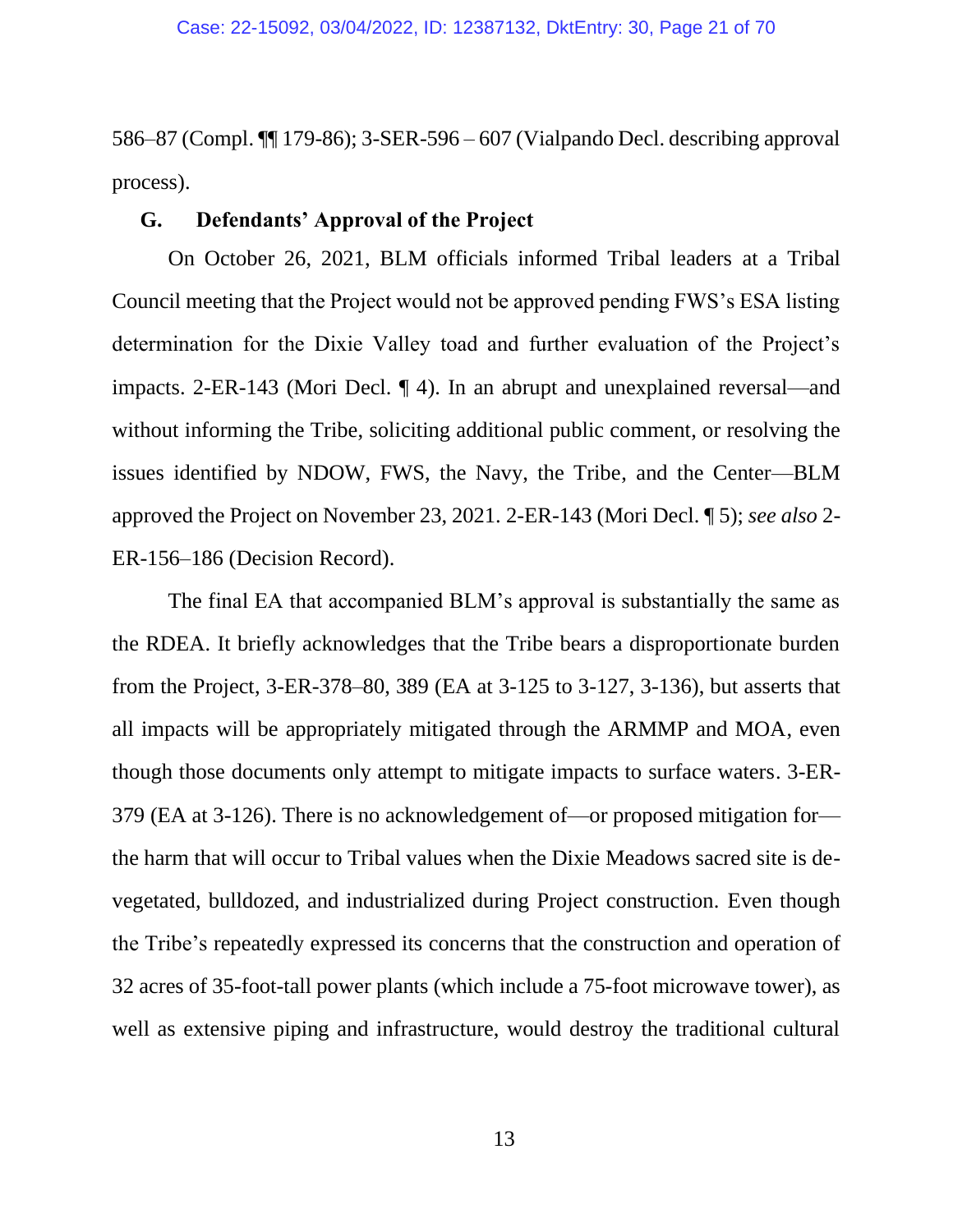586–87 (Compl. ¶¶ 179-86); 3-SER-596 – 607 (Vialpando Decl. describing approval process).

### G. Defendants' Approval of the Project

On October 26, 2021, BLM officials informed Tribal leaders at a Tribal Council meeting that the Project would not be approved pending FWS's ESA listing determination for the Dixie Valley toad and further evaluation of the Project's impacts. 2-ER-143 (Mori Decl. ¶ 4). In an abrupt and unexplained reversal—and without informing the Tribe, soliciting additional public comment, or resolving the issues identified by NDOW, FWS, the Navy, the Tribe, and the Center—BLM approved the Project on November 23, 2021. 2-ER-143 (Mori Decl. ¶ 5); *see also* 2-ER-156–186 (Decision Record).

The final EA that accompanied BLM's approval is substantially the same as the RDEA. It briefly acknowledges that the Tribe bears a disproportionate burden from the Project, 3-ER-378–80, 389 (EA at 3-125 to 3-127, 3-136), but asserts that all impacts will be appropriately mitigated through the ARMMP and MOA, even though those documents only attempt to mitigate impacts to surface waters. 3-ER-379 (EA at 3-126). There is no acknowledgement of—or proposed mitigation for—the harm that will occur to Tribal values when the Dixie Meadows sacred site is de-vegetated, bulldozed, and industrialized during Project construction. Even though the Tribe's repeatedly expressed its concerns that the construction and operation of 32 acres of 35-foot-tall power plants (which include a 75-foot microwave tower), as well as extensive piping and infrastructure, would destroy the traditional cultural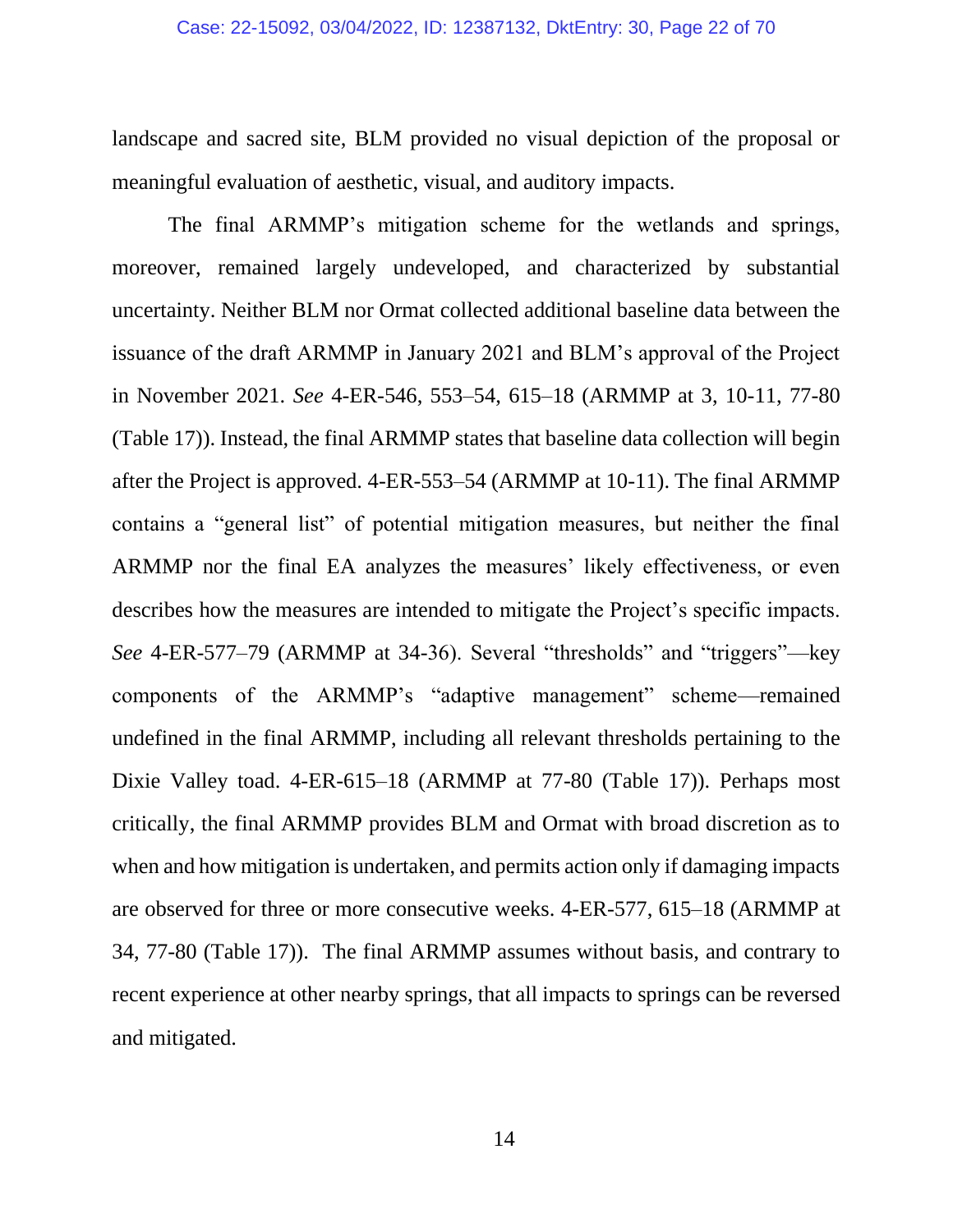landscape and sacred site, BLM provided no visual depiction of the proposal or meaningful evaluation of aesthetic, visual, and auditory impacts.

The final ARMMP's mitigation scheme for the wetlands and springs, moreover, remained largely undeveloped, and characterized by substantial uncertainty. Neither BLM nor Ormat collected additional baseline data between the issuance of the draft ARMMP in January 2021 and BLM's approval of the Project in November 2021. *See* 4-ER-546, 553–54, 615–18 (ARMMP at 3, 10-11, 77-80 (Table 17)). Instead, the final ARMMP states that baseline data collection will begin after the Project is approved. 4-ER-553–54 (ARMMP at 10-11). The final ARMMP contains a "general list" of potential mitigation measures, but neither the final ARMMP nor the final EA analyzes the measures' likely effectiveness, or even describes how the measures are intended to mitigate the Project's specific impacts. *See* 4-ER-577–79 (ARMMP at 34-36). Several "thresholds" and "triggers"—key components of the ARMMP's "adaptive management" scheme—remained undefined in the final ARMMP, including all relevant thresholds pertaining to the Dixie Valley toad. 4-ER-615–18 (ARMMP at 77-80 (Table 17)). Perhaps most critically, the final ARMMP provides BLM and Ormat with broad discretion as to when and how mitigation is undertaken, and permits action only if damaging impacts are observed for three or more consecutive weeks. 4-ER-577, 615–18 (ARMMP at 34, 77-80 (Table 17)). The final ARMMP assumes without basis, and contrary to recent experience at other nearby springs, that all impacts to springs can be reversed and mitigated.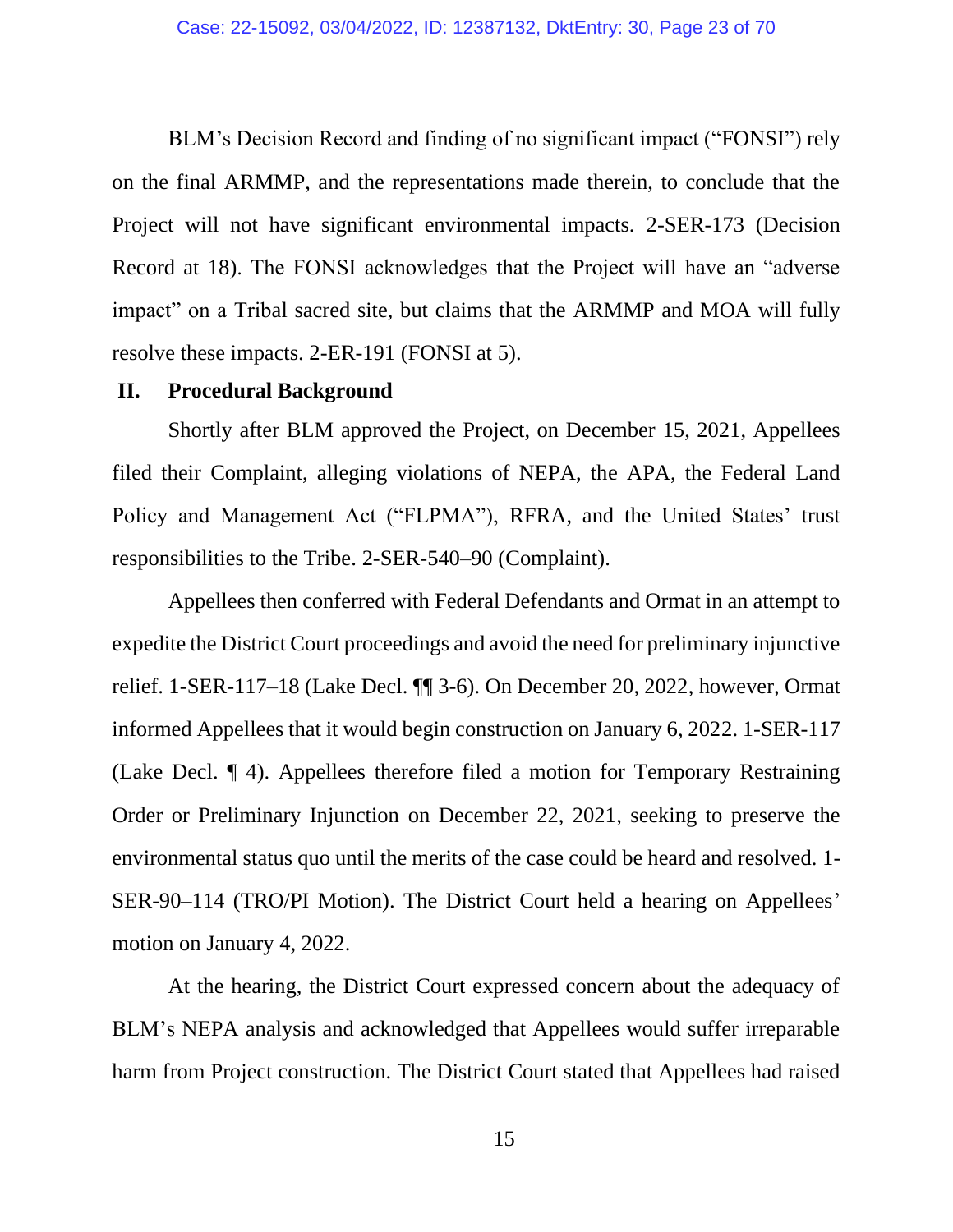BLM's Decision Record and finding of no significant impact ("FONSI") rely on the final ARMMP, and the representations made therein, to conclude that the Project will not have significant environmental impacts. 2-SER-173 (Decision Record at 18). The FONSI acknowledges that the Project will have an "adverse impact" on a Tribal sacred site, but claims that the ARMMP and MOA will fully resolve these impacts. 2-ER-191 (FONSI at 5).

## II. Procedural Background

Shortly after BLM approved the Project, on December 15, 2021, Appellees filed their Complaint, alleging violations of NEPA, the APA, the Federal Land Policy and Management Act ("FLPMA"), RFRA, and the United States' trust responsibilities to the Tribe. 2-SER-540–90 (Complaint).

Appellees then conferred with Federal Defendants and Ormat in an attempt to expedite the District Court proceedings and avoid the need for preliminary injunctive relief. 1-SER-117–18 (Lake Decl. ¶¶ 3-6). On December 20, 2022, however, Ormat informed Appellees that it would begin construction on January 6, 2022. 1-SER-117 (Lake Decl. ¶ 4). Appellees therefore filed a motion for Temporary Restraining Order or Preliminary Injunction on December 22, 2021, seeking to preserve the environmental status quo until the merits of the case could be heard and resolved. 1-SER-90–114 (TRO/PI Motion). The District Court held a hearing on Appellees' motion on January 4, 2022.

At the hearing, the District Court expressed concern about the adequacy of BLM's NEPA analysis and acknowledged that Appellees would suffer irreparable harm from Project construction. The District Court stated that Appellees had raised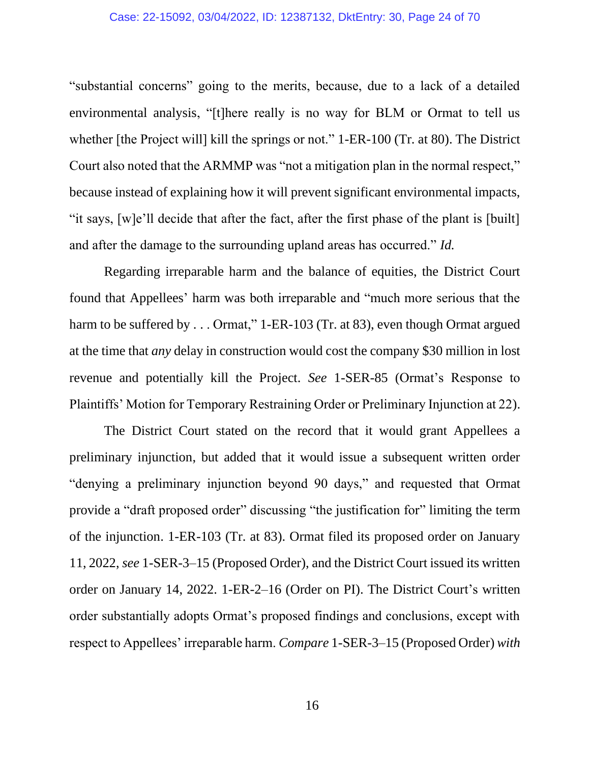"substantial concerns" going to the merits, because, due to a lack of a detailed environmental analysis, "[t]here really is no way for BLM or Ormat to tell us whether [the Project will] kill the springs or not." 1-ER-100 (Tr. at 80). The District Court also noted that the ARMMP was "not a mitigation plan in the normal respect," because instead of explaining how it will prevent significant environmental impacts, "it says, [w]e'll decide that after the fact, after the first phase of the plant is [built] and after the damage to the surrounding upland areas has occurred." *Id.*

Regarding irreparable harm and the balance of equities, the District Court found that Appellees' harm was both irreparable and "much more serious that the harm to be suffered by . . . Ormat," 1-ER-103 (Tr. at 83), even though Ormat argued at the time that *any* delay in construction would cost the company $30 million in lost revenue and potentially kill the Project. *See* 1-SER-85 (Ormat's Response to Plaintiffs' Motion for Temporary Restraining Order or Preliminary Injunction at 22).

The District Court stated on the record that it would grant Appellees a preliminary injunction, but added that it would issue a subsequent written order "denying a preliminary injunction beyond 90 days," and requested that Ormat provide a "draft proposed order" discussing "the justification for" limiting the term of the injunction. 1-ER-103 (Tr. at 83). Ormat filed its proposed order on January 11, 2022, *see* 1-SER-3–15 (Proposed Order), and the District Court issued its written order on January 14, 2022. 1-ER-2–16 (Order on PI). The District Court's written order substantially adopts Ormat's proposed findings and conclusions, except with respect to Appellees' irreparable harm. *Compare* 1-SER-3–15 (Proposed Order) *with*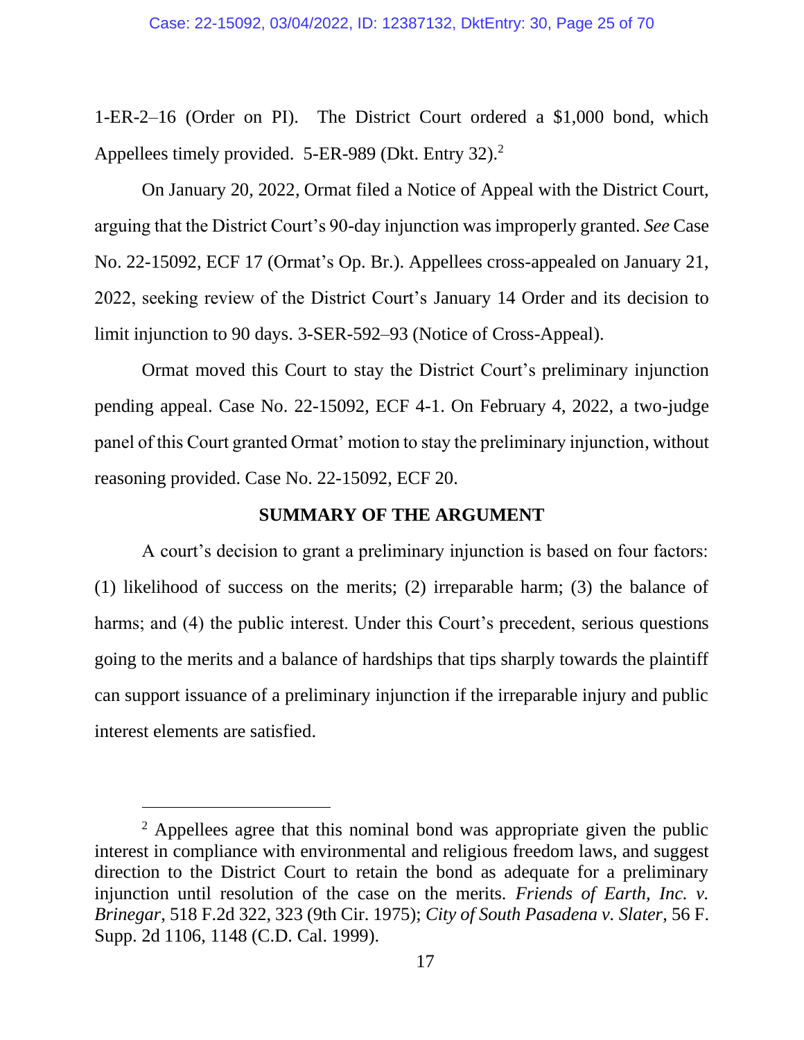1-ER-2–16 (Order on PI). The District Court ordered a $1,000 bond, which Appellees timely provided. 5-ER-989 (Dkt. Entry 32).[2]

On January 20, 2022, Ormat filed a Notice of Appeal with the District Court, arguing that the District Court's 90-day injunction was improperly granted. *See* Case No. 22-15092, ECF 17 (Ormat's Op. Br.). Appellees cross-appealed on January 21, 2022, seeking review of the District Court's January 14 Order and its decision to limit injunction to 90 days. 3-SER-592–93 (Notice of Cross-Appeal).

Ormat moved this Court to stay the District Court's preliminary injunction pending appeal. Case No. 22-15092, ECF 4-1. On February 4, 2022, a two-judge panel of this Court granted Ormat' motion to stay the preliminary injunction, without reasoning provided. Case No. 22-15092, ECF 20.

## SUMMARY OF THE ARGUMENT

A court's decision to grant a preliminary injunction is based on four factors: (1) likelihood of success on the merits; (2) irreparable harm; (3) the balance of harms; and (4) the public interest. Under this Court's precedent, serious questions going to the merits and a balance of hardships that tips sharply towards the plaintiff can support issuance of a preliminary injunction if the irreparable injury and public interest elements are satisfied.

---

[2] Appellees agree that this nominal bond was appropriate given the public interest in compliance with environmental and religious freedom laws, and suggest direction to the District Court to retain the bond as adequate for a preliminary injunction until resolution of the case on the merits. *Friends of Earth, Inc. v. Brinegar*, 518 F.2d 322, 323 (9th Cir. 1975); *City of South Pasadena v. Slater*, 56 F. Supp. 2d 1106, 1148 (C.D. Cal. 1999).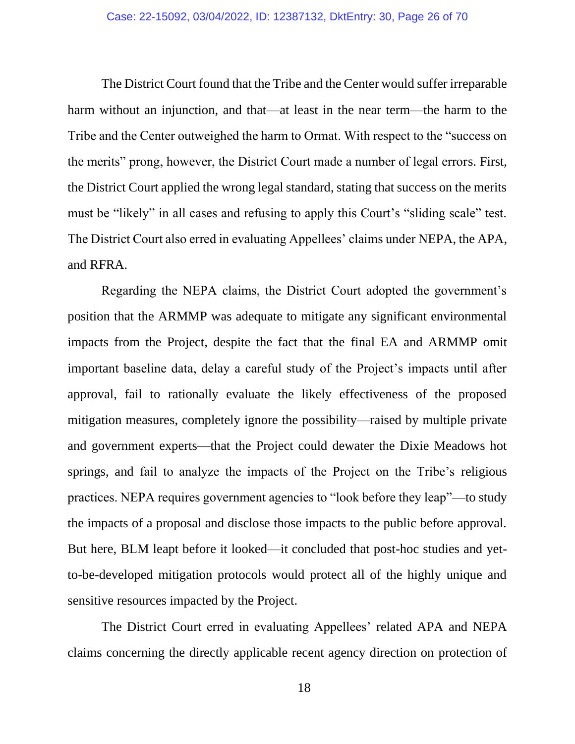The District Court found that the Tribe and the Center would suffer irreparable harm without an injunction, and that—at least in the near term—the harm to the Tribe and the Center outweighed the harm to Ormat. With respect to the "success on the merits" prong, however, the District Court made a number of legal errors. First, the District Court applied the wrong legal standard, stating that success on the merits must be "likely" in all cases and refusing to apply this Court's "sliding scale" test. The District Court also erred in evaluating Appellees' claims under NEPA, the APA, and RFRA.

Regarding the NEPA claims, the District Court adopted the government's position that the ARMMP was adequate to mitigate any significant environmental impacts from the Project, despite the fact that the final EA and ARMMP omit important baseline data, delay a careful study of the Project's impacts until after approval, fail to rationally evaluate the likely effectiveness of the proposed mitigation measures, completely ignore the possibility—raised by multiple private and government experts—that the Project could dewater the Dixie Meadows hot springs, and fail to analyze the impacts of the Project on the Tribe's religious practices. NEPA requires government agencies to "look before they leap"—to study the impacts of a proposal and disclose those impacts to the public before approval. But here, BLM leapt before it looked—it concluded that post-hoc studies and yet-to-be-developed mitigation protocols would protect all of the highly unique and sensitive resources impacted by the Project.

The District Court erred in evaluating Appellees' related APA and NEPA claims concerning the directly applicable recent agency direction on protection of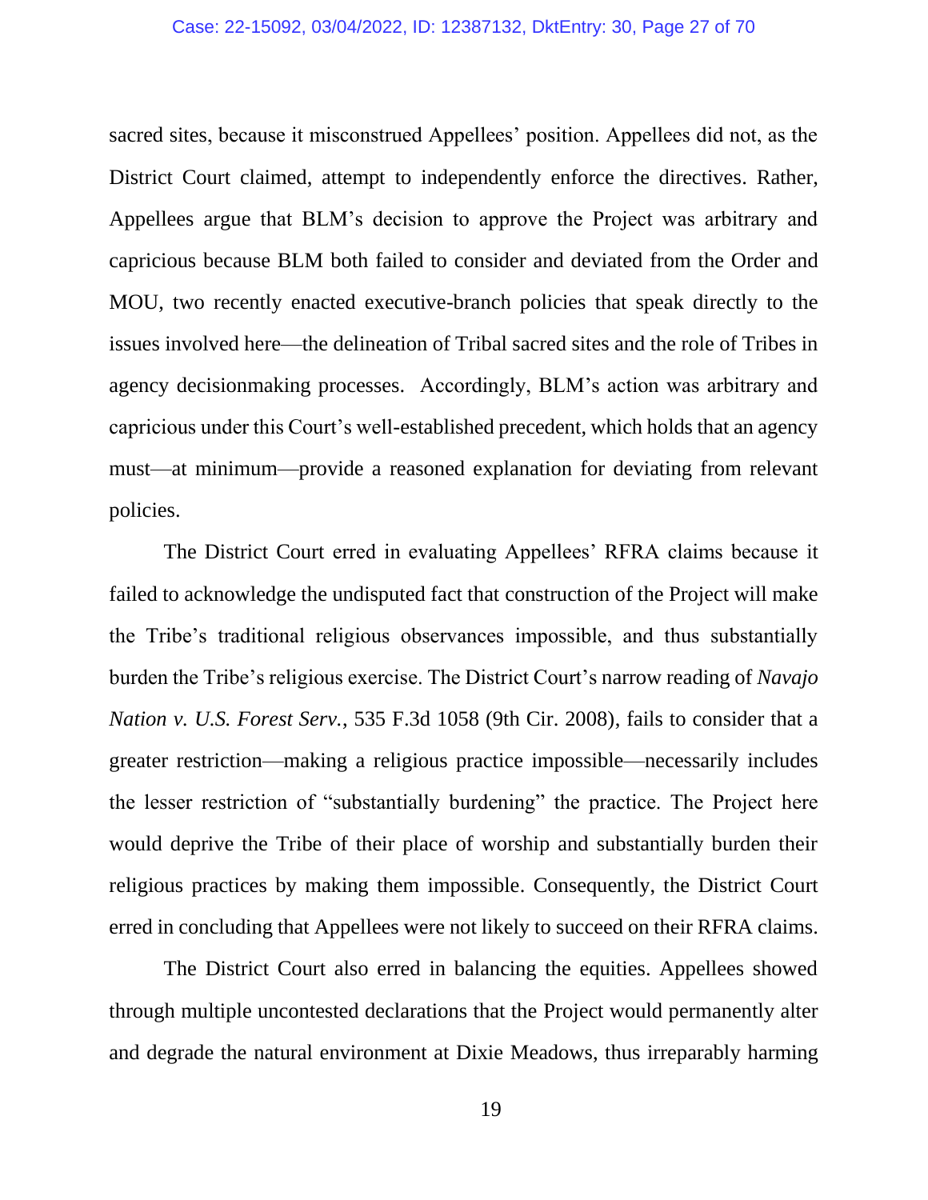sacred sites, because it misconstrued Appellees' position. Appellees did not, as the District Court claimed, attempt to independently enforce the directives. Rather, Appellees argue that BLM's decision to approve the Project was arbitrary and capricious because BLM both failed to consider and deviated from the Order and MOU, two recently enacted executive-branch policies that speak directly to the issues involved here—the delineation of Tribal sacred sites and the role of Tribes in agency decisionmaking processes. Accordingly, BLM's action was arbitrary and capricious under this Court's well-established precedent, which holds that an agency must—at minimum—provide a reasoned explanation for deviating from relevant policies.

The District Court erred in evaluating Appellees' RFRA claims because it failed to acknowledge the undisputed fact that construction of the Project will make the Tribe's traditional religious observances impossible, and thus substantially burden the Tribe's religious exercise. The District Court's narrow reading of *Navajo Nation v. U.S. Forest Serv.*, 535 F.3d 1058 (9th Cir. 2008), fails to consider that a greater restriction—making a religious practice impossible—necessarily includes the lesser restriction of "substantially burdening" the practice. The Project here would deprive the Tribe of their place of worship and substantially burden their religious practices by making them impossible. Consequently, the District Court erred in concluding that Appellees were not likely to succeed on their RFRA claims.

The District Court also erred in balancing the equities. Appellees showed through multiple uncontested declarations that the Project would permanently alter and degrade the natural environment at Dixie Meadows, thus irreparably harming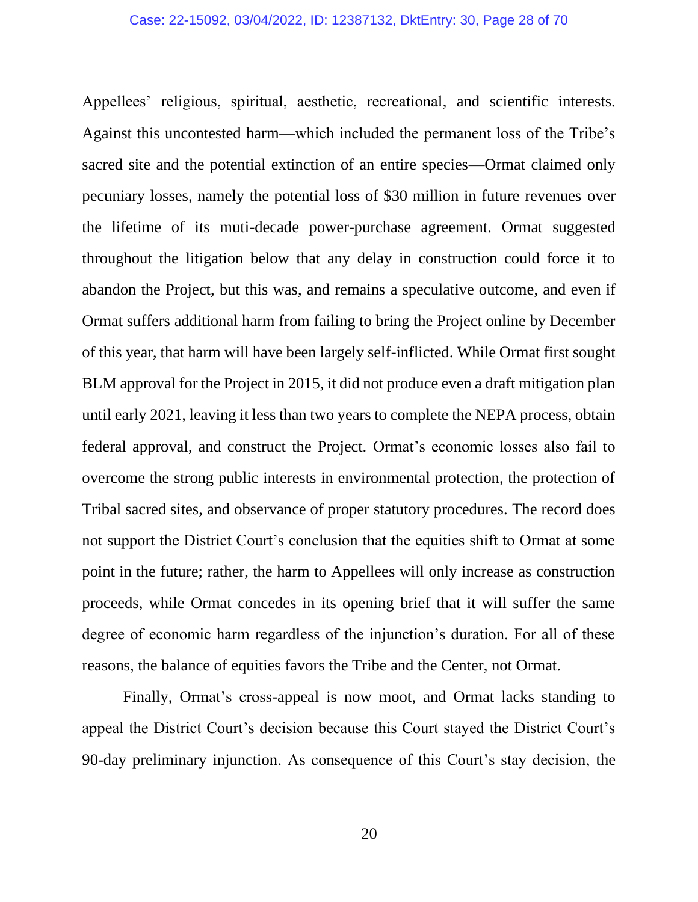Appellees' religious, spiritual, aesthetic, recreational, and scientific interests. Against this uncontested harm—which included the permanent loss of the Tribe's sacred site and the potential extinction of an entire species—Ormat claimed only pecuniary losses, namely the potential loss of $30 million in future revenues over the lifetime of its muti-decade power-purchase agreement. Ormat suggested throughout the litigation below that any delay in construction could force it to abandon the Project, but this was, and remains a speculative outcome, and even if Ormat suffers additional harm from failing to bring the Project online by December of this year, that harm will have been largely self-inflicted. While Ormat first sought BLM approval for the Project in 2015, it did not produce even a draft mitigation plan until early 2021, leaving it less than two years to complete the NEPA process, obtain federal approval, and construct the Project. Ormat's economic losses also fail to overcome the strong public interests in environmental protection, the protection of Tribal sacred sites, and observance of proper statutory procedures. The record does not support the District Court's conclusion that the equities shift to Ormat at some point in the future; rather, the harm to Appellees will only increase as construction proceeds, while Ormat concedes in its opening brief that it will suffer the same degree of economic harm regardless of the injunction's duration. For all of these reasons, the balance of equities favors the Tribe and the Center, not Ormat.

Finally, Ormat's cross-appeal is now moot, and Ormat lacks standing to appeal the District Court's decision because this Court stayed the District Court's 90-day preliminary injunction. As consequence of this Court's stay decision, the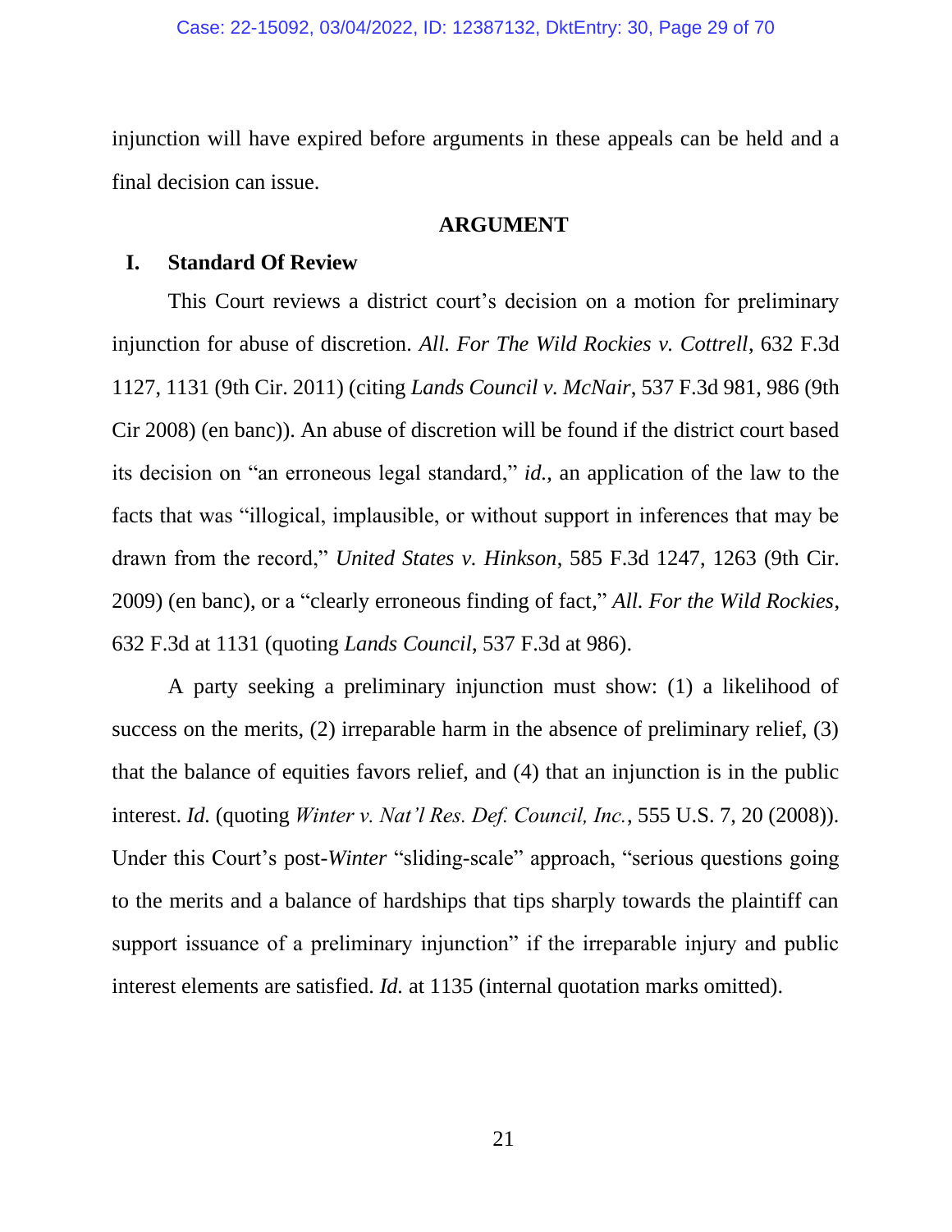injunction will have expired before arguments in these appeals can be held and a final decision can issue.

## ARGUMENT

### I. Standard Of Review

This Court reviews a district court's decision on a motion for preliminary injunction for abuse of discretion. *All. For The Wild Rockies v. Cottrell*, 632 F.3d 1127, 1131 (9th Cir. 2011) (citing *Lands Council v. McNair*, 537 F.3d 981, 986 (9th Cir 2008) (en banc)). An abuse of discretion will be found if the district court based its decision on "an erroneous legal standard," *id.*, an application of the law to the facts that was "illogical, implausible, or without support in inferences that may be drawn from the record," *United States v. Hinkson*, 585 F.3d 1247, 1263 (9th Cir. 2009) (en banc), or a "clearly erroneous finding of fact," *All. For the Wild Rockies*, 632 F.3d at 1131 (quoting *Lands Council*, 537 F.3d at 986).

A party seeking a preliminary injunction must show: (1) a likelihood of success on the merits, (2) irreparable harm in the absence of preliminary relief, (3) that the balance of equities favors relief, and (4) that an injunction is in the public interest. *Id.* (quoting *Winter v. Nat'l Res. Def. Council, Inc.*, 555 U.S. 7, 20 (2008)). Under this Court's post-*Winter* "sliding-scale" approach, "serious questions going to the merits and a balance of hardships that tips sharply towards the plaintiff can support issuance of a preliminary injunction" if the irreparable injury and public interest elements are satisfied. *Id.* at 1135 (internal quotation marks omitted).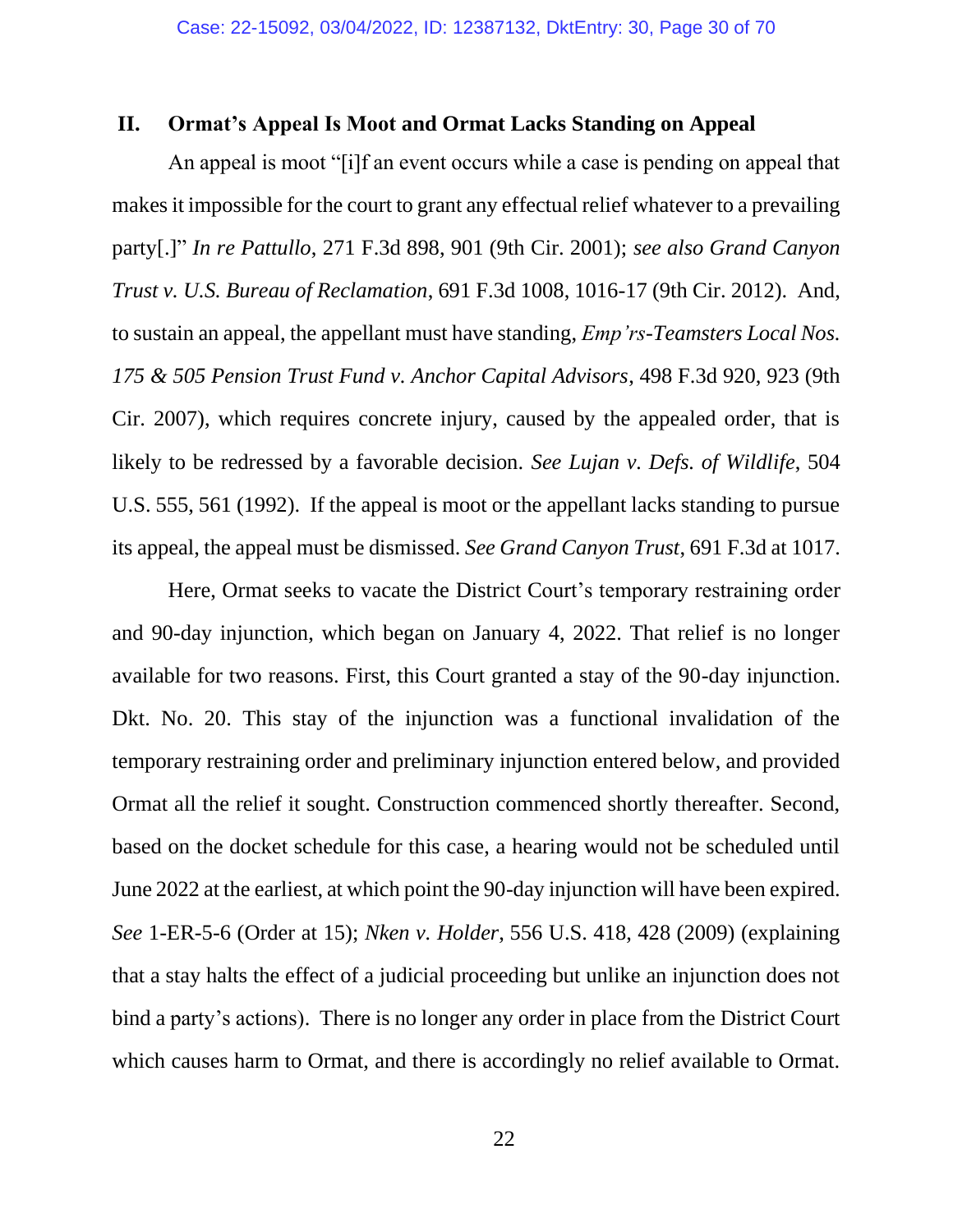## II. Ormat's Appeal Is Moot and Ormat Lacks Standing on Appeal

An appeal is moot "[i]f an event occurs while a case is pending on appeal that makes it impossible for the court to grant any effectual relief whatever to a prevailing party[.]" *In re Pattullo*, 271 F.3d 898, 901 (9th Cir. 2001); *see also Grand Canyon Trust v. U.S. Bureau of Reclamation*, 691 F.3d 1008, 1016-17 (9th Cir. 2012). And, to sustain an appeal, the appellant must have standing, *Emp'rs-Teamsters Local Nos. 175 & 505 Pension Trust Fund v. Anchor Capital Advisors*, 498 F.3d 920, 923 (9th Cir. 2007), which requires concrete injury, caused by the appealed order, that is likely to be redressed by a favorable decision. *See Lujan v. Defs. of Wildlife*, 504 U.S. 555, 561 (1992). If the appeal is moot or the appellant lacks standing to pursue its appeal, the appeal must be dismissed. *See Grand Canyon Trust*, 691 F.3d at 1017.

Here, Ormat seeks to vacate the District Court's temporary restraining order and 90-day injunction, which began on January 4, 2022. That relief is no longer available for two reasons. First, this Court granted a stay of the 90-day injunction. Dkt. No. 20. This stay of the injunction was a functional invalidation of the temporary restraining order and preliminary injunction entered below, and provided Ormat all the relief it sought. Construction commenced shortly thereafter. Second, based on the docket schedule for this case, a hearing would not be scheduled until June 2022 at the earliest, at which point the 90-day injunction will have been expired. *See* 1-ER-5-6 (Order at 15); *Nken v. Holder*, 556 U.S. 418, 428 (2009) (explaining that a stay halts the effect of a judicial proceeding but unlike an injunction does not bind a party's actions). There is no longer any order in place from the District Court which causes harm to Ormat, and there is accordingly no relief available to Ormat.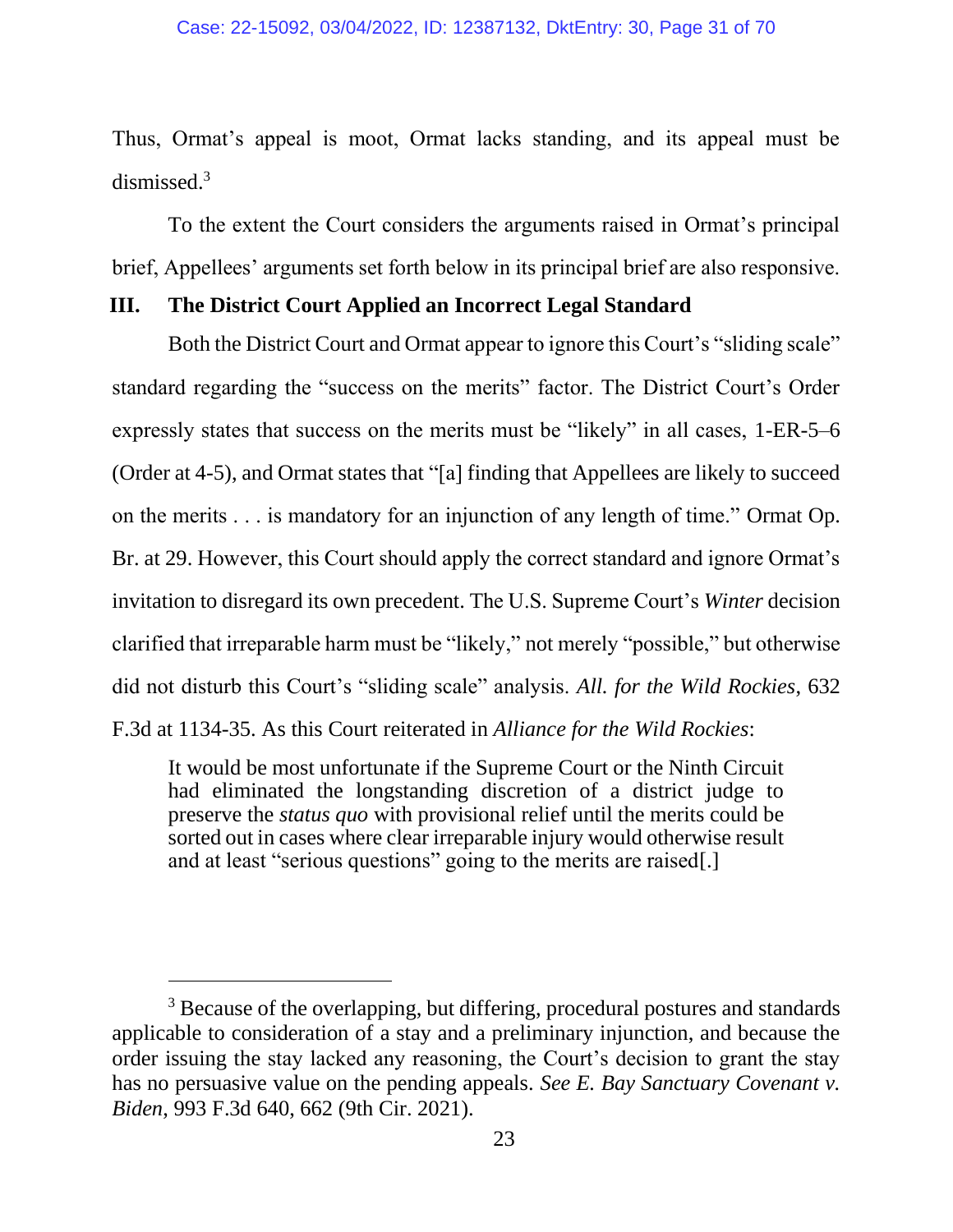Thus, Ormat's appeal is moot, Ormat lacks standing, and its appeal must be dismissed.[3]

To the extent the Court considers the arguments raised in Ormat's principal brief, Appellees' arguments set forth below in its principal brief are also responsive.

### III. The District Court Applied an Incorrect Legal Standard

Both the District Court and Ormat appear to ignore this Court's "sliding scale" standard regarding the "success on the merits" factor. The District Court's Order expressly states that success on the merits must be "likely" in all cases, 1-ER-5–6 (Order at 4-5), and Ormat states that "[a] finding that Appellees are likely to succeed on the merits . . . is mandatory for an injunction of any length of time." Ormat Op. Br. at 29. However, this Court should apply the correct standard and ignore Ormat's invitation to disregard its own precedent. The U.S. Supreme Court's *Winter* decision clarified that irreparable harm must be "likely," not merely "possible," but otherwise did not disturb this Court's "sliding scale" analysis. *All. for the Wild Rockies*, 632 F.3d at 1134-35. As this Court reiterated in *Alliance for the Wild Rockies*:

> It would be most unfortunate if the Supreme Court or the Ninth Circuit had eliminated the longstanding discretion of a district judge to preserve the *status quo* with provisional relief until the merits could be sorted out in cases where clear irreparable injury would otherwise result and at least "serious questions" going to the merits are raised[.]

[3] Because of the overlapping, but differing, procedural postures and standards applicable to consideration of a stay and a preliminary injunction, and because the order issuing the stay lacked any reasoning, the Court's decision to grant the stay has no persuasive value on the pending appeals. *See E. Bay Sanctuary Covenant v. Biden*, 993 F.3d 640, 662 (9th Cir. 2021).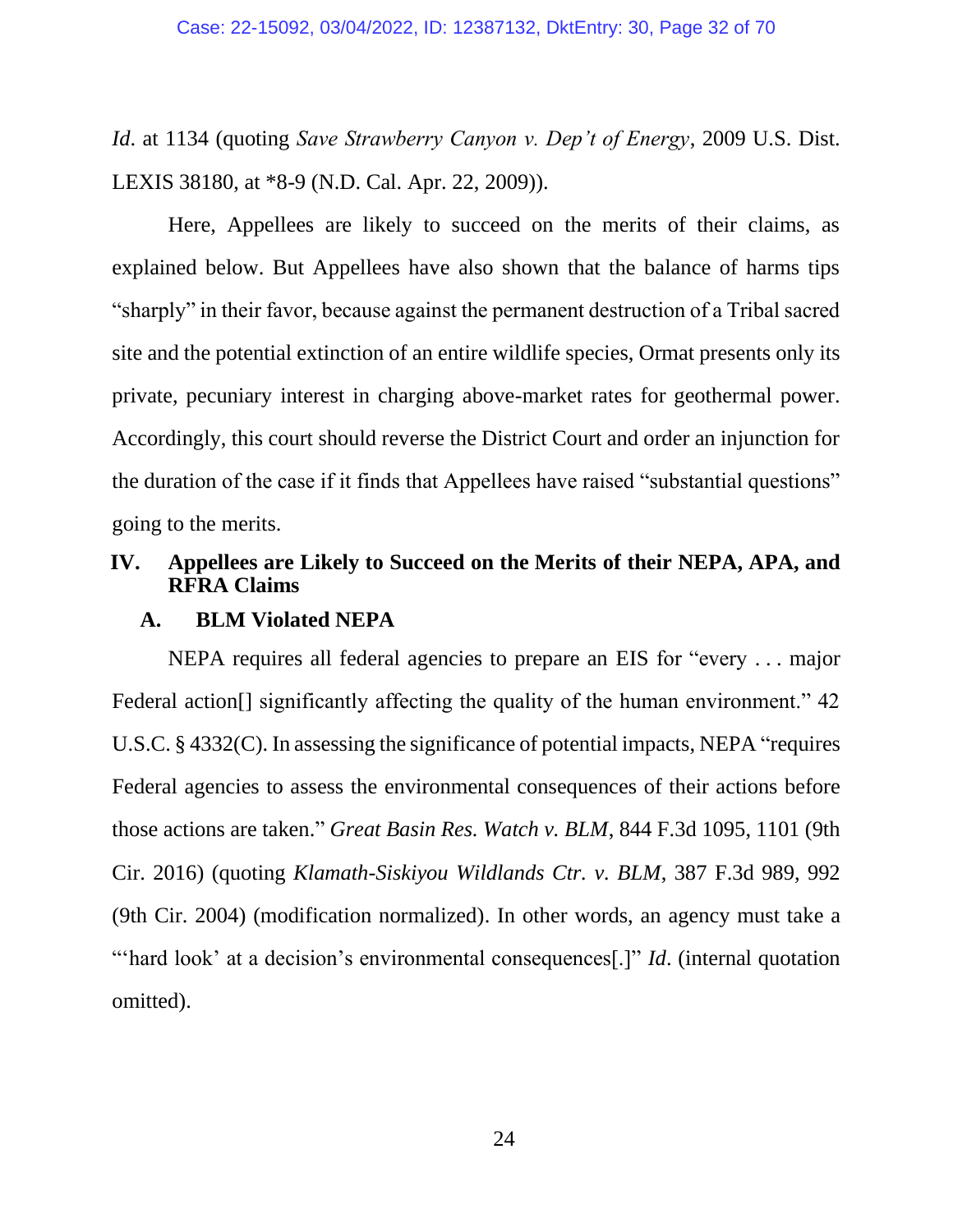*Id*. at 1134 (quoting *Save Strawberry Canyon v. Dep't of Energy*, 2009 U.S. Dist. LEXIS 38180, at *8-9 (N.D. Cal. Apr. 22, 2009)).

Here, Appellees are likely to succeed on the merits of their claims, as explained below. But Appellees have also shown that the balance of harms tips "sharply" in their favor, because against the permanent destruction of a Tribal sacred site and the potential extinction of an entire wildlife species, Ormat presents only its private, pecuniary interest in charging above-market rates for geothermal power. Accordingly, this court should reverse the District Court and order an injunction for the duration of the case if it finds that Appellees have raised "substantial questions" going to the merits.

## IV. Appellees are Likely to Succeed on the Merits of their NEPA, APA, and RFRA Claims

### A. BLM Violated NEPA

NEPA requires all federal agencies to prepare an EIS for "every . . . major Federal action[] significantly affecting the quality of the human environment." 42 U.S.C. § 4332(C). In assessing the significance of potential impacts, NEPA "requires Federal agencies to assess the environmental consequences of their actions before those actions are taken." *Great Basin Res. Watch v. BLM*, 844 F.3d 1095, 1101 (9th Cir. 2016) (quoting *Klamath-Siskiyou Wildlands Ctr. v. BLM*, 387 F.3d 989, 992 (9th Cir. 2004) (modification normalized). In other words, an agency must take a "'hard look' at a decision's environmental consequences[.]" *Id*. (internal quotation omitted).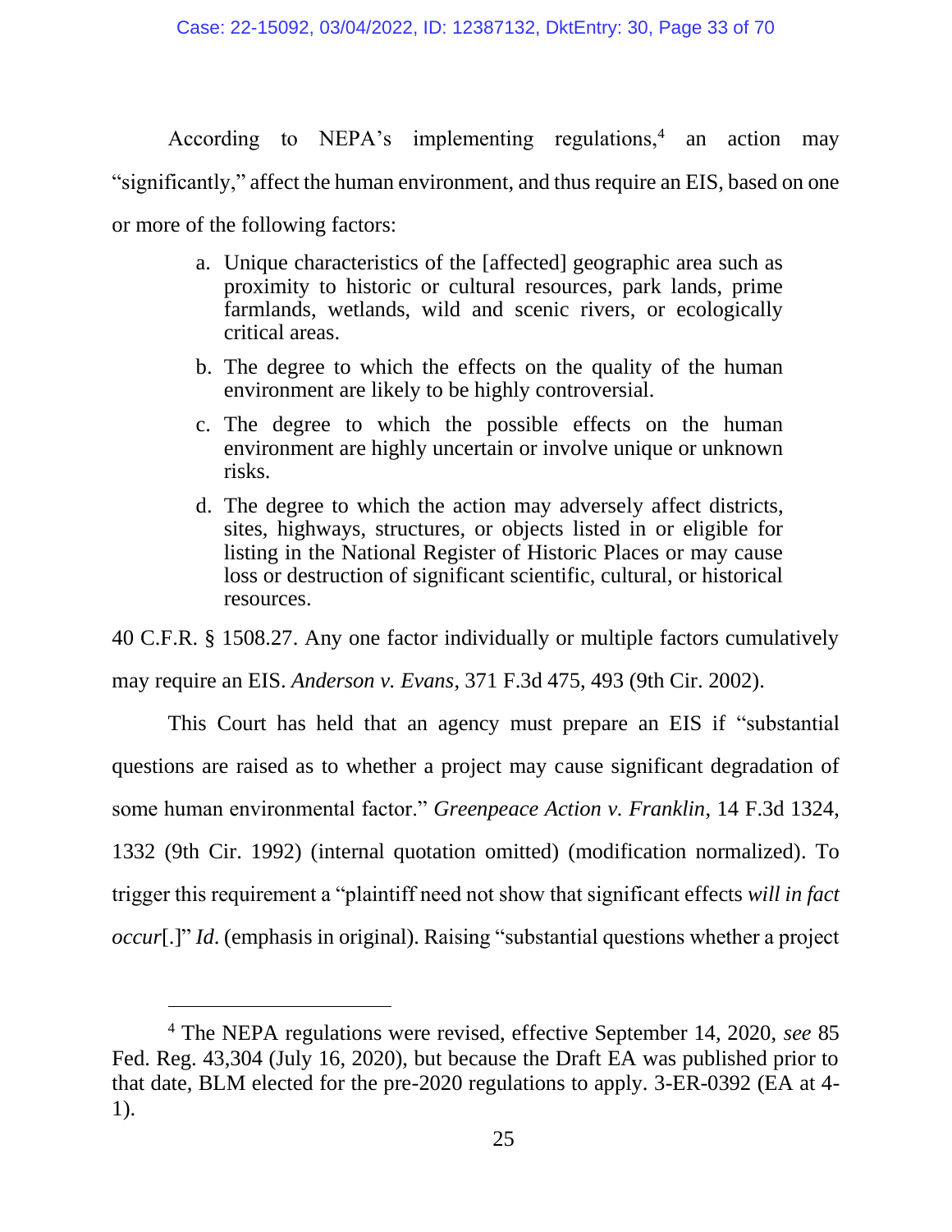According to NEPA's implementing regulations,[4] an action may "significantly," affect the human environment, and thus require an EIS, based on one or more of the following factors:

> a. Unique characteristics of the [affected] geographic area such as proximity to historic or cultural resources, park lands, prime farmlands, wetlands, wild and scenic rivers, or ecologically critical areas.
>
> b. The degree to which the effects on the quality of the human environment are likely to be highly controversial.
>
> c. The degree to which the possible effects on the human environment are highly uncertain or involve unique or unknown risks.
>
> d. The degree to which the action may adversely affect districts, sites, highways, structures, or objects listed in or eligible for listing in the National Register of Historic Places or may cause loss or destruction of significant scientific, cultural, or historical resources.

40 C.F.R. § 1508.27. Any one factor individually or multiple factors cumulatively may require an EIS. *Anderson v. Evans*, 371 F.3d 475, 493 (9th Cir. 2002).

This Court has held that an agency must prepare an EIS if "substantial questions are raised as to whether a project may cause significant degradation of some human environmental factor." *Greenpeace Action v. Franklin*, 14 F.3d 1324, 1332 (9th Cir. 1992) (internal quotation omitted) (modification normalized). To trigger this requirement a "plaintiff need not show that significant effects *will in fact occur*[.]" *Id*. (emphasis in original). Raising "substantial questions whether a project

[4] The NEPA regulations were revised, effective September 14, 2020, *see* 85 Fed. Reg. 43,304 (July 16, 2020), but because the Draft EA was published prior to that date, BLM elected for the pre-2020 regulations to apply. 3-ER-0392 (EA at 4-1).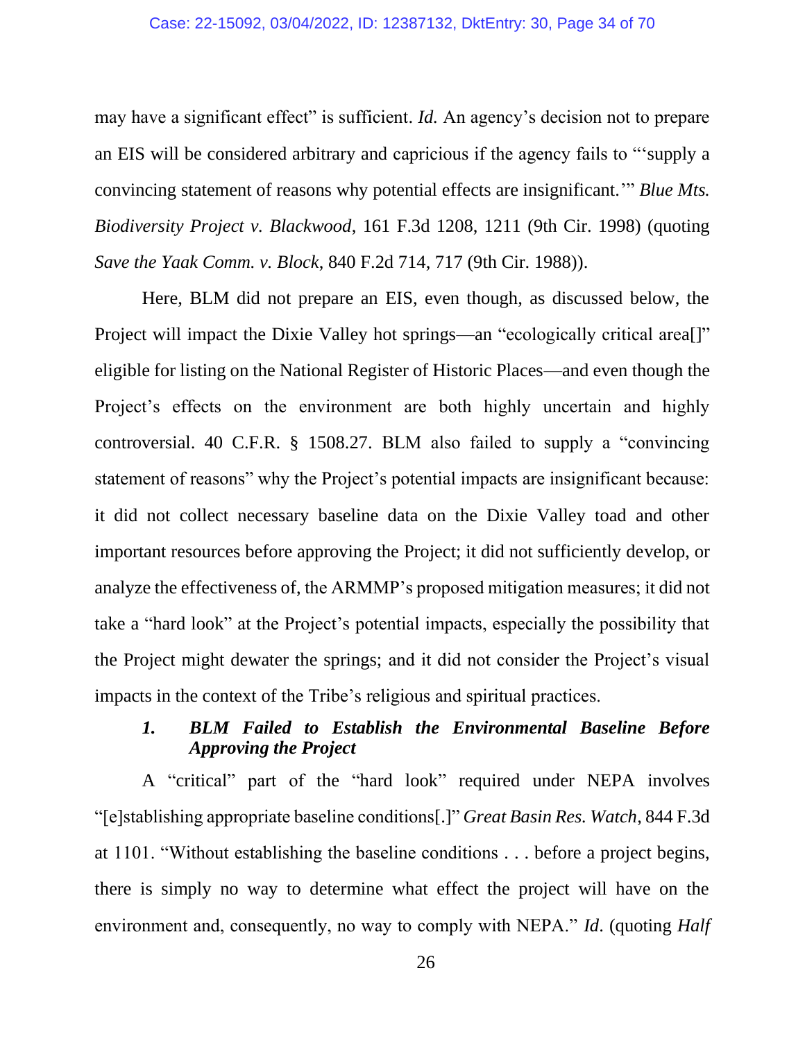may have a significant effect" is sufficient. *Id.* An agency's decision not to prepare an EIS will be considered arbitrary and capricious if the agency fails to "'supply a convincing statement of reasons why potential effects are insignificant.'" *Blue Mts. Biodiversity Project v. Blackwood*, 161 F.3d 1208, 1211 (9th Cir. 1998) (quoting *Save the Yaak Comm. v. Block*, 840 F.2d 714, 717 (9th Cir. 1988)).

Here, BLM did not prepare an EIS, even though, as discussed below, the Project will impact the Dixie Valley hot springs—an "ecologically critical area[]" eligible for listing on the National Register of Historic Places—and even though the Project's effects on the environment are both highly uncertain and highly controversial. 40 C.F.R. § 1508.27. BLM also failed to supply a "convincing statement of reasons" why the Project's potential impacts are insignificant because: it did not collect necessary baseline data on the Dixie Valley toad and other important resources before approving the Project; it did not sufficiently develop, or analyze the effectiveness of, the ARMMP's proposed mitigation measures; it did not take a "hard look" at the Project's potential impacts, especially the possibility that the Project might dewater the springs; and it did not consider the Project's visual impacts in the context of the Tribe's religious and spiritual practices.

#### *1. BLM Failed to Establish the Environmental Baseline Before Approving the Project*

A "critical" part of the "hard look" required under NEPA involves "[e]stablishing appropriate baseline conditions[.]" *Great Basin Res. Watch*, 844 F.3d at 1101. "Without establishing the baseline conditions . . . before a project begins, there is simply no way to determine what effect the project will have on the environment and, consequently, no way to comply with NEPA." *Id*. (quoting *Half*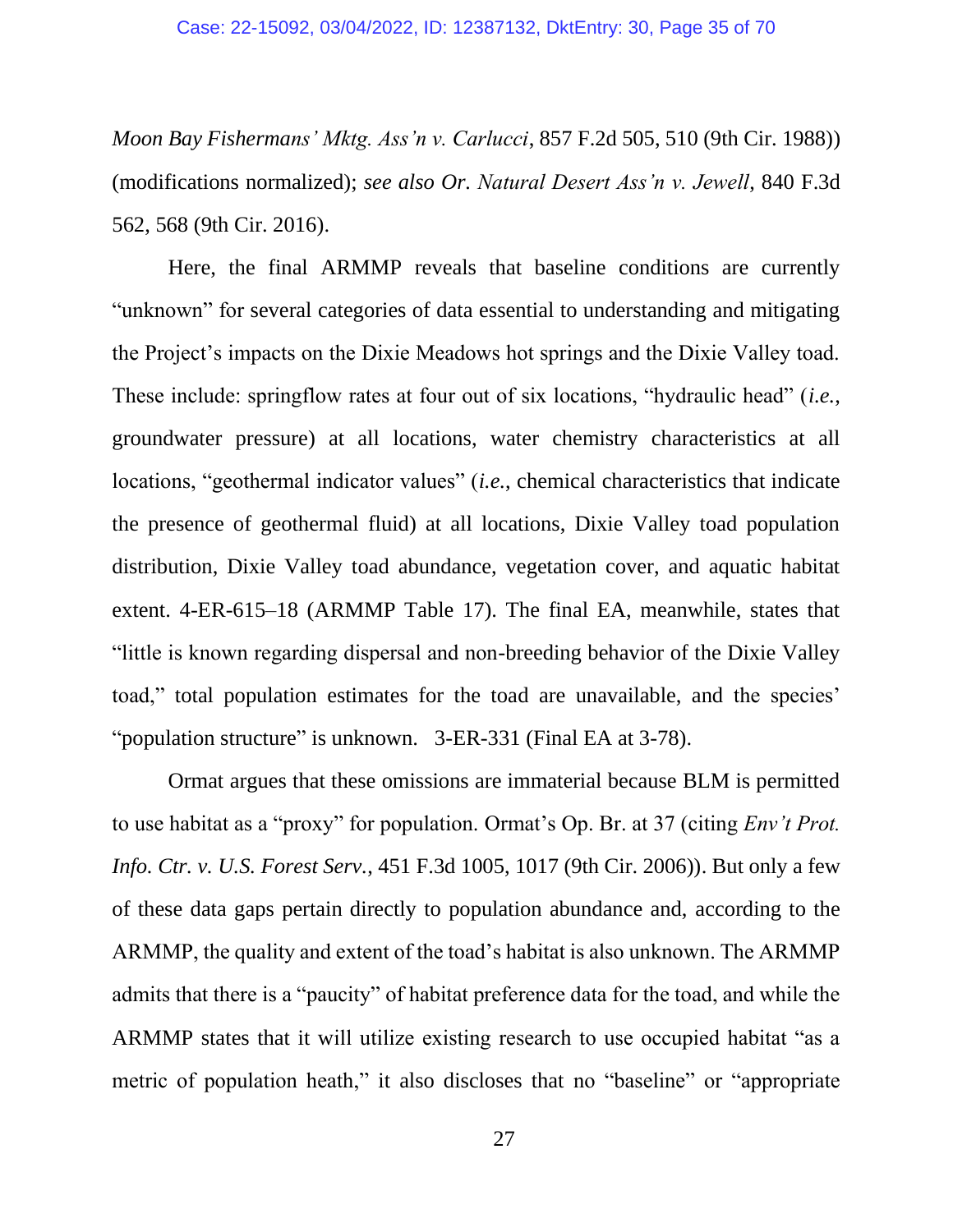*Moon Bay Fishermans' Mktg. Ass'n v. Carlucci*, 857 F.2d 505, 510 (9th Cir. 1988)) (modifications normalized); *see also Or. Natural Desert Ass'n v. Jewell*, 840 F.3d 562, 568 (9th Cir. 2016).

Here, the final ARMMP reveals that baseline conditions are currently "unknown" for several categories of data essential to understanding and mitigating the Project's impacts on the Dixie Meadows hot springs and the Dixie Valley toad. These include: springflow rates at four out of six locations, "hydraulic head" (*i.e.*, groundwater pressure) at all locations, water chemistry characteristics at all locations, "geothermal indicator values" (*i.e.*, chemical characteristics that indicate the presence of geothermal fluid) at all locations, Dixie Valley toad population distribution, Dixie Valley toad abundance, vegetation cover, and aquatic habitat extent. 4-ER-615–18 (ARMMP Table 17). The final EA, meanwhile, states that "little is known regarding dispersal and non-breeding behavior of the Dixie Valley toad," total population estimates for the toad are unavailable, and the species' "population structure" is unknown. 3-ER-331 (Final EA at 3-78).

Ormat argues that these omissions are immaterial because BLM is permitted to use habitat as a "proxy" for population. Ormat's Op. Br. at 37 (citing *Env't Prot. Info. Ctr. v. U.S. Forest Serv.*, 451 F.3d 1005, 1017 (9th Cir. 2006)). But only a few of these data gaps pertain directly to population abundance and, according to the ARMMP, the quality and extent of the toad's habitat is also unknown. The ARMMP admits that there is a "paucity" of habitat preference data for the toad, and while the ARMMP states that it will utilize existing research to use occupied habitat "as a metric of population heath," it also discloses that no "baseline" or "appropriate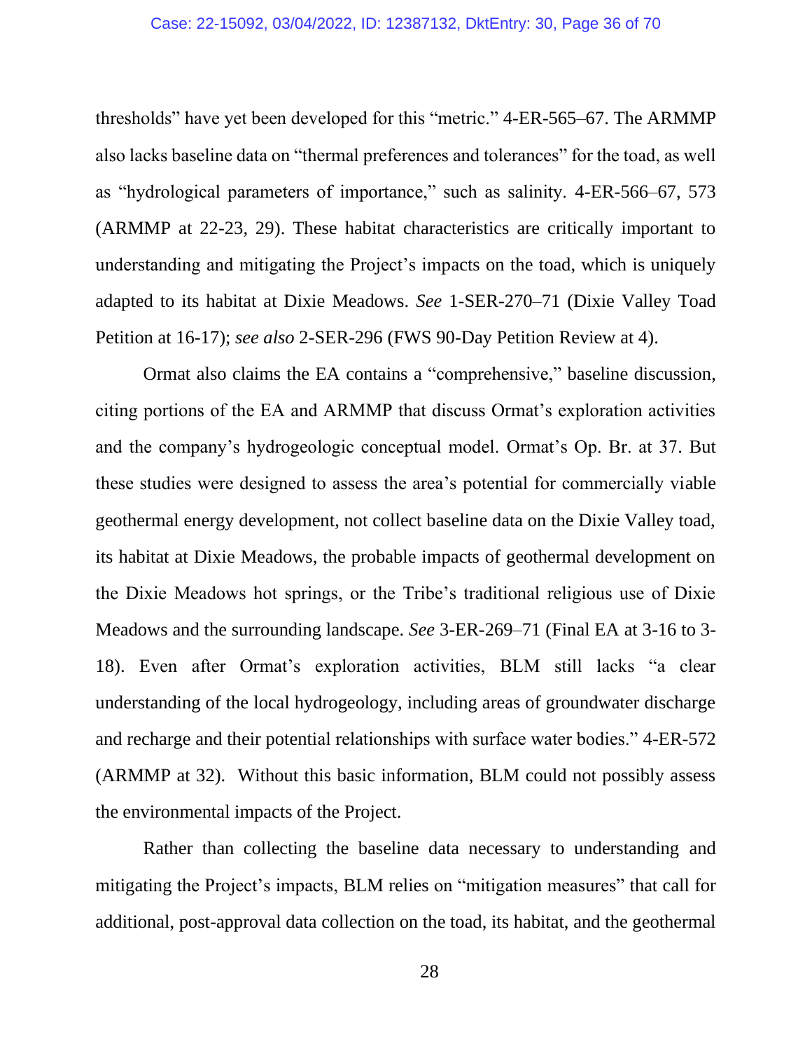thresholds" have yet been developed for this "metric." 4-ER-565–67. The ARMMP also lacks baseline data on "thermal preferences and tolerances" for the toad, as well as "hydrological parameters of importance," such as salinity. 4-ER-566–67, 573 (ARMMP at 22-23, 29). These habitat characteristics are critically important to understanding and mitigating the Project's impacts on the toad, which is uniquely adapted to its habitat at Dixie Meadows. *See* 1-SER-270–71 (Dixie Valley Toad Petition at 16-17); *see also* 2-SER-296 (FWS 90-Day Petition Review at 4).

Ormat also claims the EA contains a "comprehensive," baseline discussion, citing portions of the EA and ARMMP that discuss Ormat's exploration activities and the company's hydrogeologic conceptual model. Ormat's Op. Br. at 37. But these studies were designed to assess the area's potential for commercially viable geothermal energy development, not collect baseline data on the Dixie Valley toad, its habitat at Dixie Meadows, the probable impacts of geothermal development on the Dixie Meadows hot springs, or the Tribe's traditional religious use of Dixie Meadows and the surrounding landscape. *See* 3-ER-269–71 (Final EA at 3-16 to 3-18). Even after Ormat's exploration activities, BLM still lacks "a clear understanding of the local hydrogeology, including areas of groundwater discharge and recharge and their potential relationships with surface water bodies." 4-ER-572 (ARMMP at 32). Without this basic information, BLM could not possibly assess the environmental impacts of the Project.

Rather than collecting the baseline data necessary to understanding and mitigating the Project's impacts, BLM relies on "mitigation measures" that call for additional, post-approval data collection on the toad, its habitat, and the geothermal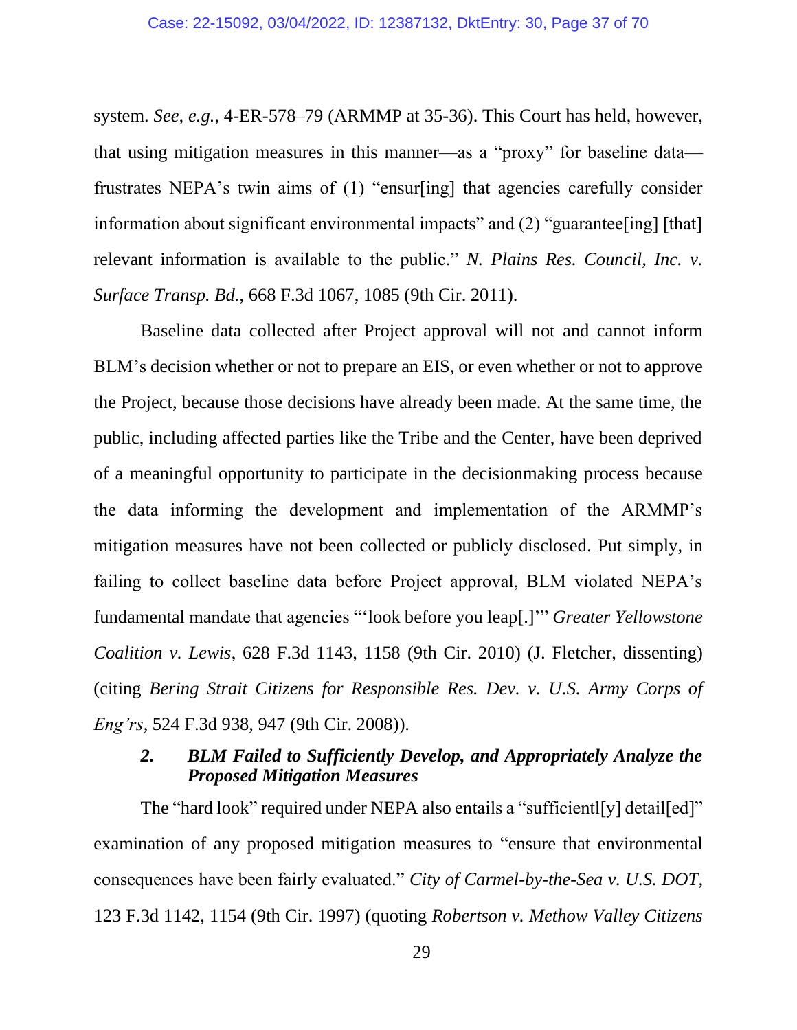system. *See, e.g.*, 4-ER-578–79 (ARMMP at 35-36). This Court has held, however, that using mitigation measures in this manner—as a "proxy" for baseline data—frustrates NEPA's twin aims of (1) "ensur[ing] that agencies carefully consider information about significant environmental impacts" and (2) "guarantee[ing] [that] relevant information is available to the public." *N. Plains Res. Council, Inc. v. Surface Transp. Bd.*, 668 F.3d 1067, 1085 (9th Cir. 2011).

Baseline data collected after Project approval will not and cannot inform BLM's decision whether or not to prepare an EIS, or even whether or not to approve the Project, because those decisions have already been made. At the same time, the public, including affected parties like the Tribe and the Center, have been deprived of a meaningful opportunity to participate in the decisionmaking process because the data informing the development and implementation of the ARMMP's mitigation measures have not been collected or publicly disclosed. Put simply, in failing to collect baseline data before Project approval, BLM violated NEPA's fundamental mandate that agencies "'look before you leap[.]'" *Greater Yellowstone Coalition v. Lewis*, 628 F.3d 1143, 1158 (9th Cir. 2010) (J. Fletcher, dissenting) (citing *Bering Strait Citizens for Responsible Res. Dev. v. U.S. Army Corps of Eng'rs*, 524 F.3d 938, 947 (9th Cir. 2008)).

### *2. BLM Failed to Sufficiently Develop, and Appropriately Analyze the Proposed Mitigation Measures*

The "hard look" required under NEPA also entails a "sufficientl[y] detail[ed]" examination of any proposed mitigation measures to "ensure that environmental consequences have been fairly evaluated." *City of Carmel-by-the-Sea v. U.S. DOT*, 123 F.3d 1142, 1154 (9th Cir. 1997) (quoting *Robertson v. Methow Valley Citizens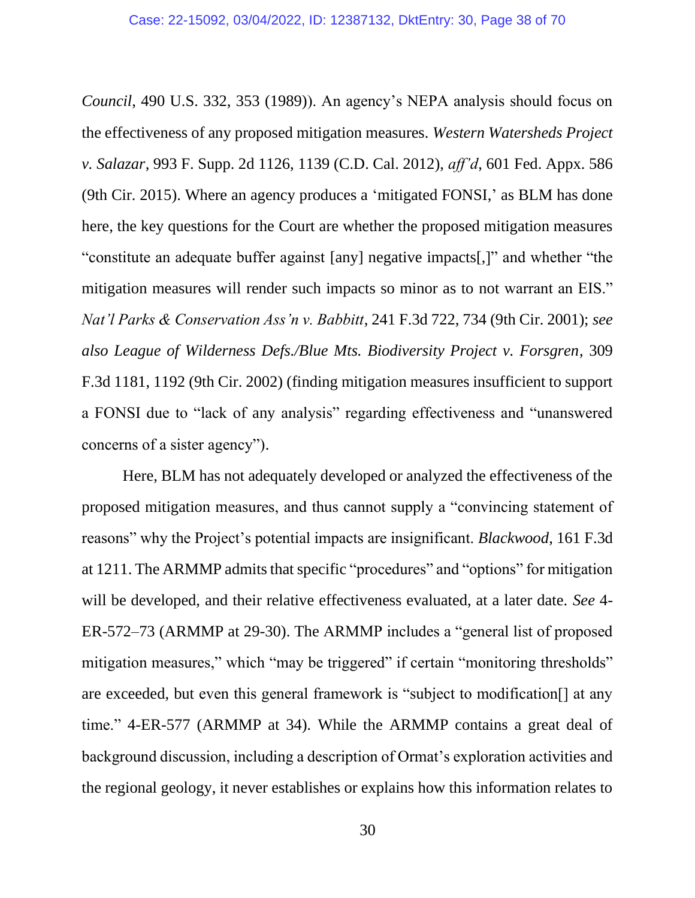*Council*, 490 U.S. 332, 353 (1989)). An agency's NEPA analysis should focus on the effectiveness of any proposed mitigation measures. *Western Watersheds Project v. Salazar*, 993 F. Supp. 2d 1126, 1139 (C.D. Cal. 2012), *aff'd*, 601 Fed. Appx. 586 (9th Cir. 2015). Where an agency produces a 'mitigated FONSI,' as BLM has done here, the key questions for the Court are whether the proposed mitigation measures "constitute an adequate buffer against [any] negative impacts[,]" and whether "the mitigation measures will render such impacts so minor as to not warrant an EIS." *Nat'l Parks & Conservation Ass'n v. Babbitt*, 241 F.3d 722, 734 (9th Cir. 2001); *see also League of Wilderness Defs./Blue Mts. Biodiversity Project v. Forsgren*, 309 F.3d 1181, 1192 (9th Cir. 2002) (finding mitigation measures insufficient to support a FONSI due to "lack of any analysis" regarding effectiveness and "unanswered concerns of a sister agency").

Here, BLM has not adequately developed or analyzed the effectiveness of the proposed mitigation measures, and thus cannot supply a "convincing statement of reasons" why the Project's potential impacts are insignificant. *Blackwood*, 161 F.3d at 1211. The ARMMP admits that specific "procedures" and "options" for mitigation will be developed, and their relative effectiveness evaluated, at a later date. *See* 4-ER-572–73 (ARMMP at 29-30). The ARMMP includes a "general list of proposed mitigation measures," which "may be triggered" if certain "monitoring thresholds" are exceeded, but even this general framework is "subject to modification[] at any time." 4-ER-577 (ARMMP at 34). While the ARMMP contains a great deal of background discussion, including a description of Ormat's exploration activities and the regional geology, it never establishes or explains how this information relates to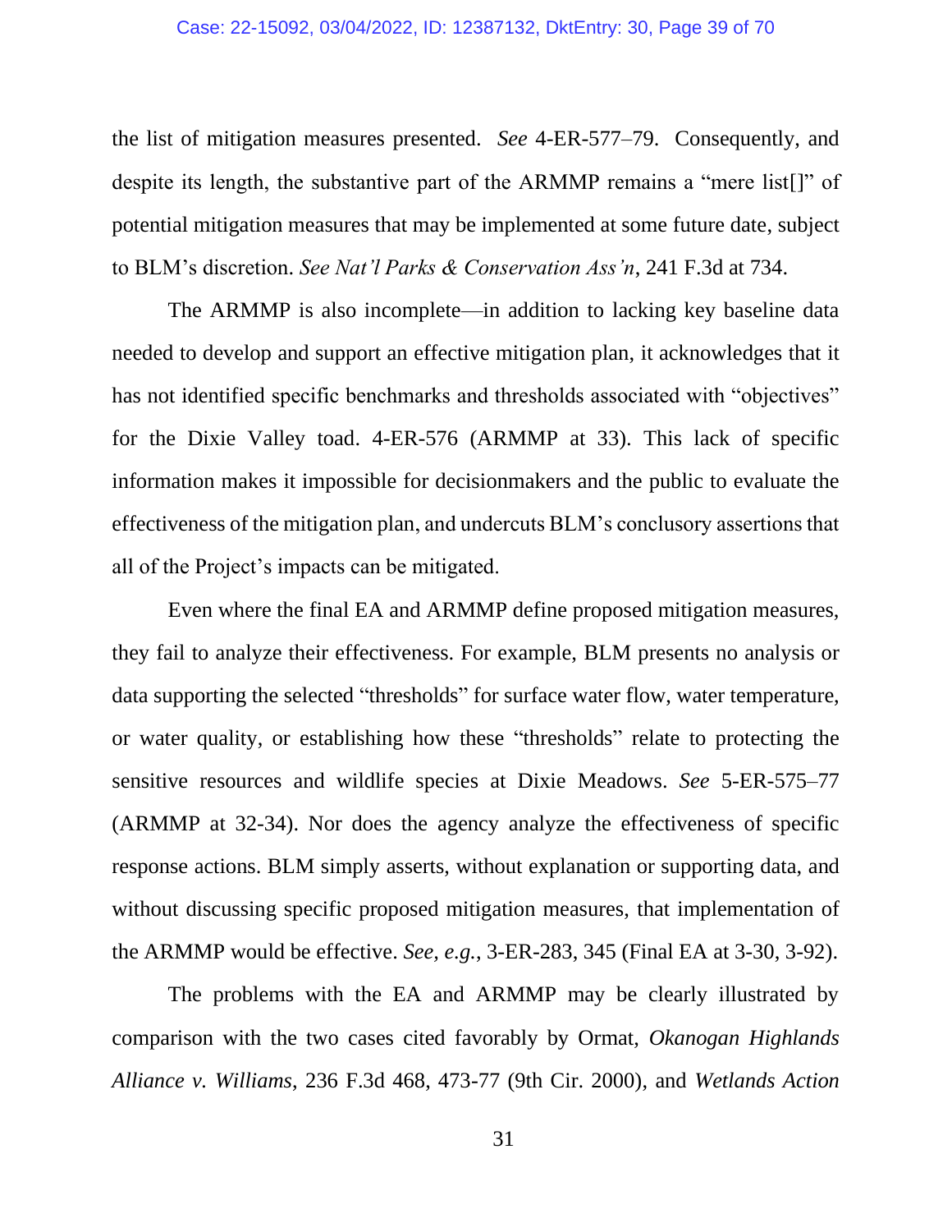the list of mitigation measures presented. *See* 4-ER-577–79. Consequently, and despite its length, the substantive part of the ARMMP remains a "mere list[]" of potential mitigation measures that may be implemented at some future date, subject to BLM's discretion. *See Nat'l Parks & Conservation Ass'n*, 241 F.3d at 734.

The ARMMP is also incomplete—in addition to lacking key baseline data needed to develop and support an effective mitigation plan, it acknowledges that it has not identified specific benchmarks and thresholds associated with "objectives" for the Dixie Valley toad. 4-ER-576 (ARMMP at 33). This lack of specific information makes it impossible for decisionmakers and the public to evaluate the effectiveness of the mitigation plan, and undercuts BLM's conclusory assertions that all of the Project's impacts can be mitigated.

Even where the final EA and ARMMP define proposed mitigation measures, they fail to analyze their effectiveness. For example, BLM presents no analysis or data supporting the selected "thresholds" for surface water flow, water temperature, or water quality, or establishing how these "thresholds" relate to protecting the sensitive resources and wildlife species at Dixie Meadows. *See* 5-ER-575–77 (ARMMP at 32-34). Nor does the agency analyze the effectiveness of specific response actions. BLM simply asserts, without explanation or supporting data, and without discussing specific proposed mitigation measures, that implementation of the ARMMP would be effective. *See, e.g.*, 3-ER-283, 345 (Final EA at 3-30, 3-92).

The problems with the EA and ARMMP may be clearly illustrated by comparison with the two cases cited favorably by Ormat, *Okanogan Highlands Alliance v. Williams*, 236 F.3d 468, 473-77 (9th Cir. 2000), and *Wetlands Action*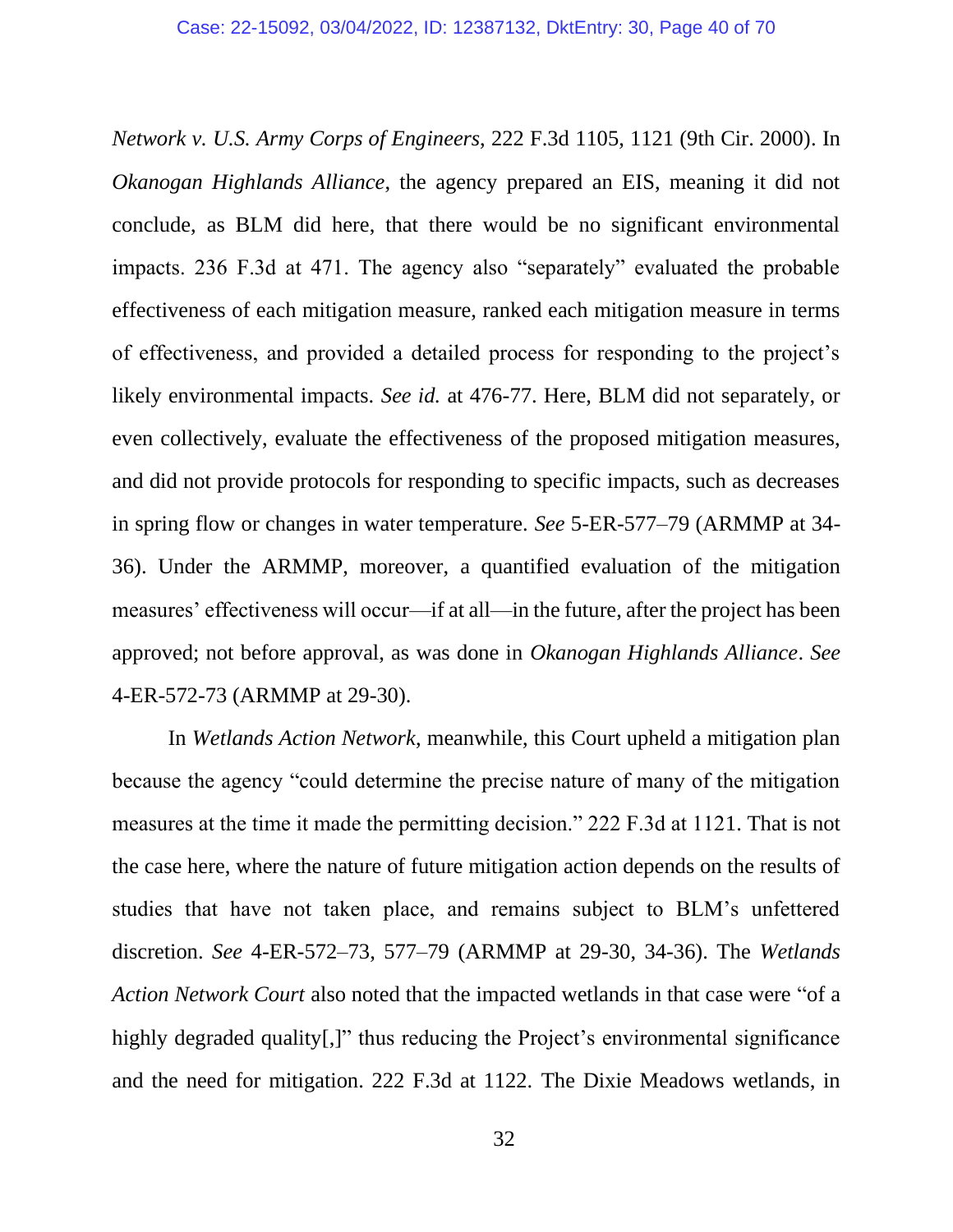*Network v. U.S. Army Corps of Engineers*, 222 F.3d 1105, 1121 (9th Cir. 2000). In *Okanogan Highlands Alliance*, the agency prepared an EIS, meaning it did not conclude, as BLM did here, that there would be no significant environmental impacts. 236 F.3d at 471. The agency also "separately" evaluated the probable effectiveness of each mitigation measure, ranked each mitigation measure in terms of effectiveness, and provided a detailed process for responding to the project's likely environmental impacts. *See id.* at 476-77. Here, BLM did not separately, or even collectively, evaluate the effectiveness of the proposed mitigation measures, and did not provide protocols for responding to specific impacts, such as decreases in spring flow or changes in water temperature. *See* 5-ER-577–79 (ARMMP at 34-36). Under the ARMMP, moreover, a quantified evaluation of the mitigation measures' effectiveness will occur—if at all—in the future, after the project has been approved; not before approval, as was done in *Okanogan Highlands Alliance*. *See* 4-ER-572-73 (ARMMP at 29-30).

In *Wetlands Action Network*, meanwhile, this Court upheld a mitigation plan because the agency "could determine the precise nature of many of the mitigation measures at the time it made the permitting decision." 222 F.3d at 1121. That is not the case here, where the nature of future mitigation action depends on the results of studies that have not taken place, and remains subject to BLM's unfettered discretion. *See* 4-ER-572–73, 577–79 (ARMMP at 29-30, 34-36). The *Wetlands Action Network Court* also noted that the impacted wetlands in that case were "of a highly degraded quality[,]" thus reducing the Project's environmental significance and the need for mitigation. 222 F.3d at 1122. The Dixie Meadows wetlands, in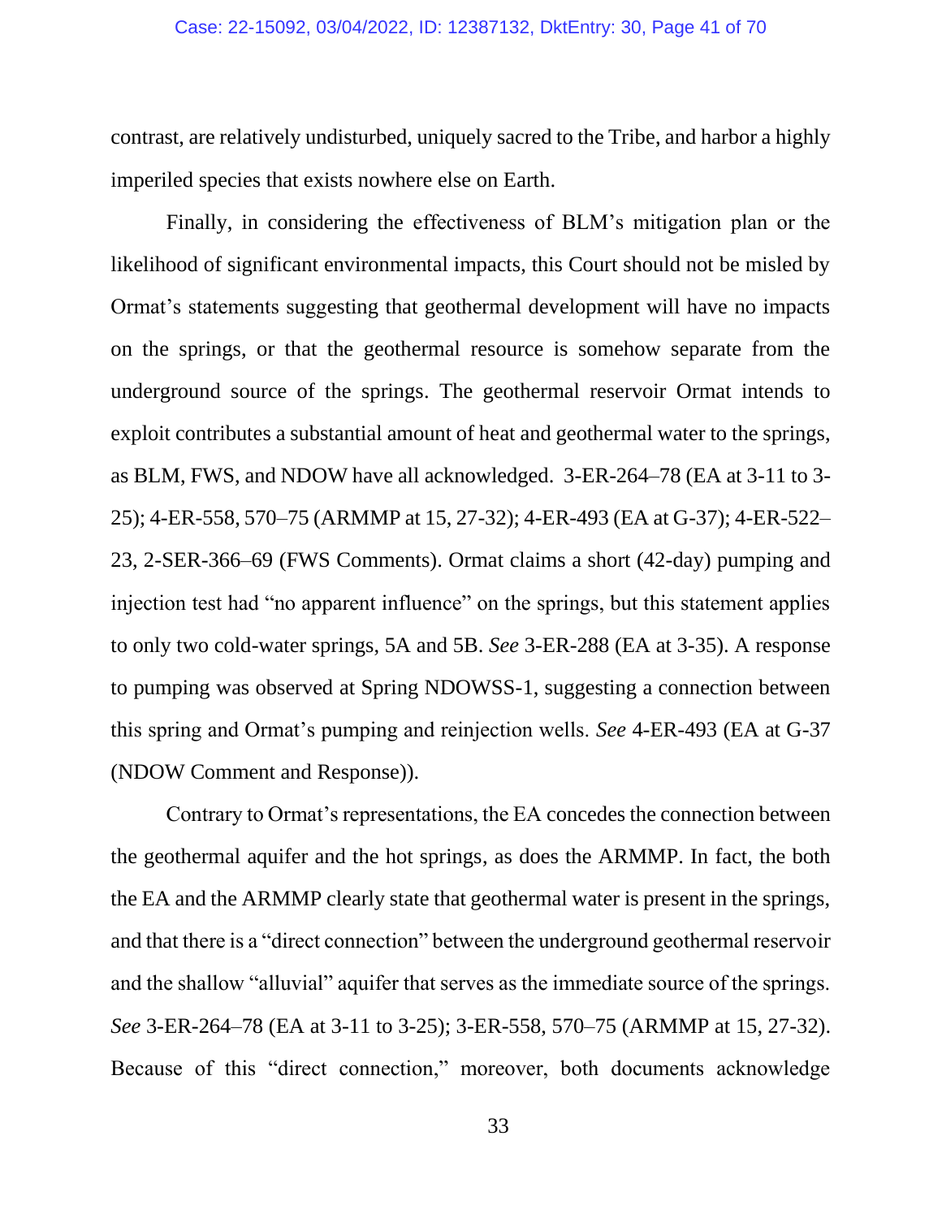contrast, are relatively undisturbed, uniquely sacred to the Tribe, and harbor a highly imperiled species that exists nowhere else on Earth.

Finally, in considering the effectiveness of BLM's mitigation plan or the likelihood of significant environmental impacts, this Court should not be misled by Ormat's statements suggesting that geothermal development will have no impacts on the springs, or that the geothermal resource is somehow separate from the underground source of the springs. The geothermal reservoir Ormat intends to exploit contributes a substantial amount of heat and geothermal water to the springs, as BLM, FWS, and NDOW have all acknowledged. 3-ER-264–78 (EA at 3-11 to 3-25); 4-ER-558, 570–75 (ARMMP at 15, 27-32); 4-ER-493 (EA at G-37); 4-ER-522–23, 2-SER-366–69 (FWS Comments). Ormat claims a short (42-day) pumping and injection test had "no apparent influence" on the springs, but this statement applies to only two cold-water springs, 5A and 5B. *See* 3-ER-288 (EA at 3-35). A response to pumping was observed at Spring NDOWSS-1, suggesting a connection between this spring and Ormat's pumping and reinjection wells. *See* 4-ER-493 (EA at G-37 (NDOW Comment and Response)).

Contrary to Ormat's representations, the EA concedes the connection between the geothermal aquifer and the hot springs, as does the ARMMP. In fact, the both the EA and the ARMMP clearly state that geothermal water is present in the springs, and that there is a "direct connection" between the underground geothermal reservoir and the shallow "alluvial" aquifer that serves as the immediate source of the springs. *See* 3-ER-264–78 (EA at 3-11 to 3-25); 3-ER-558, 570–75 (ARMMP at 15, 27-32). Because of this "direct connection," moreover, both documents acknowledge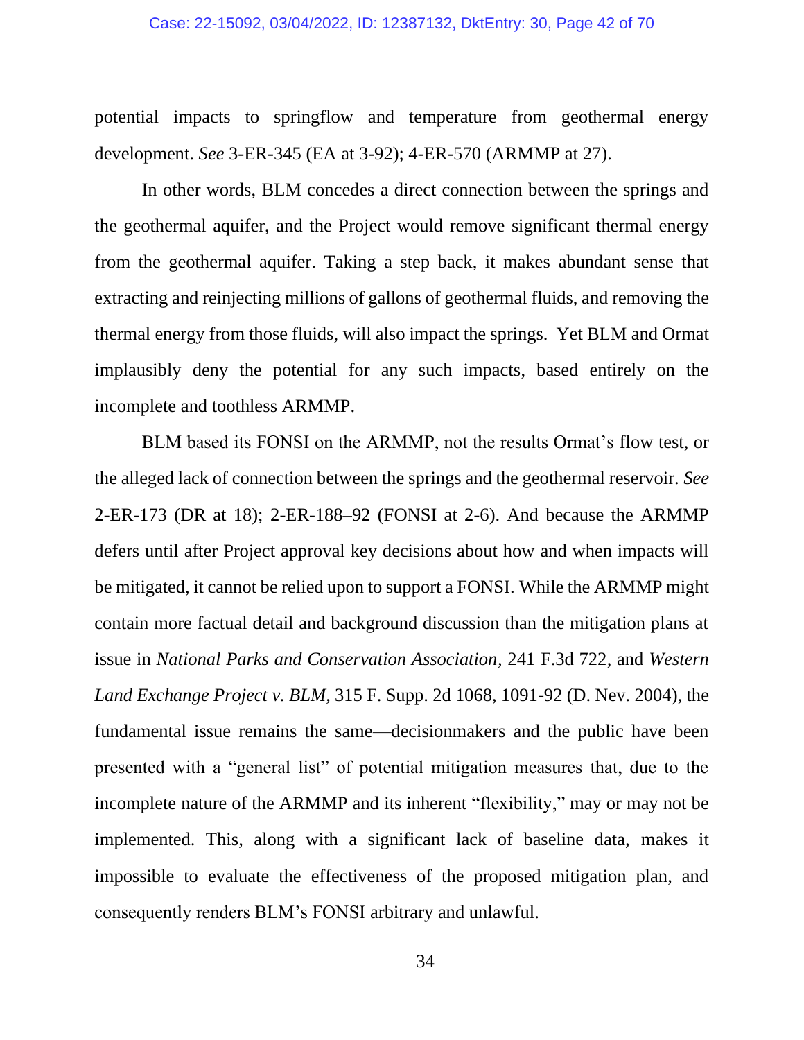potential impacts to springflow and temperature from geothermal energy development. *See* 3-ER-345 (EA at 3-92); 4-ER-570 (ARMMP at 27).

In other words, BLM concedes a direct connection between the springs and the geothermal aquifer, and the Project would remove significant thermal energy from the geothermal aquifer. Taking a step back, it makes abundant sense that extracting and reinjecting millions of gallons of geothermal fluids, and removing the thermal energy from those fluids, will also impact the springs. Yet BLM and Ormat implausibly deny the potential for any such impacts, based entirely on the incomplete and toothless ARMMP.

BLM based its FONSI on the ARMMP, not the results Ormat's flow test, or the alleged lack of connection between the springs and the geothermal reservoir. *See* 2-ER-173 (DR at 18); 2-ER-188–92 (FONSI at 2-6). And because the ARMMP defers until after Project approval key decisions about how and when impacts will be mitigated, it cannot be relied upon to support a FONSI. While the ARMMP might contain more factual detail and background discussion than the mitigation plans at issue in *National Parks and Conservation Association*, 241 F.3d 722, and *Western Land Exchange Project v. BLM*, 315 F. Supp. 2d 1068, 1091-92 (D. Nev. 2004), the fundamental issue remains the same—decisionmakers and the public have been presented with a "general list" of potential mitigation measures that, due to the incomplete nature of the ARMMP and its inherent "flexibility," may or may not be implemented. This, along with a significant lack of baseline data, makes it impossible to evaluate the effectiveness of the proposed mitigation plan, and consequently renders BLM's FONSI arbitrary and unlawful.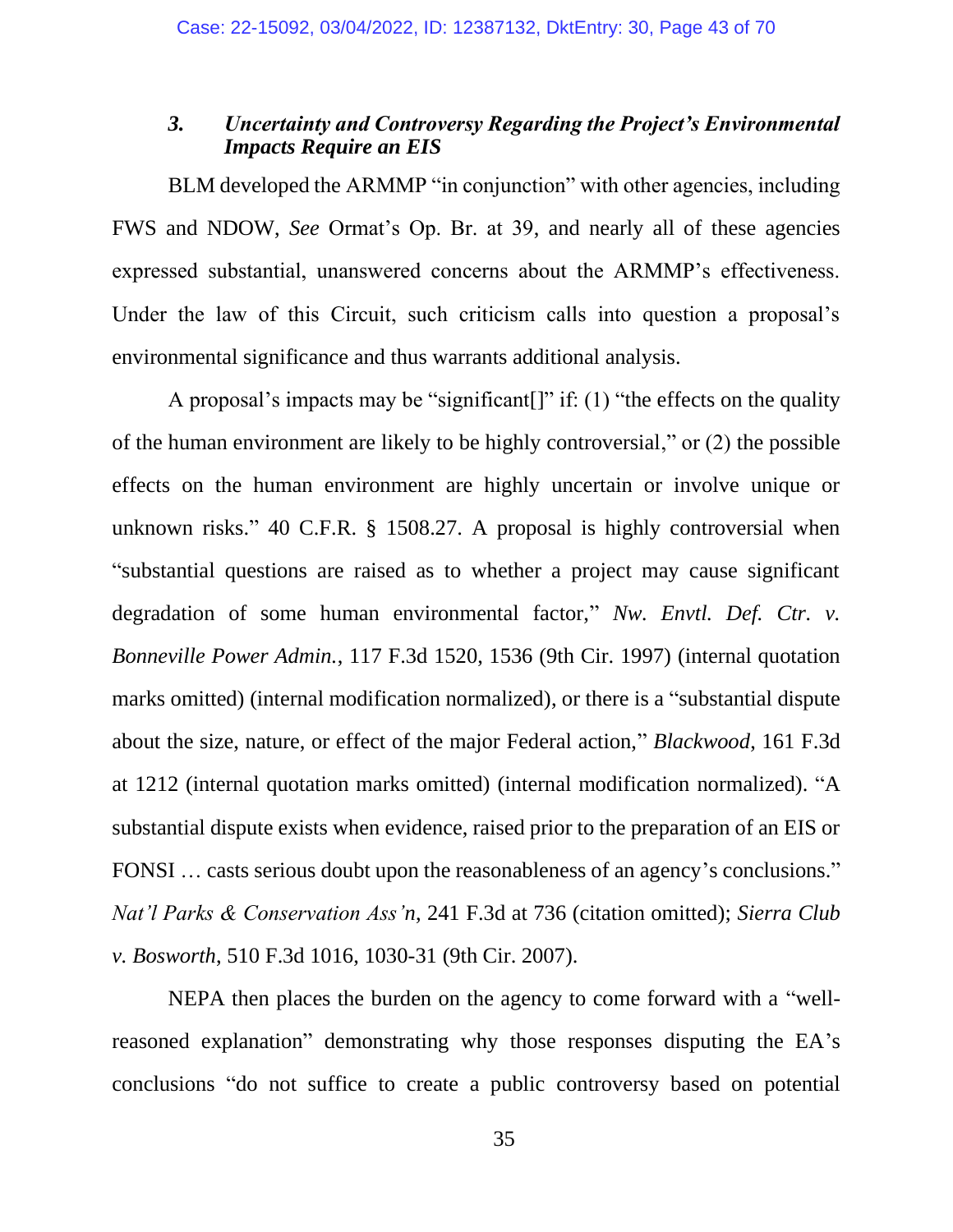### *3. Uncertainty and Controversy Regarding the Project's Environmental Impacts Require an EIS*

BLM developed the ARMMP "in conjunction" with other agencies, including FWS and NDOW, *See* Ormat's Op. Br. at 39, and nearly all of these agencies expressed substantial, unanswered concerns about the ARMMP's effectiveness. Under the law of this Circuit, such criticism calls into question a proposal's environmental significance and thus warrants additional analysis.

A proposal's impacts may be "significant[]" if: (1) "the effects on the quality of the human environment are likely to be highly controversial," or (2) the possible effects on the human environment are highly uncertain or involve unique or unknown risks." 40 C.F.R. § 1508.27. A proposal is highly controversial when "substantial questions are raised as to whether a project may cause significant degradation of some human environmental factor," *Nw. Envtl. Def. Ctr. v. Bonneville Power Admin.*, 117 F.3d 1520, 1536 (9th Cir. 1997) (internal quotation marks omitted) (internal modification normalized), or there is a "substantial dispute about the size, nature, or effect of the major Federal action," *Blackwood*, 161 F.3d at 1212 (internal quotation marks omitted) (internal modification normalized). "A substantial dispute exists when evidence, raised prior to the preparation of an EIS or FONSI … casts serious doubt upon the reasonableness of an agency's conclusions." *Nat'l Parks & Conservation Ass'n*, 241 F.3d at 736 (citation omitted); *Sierra Club v. Bosworth*, 510 F.3d 1016, 1030-31 (9th Cir. 2007).

NEPA then places the burden on the agency to come forward with a "well-reasoned explanation" demonstrating why those responses disputing the EA's conclusions "do not suffice to create a public controversy based on potential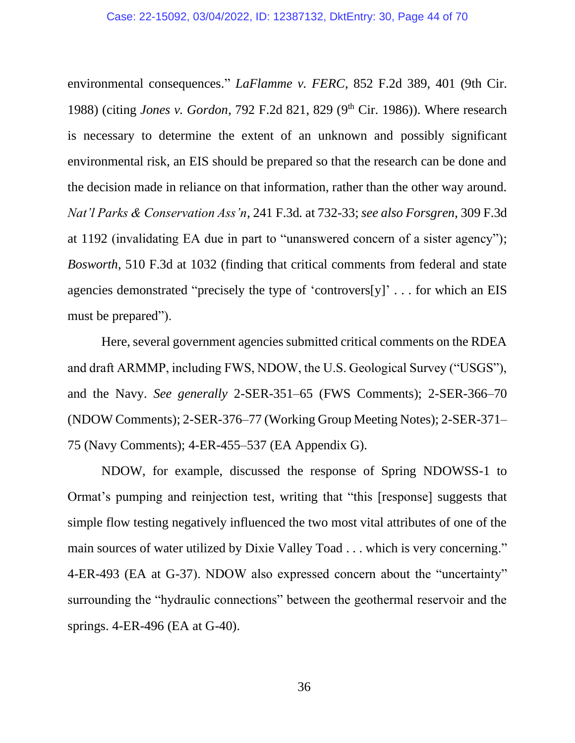environmental consequences." *LaFlamme v. FERC*, 852 F.2d 389, 401 (9th Cir. 1988) (citing *Jones v. Gordon*, 792 F.2d 821, 829 (9th Cir. 1986)). Where research is necessary to determine the extent of an unknown and possibly significant environmental risk, an EIS should be prepared so that the research can be done and the decision made in reliance on that information, rather than the other way around. *Nat'l Parks & Conservation Ass'n*, 241 F.3d. at 732-33; *see also Forsgren*, 309 F.3d at 1192 (invalidating EA due in part to "unanswered concern of a sister agency"); *Bosworth*, 510 F.3d at 1032 (finding that critical comments from federal and state agencies demonstrated "precisely the type of 'controvers[y]' . . . for which an EIS must be prepared").

Here, several government agencies submitted critical comments on the RDEA and draft ARMMP, including FWS, NDOW, the U.S. Geological Survey ("USGS"), and the Navy. *See generally* 2-SER-351–65 (FWS Comments); 2-SER-366–70 (NDOW Comments); 2-SER-376–77 (Working Group Meeting Notes); 2-SER-371–75 (Navy Comments); 4-ER-455–537 (EA Appendix G).

NDOW, for example, discussed the response of Spring NDOWSS-1 to Ormat's pumping and reinjection test, writing that "this [response] suggests that simple flow testing negatively influenced the two most vital attributes of one of the main sources of water utilized by Dixie Valley Toad . . . which is very concerning." 4-ER-493 (EA at G-37). NDOW also expressed concern about the "uncertainty" surrounding the "hydraulic connections" between the geothermal reservoir and the springs. 4-ER-496 (EA at G-40).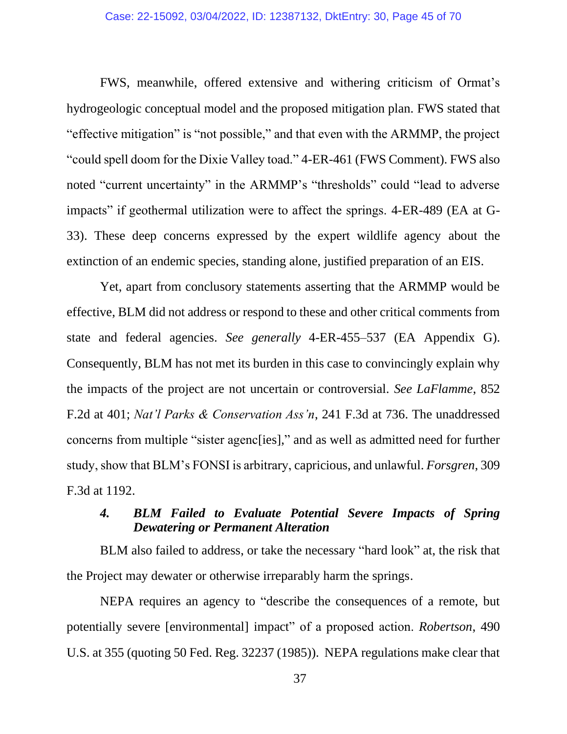FWS, meanwhile, offered extensive and withering criticism of Ormat's hydrogeologic conceptual model and the proposed mitigation plan. FWS stated that "effective mitigation" is "not possible," and that even with the ARMMP, the project "could spell doom for the Dixie Valley toad." 4-ER-461 (FWS Comment). FWS also noted "current uncertainty" in the ARMMP's "thresholds" could "lead to adverse impacts" if geothermal utilization were to affect the springs. 4-ER-489 (EA at G-33). These deep concerns expressed by the expert wildlife agency about the extinction of an endemic species, standing alone, justified preparation of an EIS.

Yet, apart from conclusory statements asserting that the ARMMP would be effective, BLM did not address or respond to these and other critical comments from state and federal agencies. *See generally* 4-ER-455–537 (EA Appendix G). Consequently, BLM has not met its burden in this case to convincingly explain why the impacts of the project are not uncertain or controversial. *See LaFlamme*, 852 F.2d at 401; *Nat'l Parks & Conservation Ass'n*, 241 F.3d at 736. The unaddressed concerns from multiple "sister agenc[ies]," and as well as admitted need for further study, show that BLM's FONSI is arbitrary, capricious, and unlawful. *Forsgren*, 309 F.3d at 1192.

#### *4. BLM Failed to Evaluate Potential Severe Impacts of Spring Dewatering or Permanent Alteration*

BLM also failed to address, or take the necessary "hard look" at, the risk that the Project may dewater or otherwise irreparably harm the springs.

NEPA requires an agency to "describe the consequences of a remote, but potentially severe [environmental] impact" of a proposed action. *Robertson*, 490 U.S. at 355 (quoting 50 Fed. Reg. 32237 (1985)). NEPA regulations make clear that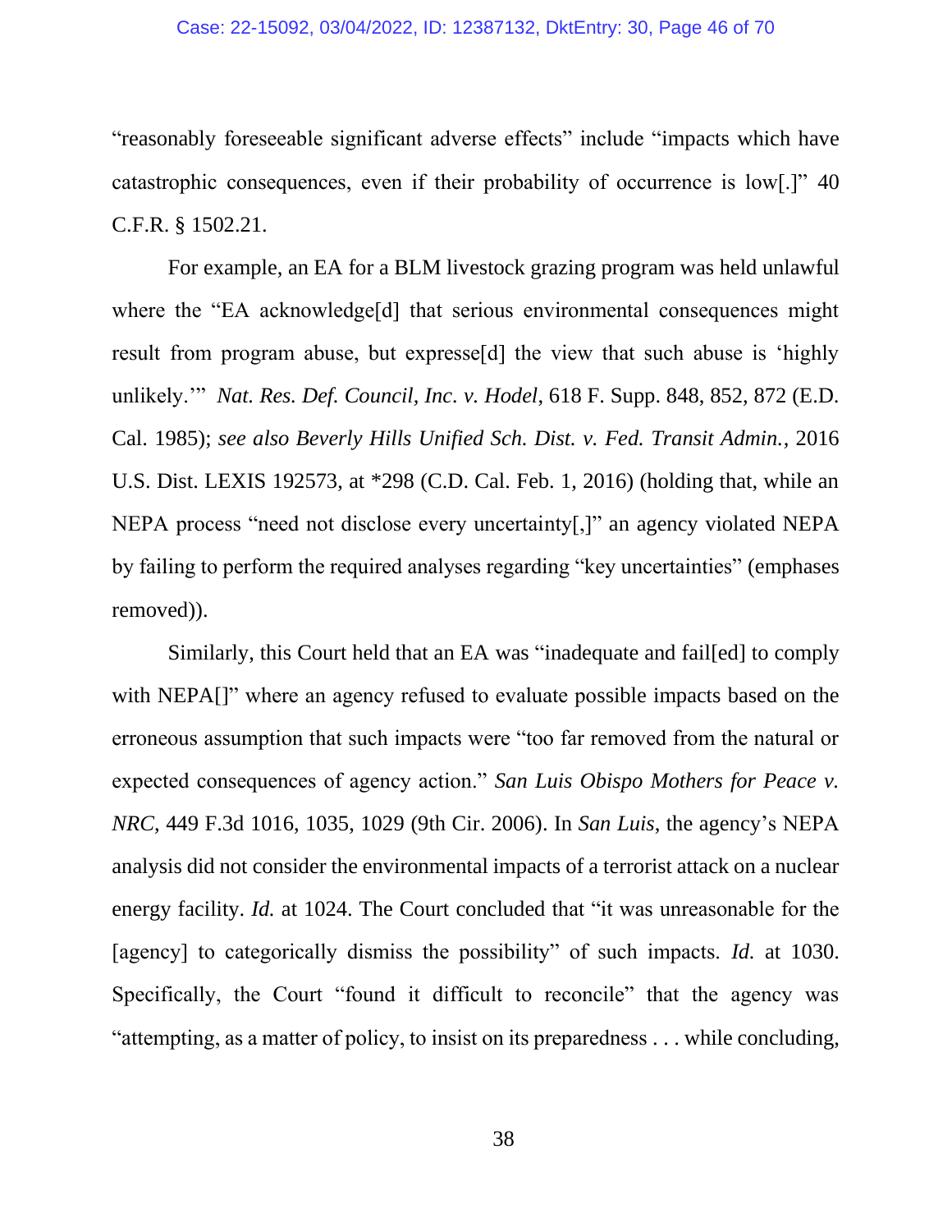"reasonably foreseeable significant adverse effects" include "impacts which have catastrophic consequences, even if their probability of occurrence is low[.]" 40 C.F.R. § 1502.21.

For example, an EA for a BLM livestock grazing program was held unlawful where the "EA acknowledge[d] that serious environmental consequences might result from program abuse, but expresse[d] the view that such abuse is 'highly unlikely.'" *Nat. Res. Def. Council, Inc. v. Hodel*, 618 F. Supp. 848, 852, 872 (E.D. Cal. 1985); *see also Beverly Hills Unified Sch. Dist. v. Fed. Transit Admin.*, 2016 U.S. Dist. LEXIS 192573, at *298 (C.D. Cal. Feb. 1, 2016) (holding that, while an NEPA process "need not disclose every uncertainty[,]" an agency violated NEPA by failing to perform the required analyses regarding "key uncertainties" (emphases removed)).

Similarly, this Court held that an EA was "inadequate and fail[ed] to comply with NEPA[]" where an agency refused to evaluate possible impacts based on the erroneous assumption that such impacts were "too far removed from the natural or expected consequences of agency action." *San Luis Obispo Mothers for Peace v. NRC*, 449 F.3d 1016, 1035, 1029 (9th Cir. 2006). In *San Luis*, the agency's NEPA analysis did not consider the environmental impacts of a terrorist attack on a nuclear energy facility. *Id.* at 1024. The Court concluded that "it was unreasonable for the [agency] to categorically dismiss the possibility" of such impacts. *Id.* at 1030. Specifically, the Court "found it difficult to reconcile" that the agency was "attempting, as a matter of policy, to insist on its preparedness . . . while concluding,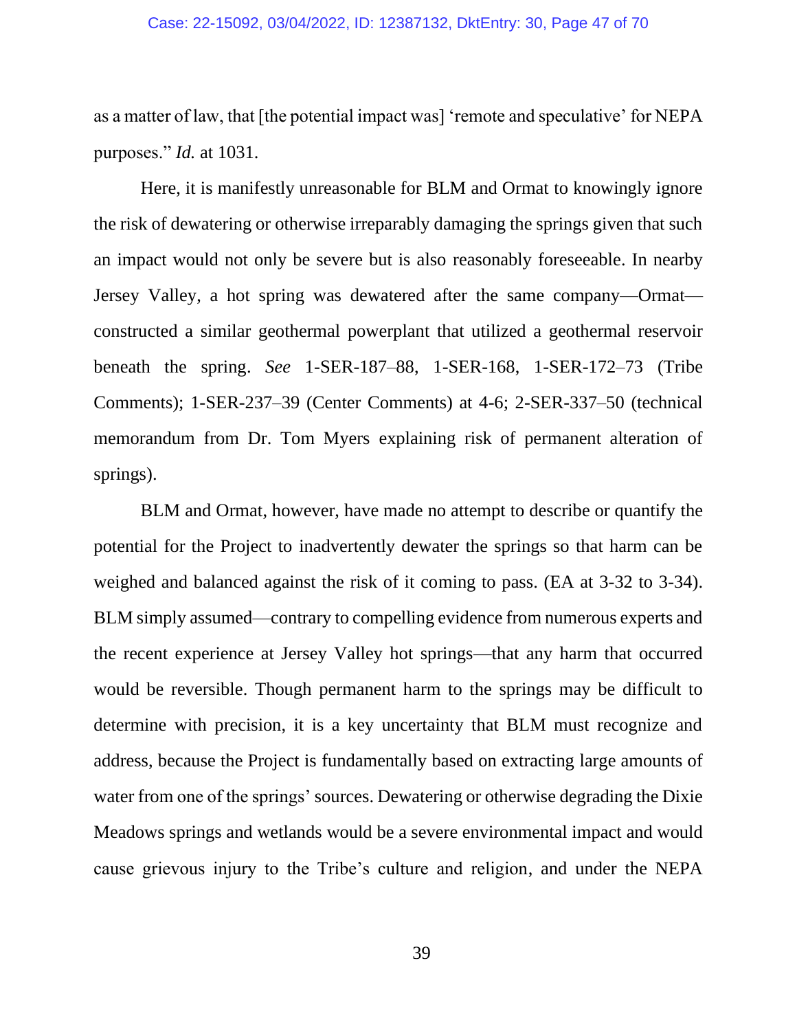as a matter of law, that [the potential impact was] 'remote and speculative' for NEPA purposes." *Id.* at 1031.

Here, it is manifestly unreasonable for BLM and Ormat to knowingly ignore the risk of dewatering or otherwise irreparably damaging the springs given that such an impact would not only be severe but is also reasonably foreseeable. In nearby Jersey Valley, a hot spring was dewatered after the same company—Ormat—constructed a similar geothermal powerplant that utilized a geothermal reservoir beneath the spring. *See* 1-SER-187–88, 1-SER-168, 1-SER-172–73 (Tribe Comments); 1-SER-237–39 (Center Comments) at 4-6; 2-SER-337–50 (technical memorandum from Dr. Tom Myers explaining risk of permanent alteration of springs).

BLM and Ormat, however, have made no attempt to describe or quantify the potential for the Project to inadvertently dewater the springs so that harm can be weighed and balanced against the risk of it coming to pass. (EA at 3-32 to 3-34). BLM simply assumed—contrary to compelling evidence from numerous experts and the recent experience at Jersey Valley hot springs—that any harm that occurred would be reversible. Though permanent harm to the springs may be difficult to determine with precision, it is a key uncertainty that BLM must recognize and address, because the Project is fundamentally based on extracting large amounts of water from one of the springs' sources. Dewatering or otherwise degrading the Dixie Meadows springs and wetlands would be a severe environmental impact and would cause grievous injury to the Tribe's culture and religion, and under the NEPA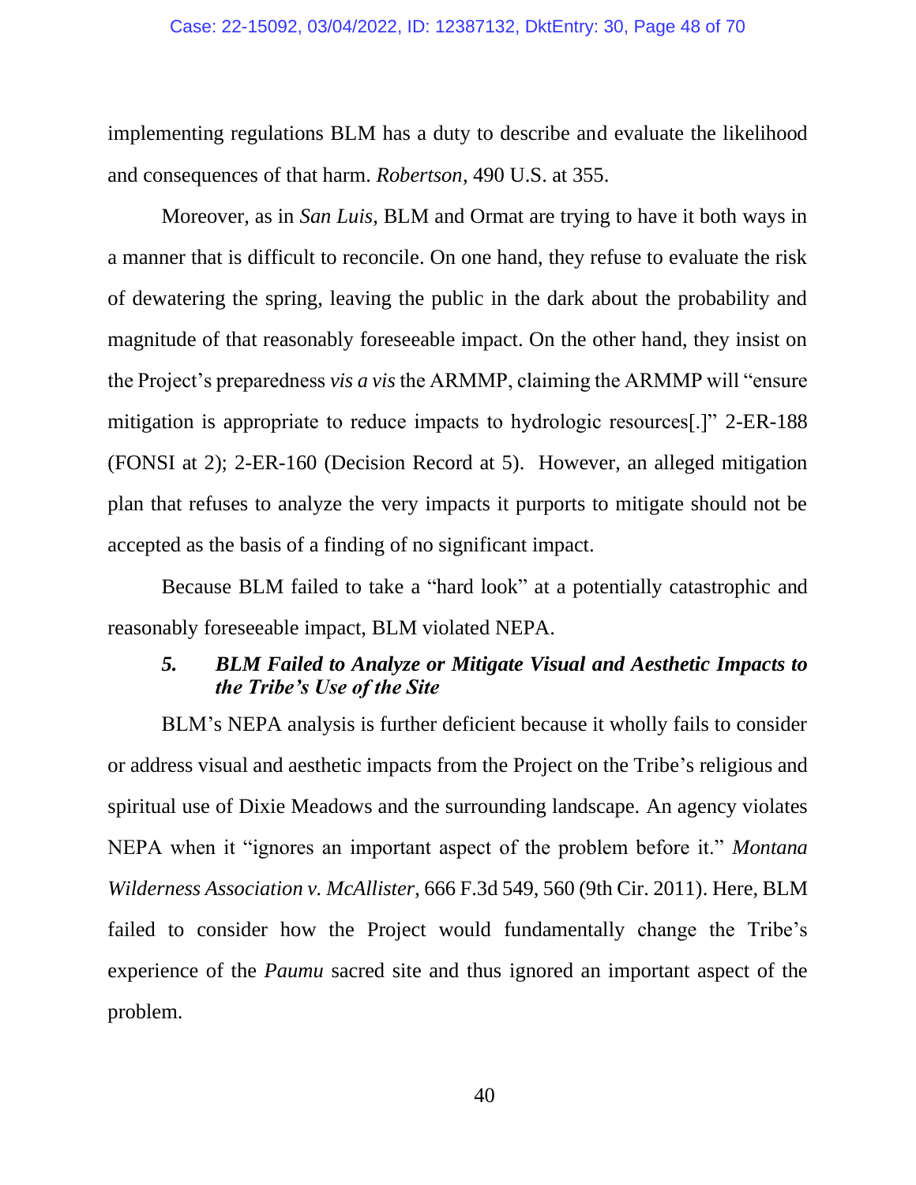implementing regulations BLM has a duty to describe and evaluate the likelihood and consequences of that harm. *Robertson*, 490 U.S. at 355.

Moreover, as in *San Luis*, BLM and Ormat are trying to have it both ways in a manner that is difficult to reconcile. On one hand, they refuse to evaluate the risk of dewatering the spring, leaving the public in the dark about the probability and magnitude of that reasonably foreseeable impact. On the other hand, they insist on the Project's preparedness *vis a vis* the ARMMP, claiming the ARMMP will "ensure mitigation is appropriate to reduce impacts to hydrologic resources[.]" 2-ER-188 (FONSI at 2); 2-ER-160 (Decision Record at 5). However, an alleged mitigation plan that refuses to analyze the very impacts it purports to mitigate should not be accepted as the basis of a finding of no significant impact.

Because BLM failed to take a "hard look" at a potentially catastrophic and reasonably foreseeable impact, BLM violated NEPA.

#### *5. BLM Failed to Analyze or Mitigate Visual and Aesthetic Impacts to the Tribe's Use of the Site*

BLM's NEPA analysis is further deficient because it wholly fails to consider or address visual and aesthetic impacts from the Project on the Tribe's religious and spiritual use of Dixie Meadows and the surrounding landscape. An agency violates NEPA when it "ignores an important aspect of the problem before it." *Montana Wilderness Association v. McAllister*, 666 F.3d 549, 560 (9th Cir. 2011). Here, BLM failed to consider how the Project would fundamentally change the Tribe's experience of the *Paumu* sacred site and thus ignored an important aspect of the problem.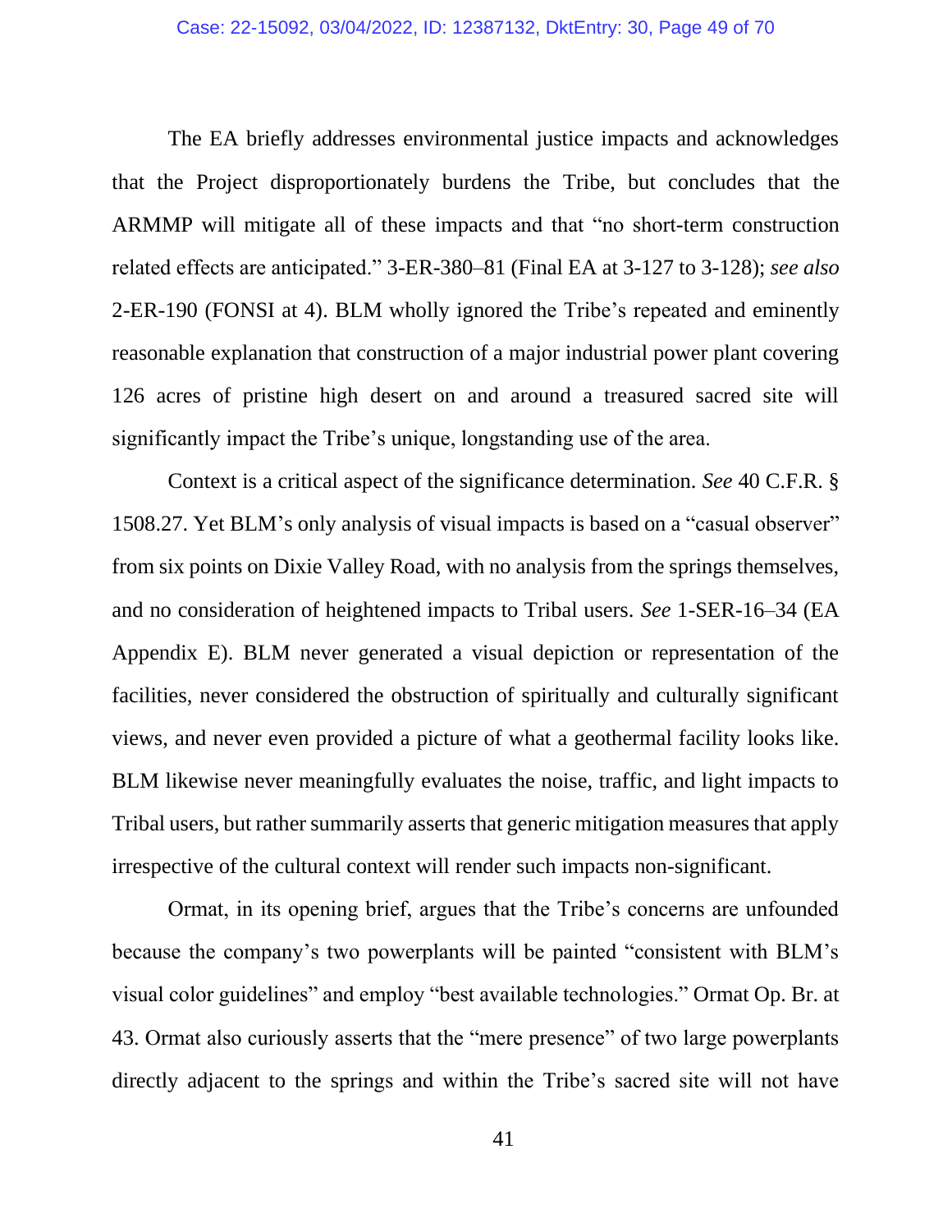The EA briefly addresses environmental justice impacts and acknowledges that the Project disproportionately burdens the Tribe, but concludes that the ARMMP will mitigate all of these impacts and that "no short-term construction related effects are anticipated." 3-ER-380–81 (Final EA at 3-127 to 3-128); *see also* 2-ER-190 (FONSI at 4). BLM wholly ignored the Tribe's repeated and eminently reasonable explanation that construction of a major industrial power plant covering 126 acres of pristine high desert on and around a treasured sacred site will significantly impact the Tribe's unique, longstanding use of the area.

Context is a critical aspect of the significance determination. *See* 40 C.F.R. § 1508.27. Yet BLM's only analysis of visual impacts is based on a "casual observer" from six points on Dixie Valley Road, with no analysis from the springs themselves, and no consideration of heightened impacts to Tribal users. *See* 1-SER-16–34 (EA Appendix E). BLM never generated a visual depiction or representation of the facilities, never considered the obstruction of spiritually and culturally significant views, and never even provided a picture of what a geothermal facility looks like. BLM likewise never meaningfully evaluates the noise, traffic, and light impacts to Tribal users, but rather summarily asserts that generic mitigation measures that apply irrespective of the cultural context will render such impacts non-significant.

Ormat, in its opening brief, argues that the Tribe's concerns are unfounded because the company's two powerplants will be painted "consistent with BLM's visual color guidelines" and employ "best available technologies." Ormat Op. Br. at 43. Ormat also curiously asserts that the "mere presence" of two large powerplants directly adjacent to the springs and within the Tribe's sacred site will not have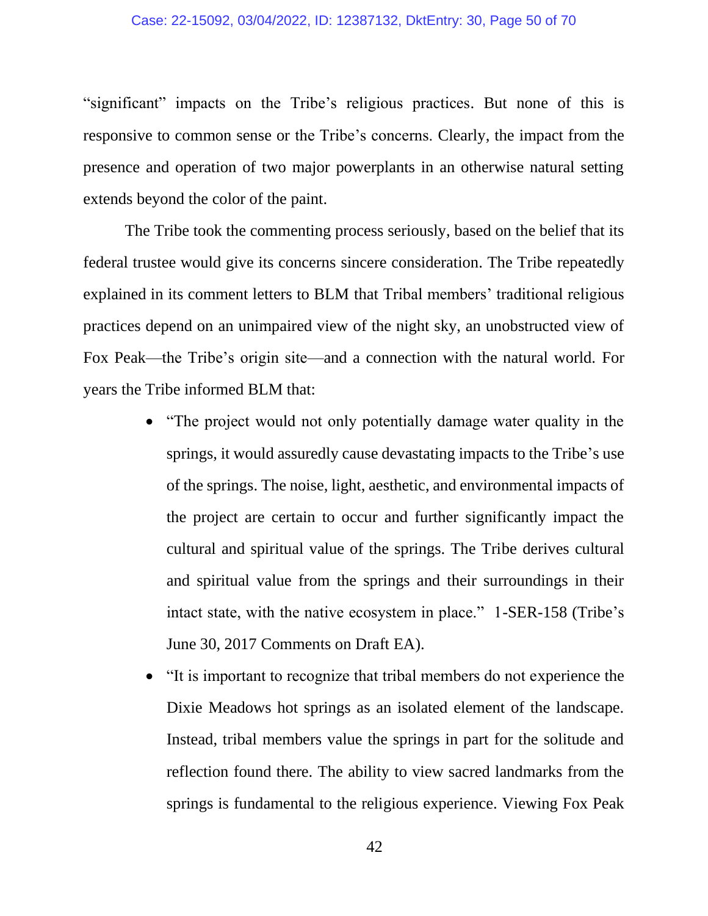"significant" impacts on the Tribe's religious practices. But none of this is responsive to common sense or the Tribe's concerns. Clearly, the impact from the presence and operation of two major powerplants in an otherwise natural setting extends beyond the color of the paint.

The Tribe took the commenting process seriously, based on the belief that its federal trustee would give its concerns sincere consideration. The Tribe repeatedly explained in its comment letters to BLM that Tribal members' traditional religious practices depend on an unimpaired view of the night sky, an unobstructed view of Fox Peak—the Tribe's origin site—and a connection with the natural world. For years the Tribe informed BLM that:

- "The project would not only potentially damage water quality in the springs, it would assuredly cause devastating impacts to the Tribe's use of the springs. The noise, light, aesthetic, and environmental impacts of the project are certain to occur and further significantly impact the cultural and spiritual value of the springs. The Tribe derives cultural and spiritual value from the springs and their surroundings in their intact state, with the native ecosystem in place." 1-SER-158 (Tribe's June 30, 2017 Comments on Draft EA).
- "It is important to recognize that tribal members do not experience the Dixie Meadows hot springs as an isolated element of the landscape. Instead, tribal members value the springs in part for the solitude and reflection found there. The ability to view sacred landmarks from the springs is fundamental to the religious experience. Viewing Fox Peak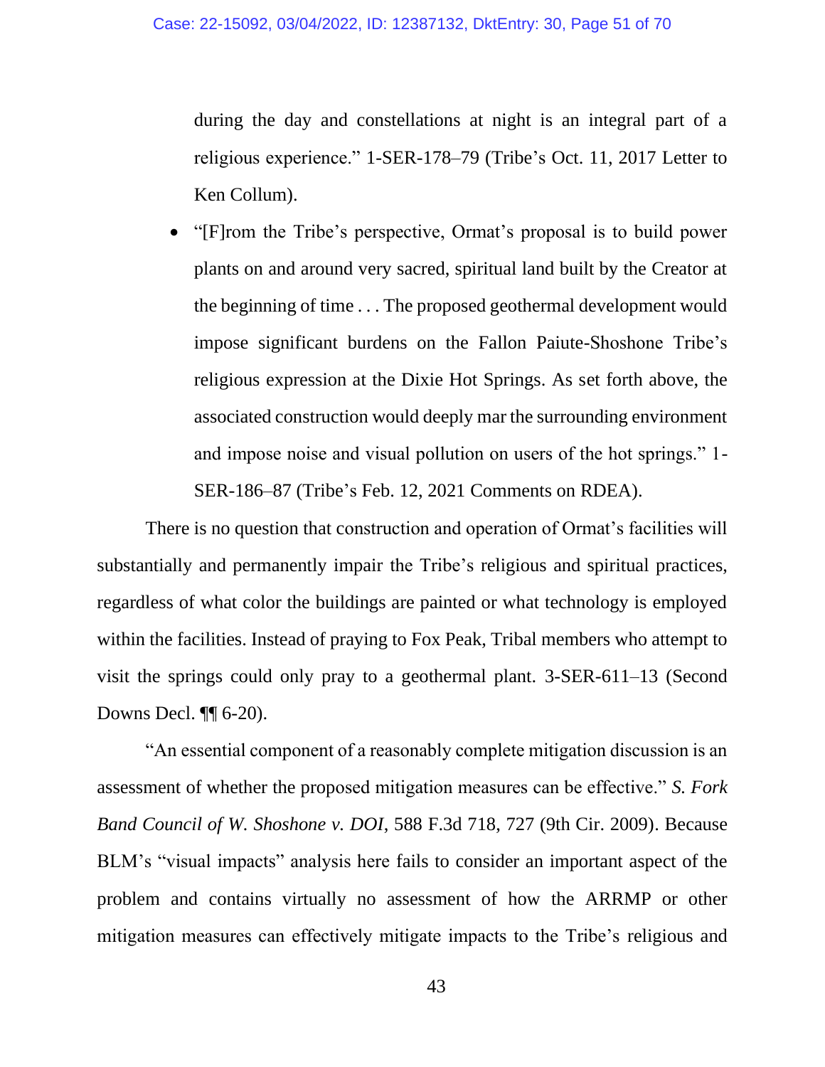during the day and constellations at night is an integral part of a religious experience." 1-SER-178–79 (Tribe's Oct. 11, 2017 Letter to Ken Collum).

- "[F]rom the Tribe's perspective, Ormat's proposal is to build power plants on and around very sacred, spiritual land built by the Creator at the beginning of time . . . The proposed geothermal development would impose significant burdens on the Fallon Paiute-Shoshone Tribe's religious expression at the Dixie Hot Springs. As set forth above, the associated construction would deeply mar the surrounding environment and impose noise and visual pollution on users of the hot springs." 1-SER-186–87 (Tribe's Feb. 12, 2021 Comments on RDEA).

There is no question that construction and operation of Ormat's facilities will substantially and permanently impair the Tribe's religious and spiritual practices, regardless of what color the buildings are painted or what technology is employed within the facilities. Instead of praying to Fox Peak, Tribal members who attempt to visit the springs could only pray to a geothermal plant. 3-SER-611–13 (Second Downs Decl. ¶¶ 6-20).

"An essential component of a reasonably complete mitigation discussion is an assessment of whether the proposed mitigation measures can be effective." *S. Fork Band Council of W. Shoshone v. DOI*, 588 F.3d 718, 727 (9th Cir. 2009). Because BLM's "visual impacts" analysis here fails to consider an important aspect of the problem and contains virtually no assessment of how the ARRMP or other mitigation measures can effectively mitigate impacts to the Tribe's religious and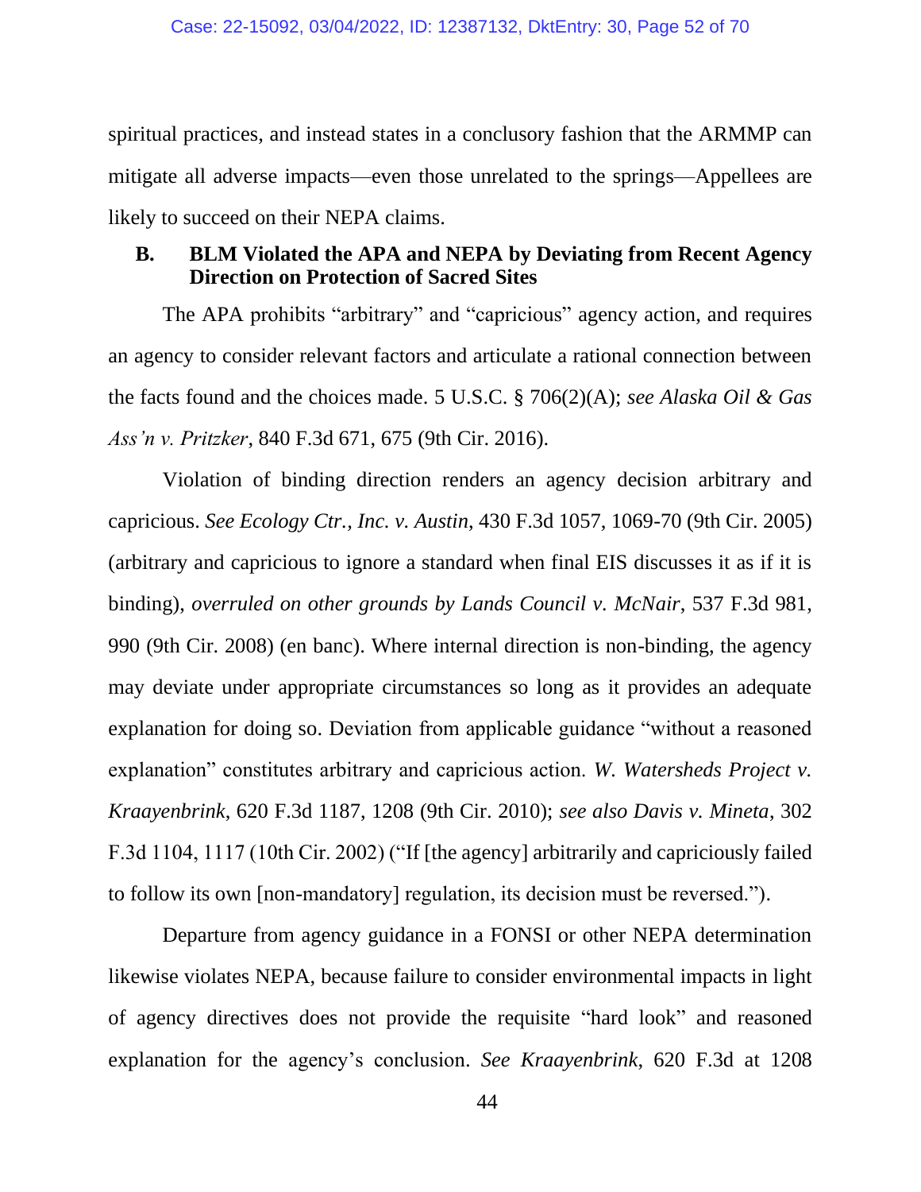spiritual practices, and instead states in a conclusory fashion that the ARMMP can mitigate all adverse impacts—even those unrelated to the springs—Appellees are likely to succeed on their NEPA claims.

### B. BLM Violated the APA and NEPA by Deviating from Recent Agency Direction on Protection of Sacred Sites

The APA prohibits "arbitrary" and "capricious" agency action, and requires an agency to consider relevant factors and articulate a rational connection between the facts found and the choices made. 5 U.S.C. § 706(2)(A); *see Alaska Oil & Gas Ass'n v. Pritzker*, 840 F.3d 671, 675 (9th Cir. 2016).

Violation of binding direction renders an agency decision arbitrary and capricious. *See Ecology Ctr., Inc. v. Austin*, 430 F.3d 1057, 1069-70 (9th Cir. 2005) (arbitrary and capricious to ignore a standard when final EIS discusses it as if it is binding), *overruled on other grounds by Lands Council v. McNair*, 537 F.3d 981, 990 (9th Cir. 2008) (en banc). Where internal direction is non-binding, the agency may deviate under appropriate circumstances so long as it provides an adequate explanation for doing so. Deviation from applicable guidance "without a reasoned explanation" constitutes arbitrary and capricious action. *W. Watersheds Project v. Kraayenbrink*, 620 F.3d 1187, 1208 (9th Cir. 2010); *see also Davis v. Mineta*, 302 F.3d 1104, 1117 (10th Cir. 2002) ("If [the agency] arbitrarily and capriciously failed to follow its own [non-mandatory] regulation, its decision must be reversed.").

Departure from agency guidance in a FONSI or other NEPA determination likewise violates NEPA, because failure to consider environmental impacts in light of agency directives does not provide the requisite "hard look" and reasoned explanation for the agency's conclusion. *See Kraayenbrink*, 620 F.3d at 1208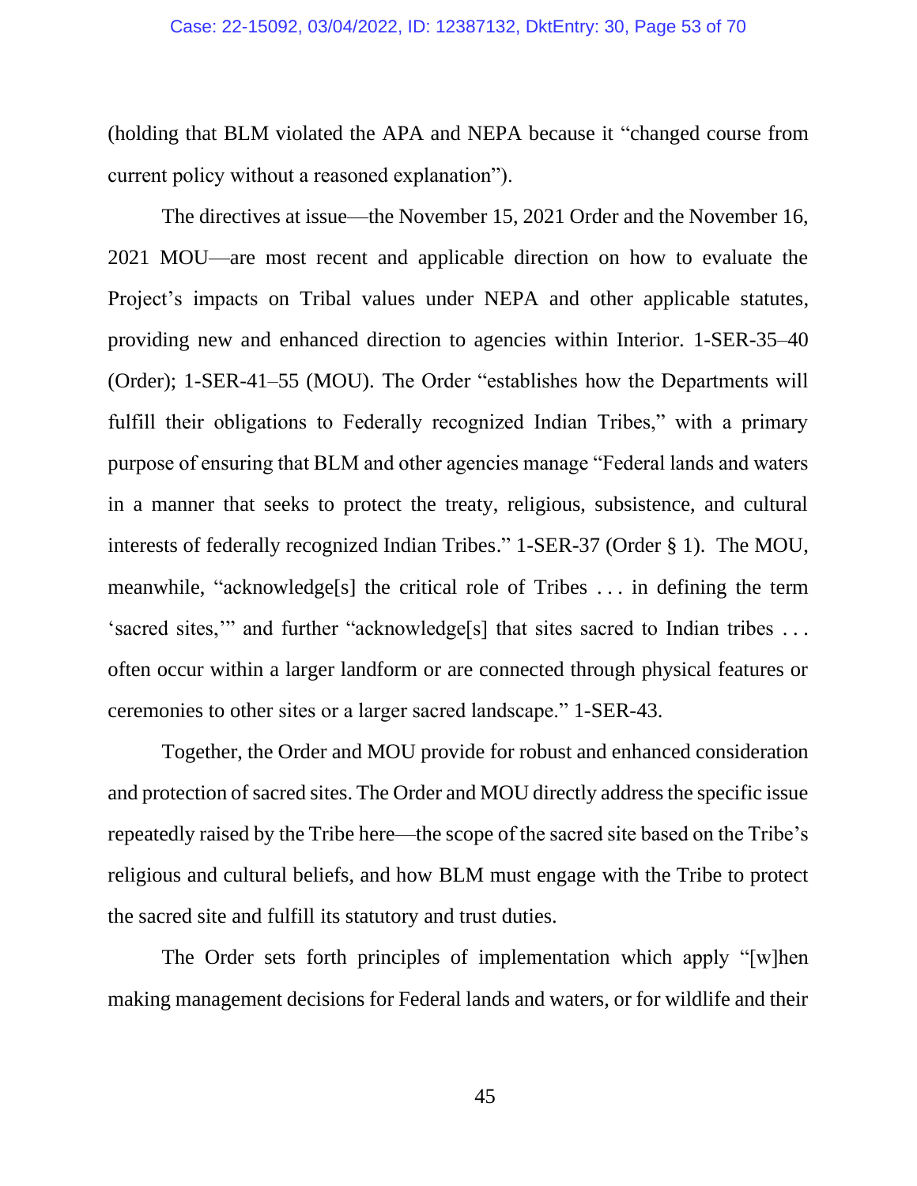(holding that BLM violated the APA and NEPA because it "changed course from current policy without a reasoned explanation").

The directives at issue—the November 15, 2021 Order and the November 16, 2021 MOU—are most recent and applicable direction on how to evaluate the Project's impacts on Tribal values under NEPA and other applicable statutes, providing new and enhanced direction to agencies within Interior. 1-SER-35–40 (Order); 1-SER-41–55 (MOU). The Order "establishes how the Departments will fulfill their obligations to Federally recognized Indian Tribes," with a primary purpose of ensuring that BLM and other agencies manage "Federal lands and waters in a manner that seeks to protect the treaty, religious, subsistence, and cultural interests of federally recognized Indian Tribes." 1-SER-37 (Order § 1). The MOU, meanwhile, "acknowledge[s] the critical role of Tribes . . . in defining the term 'sacred sites,'" and further "acknowledge[s] that sites sacred to Indian tribes . . . often occur within a larger landform or are connected through physical features or ceremonies to other sites or a larger sacred landscape." 1-SER-43.

Together, the Order and MOU provide for robust and enhanced consideration and protection of sacred sites. The Order and MOU directly address the specific issue repeatedly raised by the Tribe here—the scope of the sacred site based on the Tribe's religious and cultural beliefs, and how BLM must engage with the Tribe to protect the sacred site and fulfill its statutory and trust duties.

The Order sets forth principles of implementation which apply "[w]hen making management decisions for Federal lands and waters, or for wildlife and their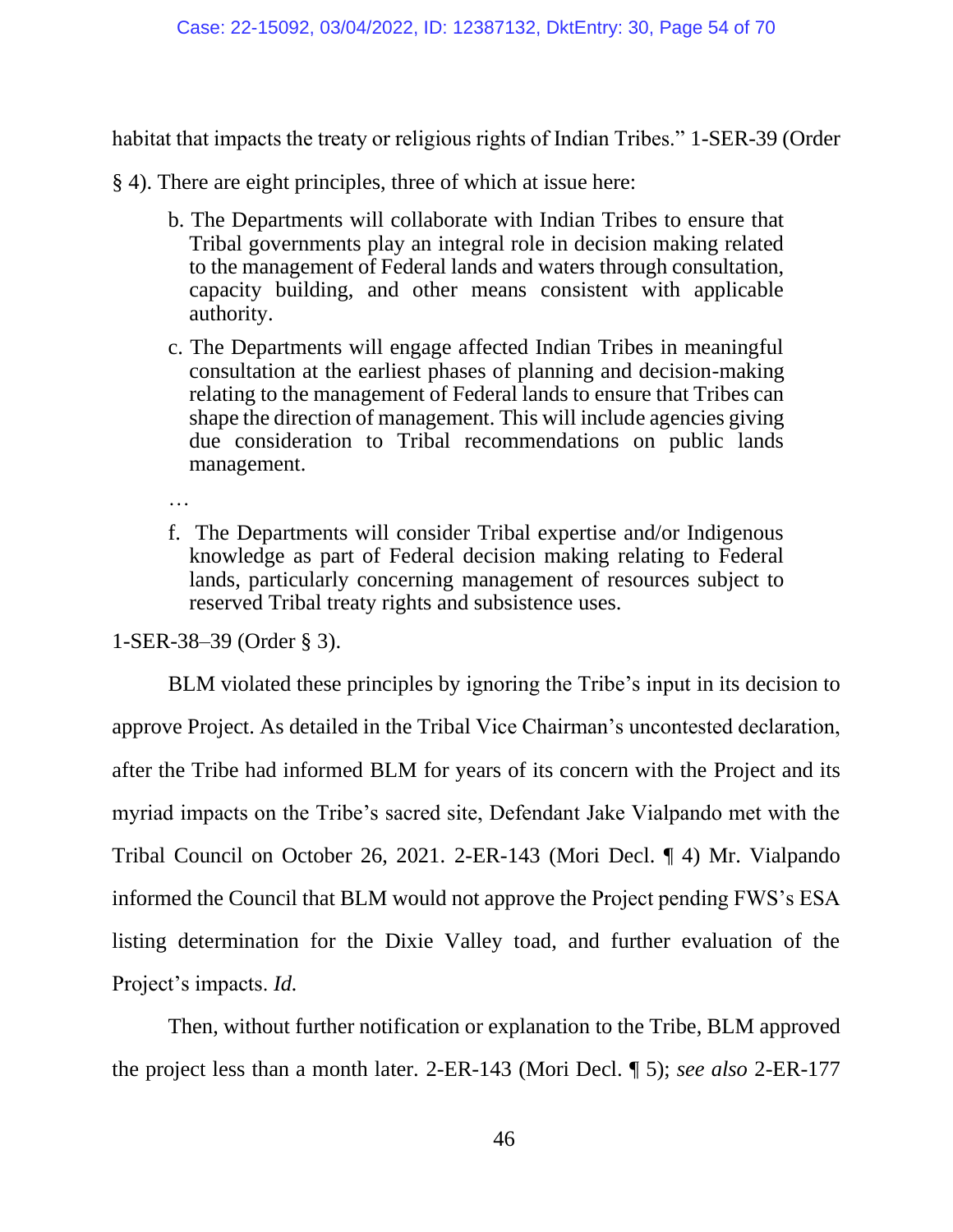habitat that impacts the treaty or religious rights of Indian Tribes." 1-SER-39 (Order § 4). There are eight principles, three of which at issue here:

> b. The Departments will collaborate with Indian Tribes to ensure that Tribal governments play an integral role in decision making related to the management of Federal lands and waters through consultation, capacity building, and other means consistent with applicable authority.
>
> c. The Departments will engage affected Indian Tribes in meaningful consultation at the earliest phases of planning and decision-making relating to the management of Federal lands to ensure that Tribes can shape the direction of management. This will include agencies giving due consideration to Tribal recommendations on public lands management.
>
> …
>
> f. The Departments will consider Tribal expertise and/or Indigenous knowledge as part of Federal decision making relating to Federal lands, particularly concerning management of resources subject to reserved Tribal treaty rights and subsistence uses.

1-SER-38–39 (Order § 3).

BLM violated these principles by ignoring the Tribe's input in its decision to approve Project. As detailed in the Tribal Vice Chairman's uncontested declaration, after the Tribe had informed BLM for years of its concern with the Project and its myriad impacts on the Tribe's sacred site, Defendant Jake Vialpando met with the Tribal Council on October 26, 2021. 2-ER-143 (Mori Decl. ¶ 4) Mr. Vialpando informed the Council that BLM would not approve the Project pending FWS's ESA listing determination for the Dixie Valley toad, and further evaluation of the Project's impacts. *Id.*

Then, without further notification or explanation to the Tribe, BLM approved the project less than a month later. 2-ER-143 (Mori Decl. ¶ 5); *see also* 2-ER-177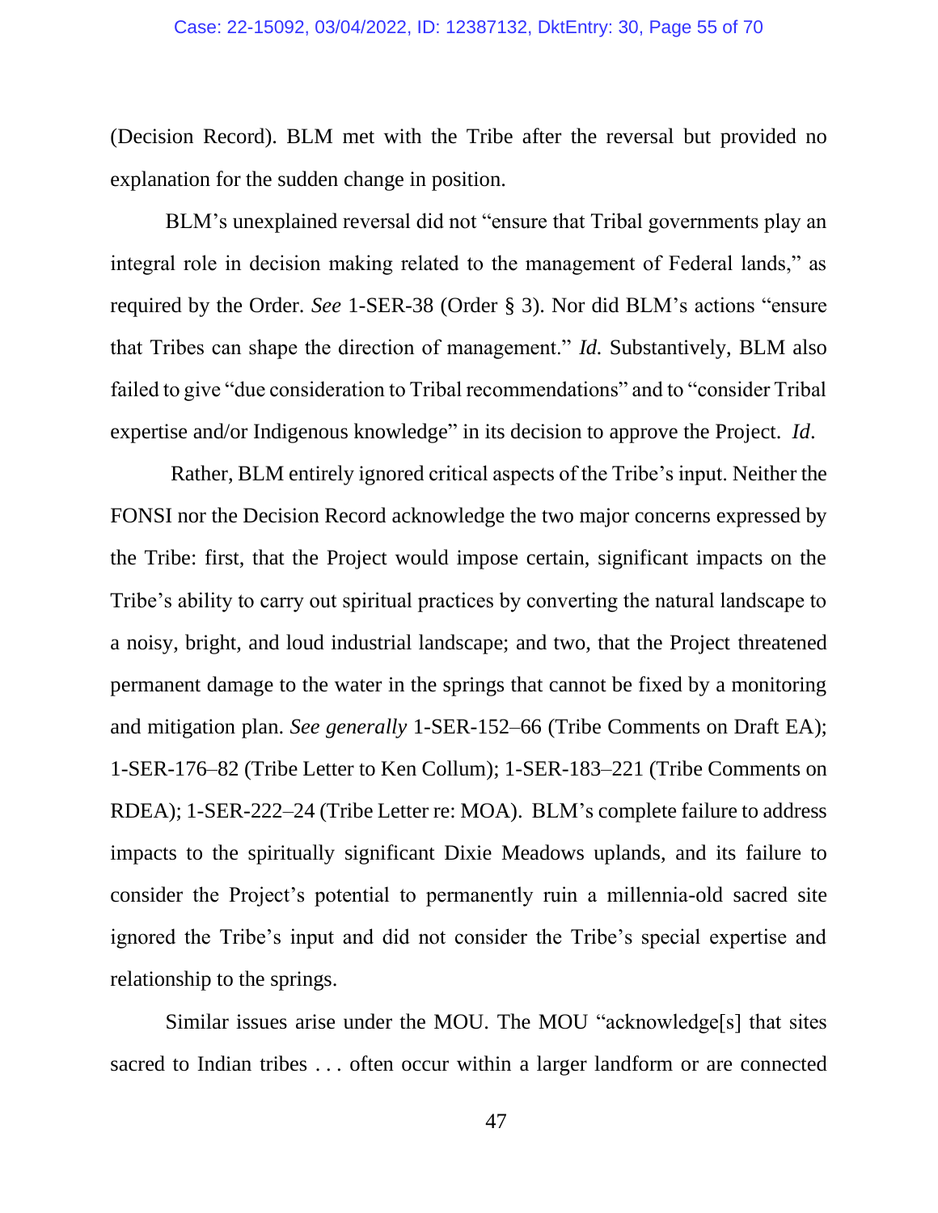(Decision Record). BLM met with the Tribe after the reversal but provided no explanation for the sudden change in position.

BLM's unexplained reversal did not "ensure that Tribal governments play an integral role in decision making related to the management of Federal lands," as required by the Order. *See* 1-SER-38 (Order § 3). Nor did BLM's actions "ensure that Tribes can shape the direction of management." *Id.* Substantively, BLM also failed to give "due consideration to Tribal recommendations" and to "consider Tribal expertise and/or Indigenous knowledge" in its decision to approve the Project. *Id*.

Rather, BLM entirely ignored critical aspects of the Tribe's input. Neither the FONSI nor the Decision Record acknowledge the two major concerns expressed by the Tribe: first, that the Project would impose certain, significant impacts on the Tribe's ability to carry out spiritual practices by converting the natural landscape to a noisy, bright, and loud industrial landscape; and two, that the Project threatened permanent damage to the water in the springs that cannot be fixed by a monitoring and mitigation plan. *See generally* 1-SER-152–66 (Tribe Comments on Draft EA); 1-SER-176–82 (Tribe Letter to Ken Collum); 1-SER-183–221 (Tribe Comments on RDEA); 1-SER-222–24 (Tribe Letter re: MOA). BLM's complete failure to address impacts to the spiritually significant Dixie Meadows uplands, and its failure to consider the Project's potential to permanently ruin a millennia-old sacred site ignored the Tribe's input and did not consider the Tribe's special expertise and relationship to the springs.

Similar issues arise under the MOU. The MOU "acknowledge[s] that sites sacred to Indian tribes . . . often occur within a larger landform or are connected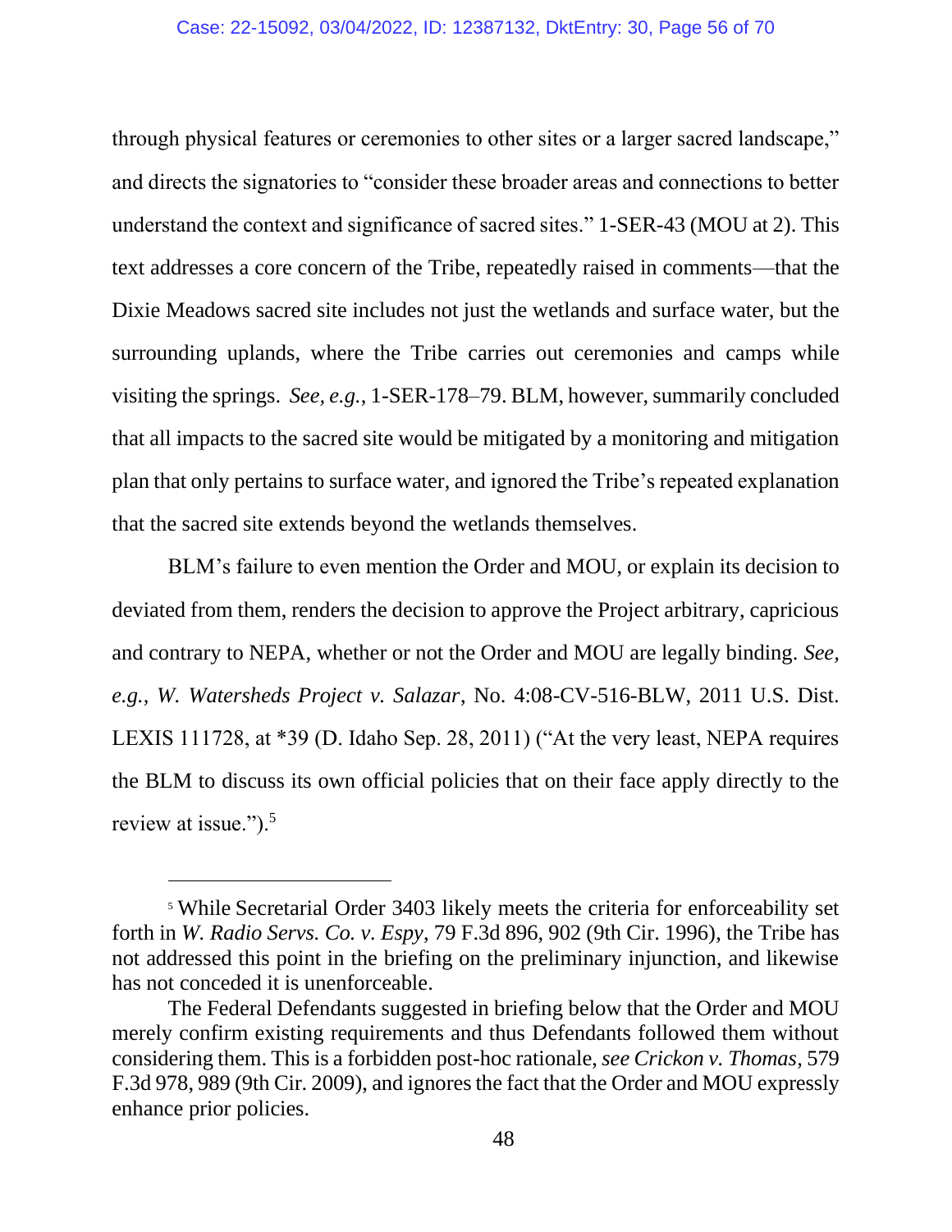through physical features or ceremonies to other sites or a larger sacred landscape," and directs the signatories to "consider these broader areas and connections to better understand the context and significance of sacred sites." 1-SER-43 (MOU at 2). This text addresses a core concern of the Tribe, repeatedly raised in comments—that the Dixie Meadows sacred site includes not just the wetlands and surface water, but the surrounding uplands, where the Tribe carries out ceremonies and camps while visiting the springs. *See, e.g.*, 1-SER-178–79. BLM, however, summarily concluded that all impacts to the sacred site would be mitigated by a monitoring and mitigation plan that only pertains to surface water, and ignored the Tribe's repeated explanation that the sacred site extends beyond the wetlands themselves.

BLM's failure to even mention the Order and MOU, or explain its decision to deviated from them, renders the decision to approve the Project arbitrary, capricious and contrary to NEPA, whether or not the Order and MOU are legally binding. *See, e.g.*, *W. Watersheds Project v. Salazar*, No. 4:08-CV-516-BLW, 2011 U.S. Dist. LEXIS 111728, at *39 (D. Idaho Sep. 28, 2011) ("At the very least, NEPA requires the BLM to discuss its own official policies that on their face apply directly to the review at issue.").[5]

---

[5] While Secretarial Order 3403 likely meets the criteria for enforceability set forth in *W. Radio Servs. Co. v. Espy*, 79 F.3d 896, 902 (9th Cir. 1996), the Tribe has not addressed this point in the briefing on the preliminary injunction, and likewise has not conceded it is unenforceable.

The Federal Defendants suggested in briefing below that the Order and MOU merely confirm existing requirements and thus Defendants followed them without considering them. This is a forbidden post-hoc rationale, *see Crickon v. Thomas*, 579 F.3d 978, 989 (9th Cir. 2009), and ignores the fact that the Order and MOU expressly enhance prior policies.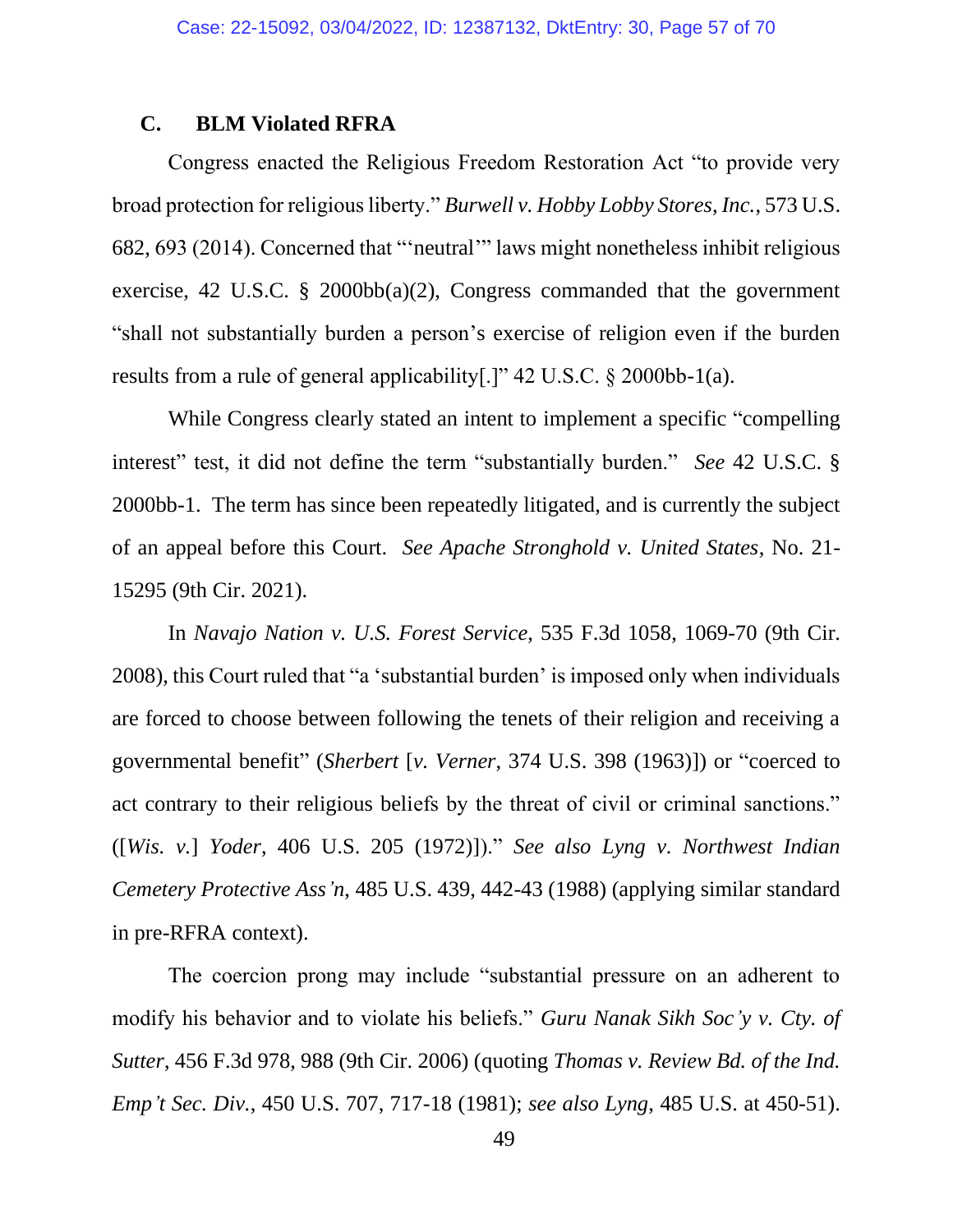### C. BLM Violated RFRA

Congress enacted the Religious Freedom Restoration Act "to provide very broad protection for religious liberty." *Burwell v. Hobby Lobby Stores, Inc.*, 573 U.S. 682, 693 (2014). Concerned that "'neutral'" laws might nonetheless inhibit religious exercise, 42 U.S.C. § 2000bb(a)(2), Congress commanded that the government "shall not substantially burden a person's exercise of religion even if the burden results from a rule of general applicability[.]" 42 U.S.C. § 2000bb-1(a).

While Congress clearly stated an intent to implement a specific "compelling interest" test, it did not define the term "substantially burden." *See* 42 U.S.C. § 2000bb-1. The term has since been repeatedly litigated, and is currently the subject of an appeal before this Court. *See Apache Stronghold v. United States*, No. 21-15295 (9th Cir. 2021).

In *Navajo Nation v. U.S. Forest Service*, 535 F.3d 1058, 1069-70 (9th Cir. 2008), this Court ruled that "a 'substantial burden' is imposed only when individuals are forced to choose between following the tenets of their religion and receiving a governmental benefit" (*Sherbert* [*v. Verner*, 374 U.S. 398 (1963)]) or "coerced to act contrary to their religious beliefs by the threat of civil or criminal sanctions." ([*Wis. v.*] *Yoder*, 406 U.S. 205 (1972)])." *See also Lyng v. Northwest Indian Cemetery Protective Ass'n*, 485 U.S. 439, 442-43 (1988) (applying similar standard in pre-RFRA context).

The coercion prong may include "substantial pressure on an adherent to modify his behavior and to violate his beliefs." *Guru Nanak Sikh Soc'y v. Cty. of Sutter*, 456 F.3d 978, 988 (9th Cir. 2006) (quoting *Thomas v. Review Bd. of the Ind. Emp't Sec. Div.*, 450 U.S. 707, 717-18 (1981); *see also Lyng*, 485 U.S. at 450-51).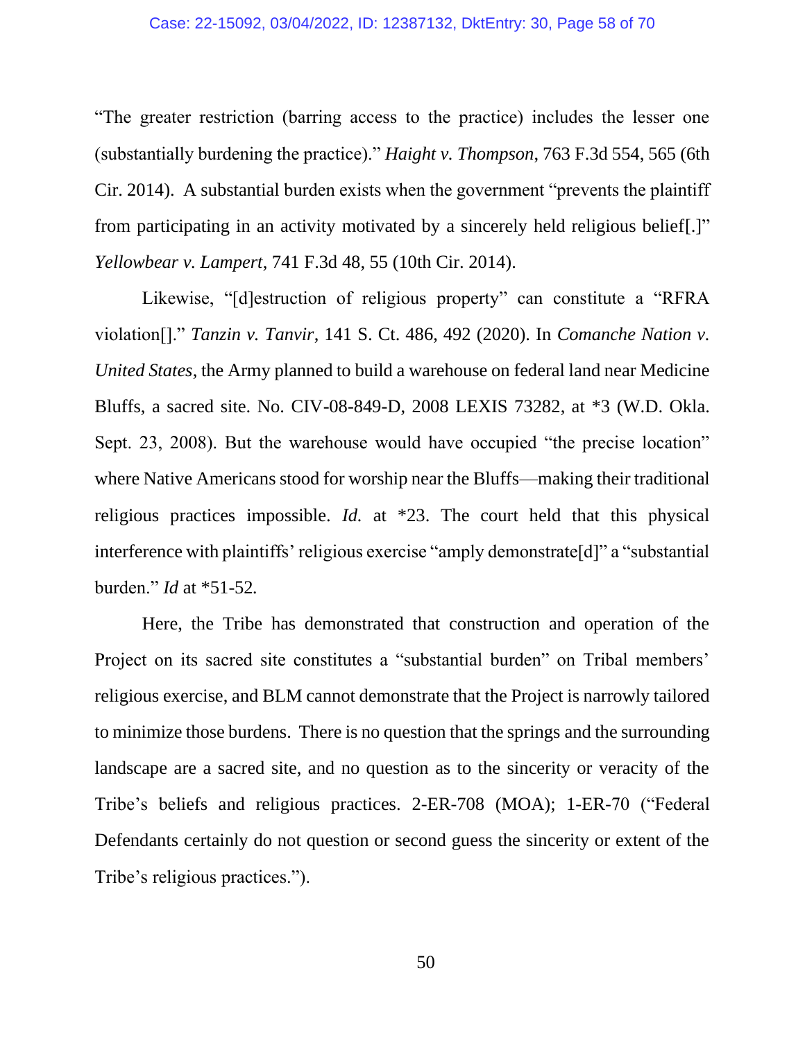"The greater restriction (barring access to the practice) includes the lesser one (substantially burdening the practice)." *Haight v. Thompson*, 763 F.3d 554, 565 (6th Cir. 2014). A substantial burden exists when the government "prevents the plaintiff from participating in an activity motivated by a sincerely held religious belief[.]" *Yellowbear v. Lampert*, 741 F.3d 48, 55 (10th Cir. 2014).

Likewise, "[d]estruction of religious property" can constitute a "RFRA violation[]." *Tanzin v. Tanvir*, 141 S. Ct. 486, 492 (2020). In *Comanche Nation v. United States*, the Army planned to build a warehouse on federal land near Medicine Bluffs, a sacred site. No. CIV-08-849-D, 2008 LEXIS 73282, at *3 (W.D. Okla. Sept. 23, 2008). But the warehouse would have occupied "the precise location" where Native Americans stood for worship near the Bluffs—making their traditional religious practices impossible. *Id.* at *23. The court held that this physical interference with plaintiffs' religious exercise "amply demonstrate[d]" a "substantial burden." *Id* at *51-52.

Here, the Tribe has demonstrated that construction and operation of the Project on its sacred site constitutes a "substantial burden" on Tribal members' religious exercise, and BLM cannot demonstrate that the Project is narrowly tailored to minimize those burdens. There is no question that the springs and the surrounding landscape are a sacred site, and no question as to the sincerity or veracity of the Tribe's beliefs and religious practices. 2-ER-708 (MOA); 1-ER-70 ("Federal Defendants certainly do not question or second guess the sincerity or extent of the Tribe's religious practices.").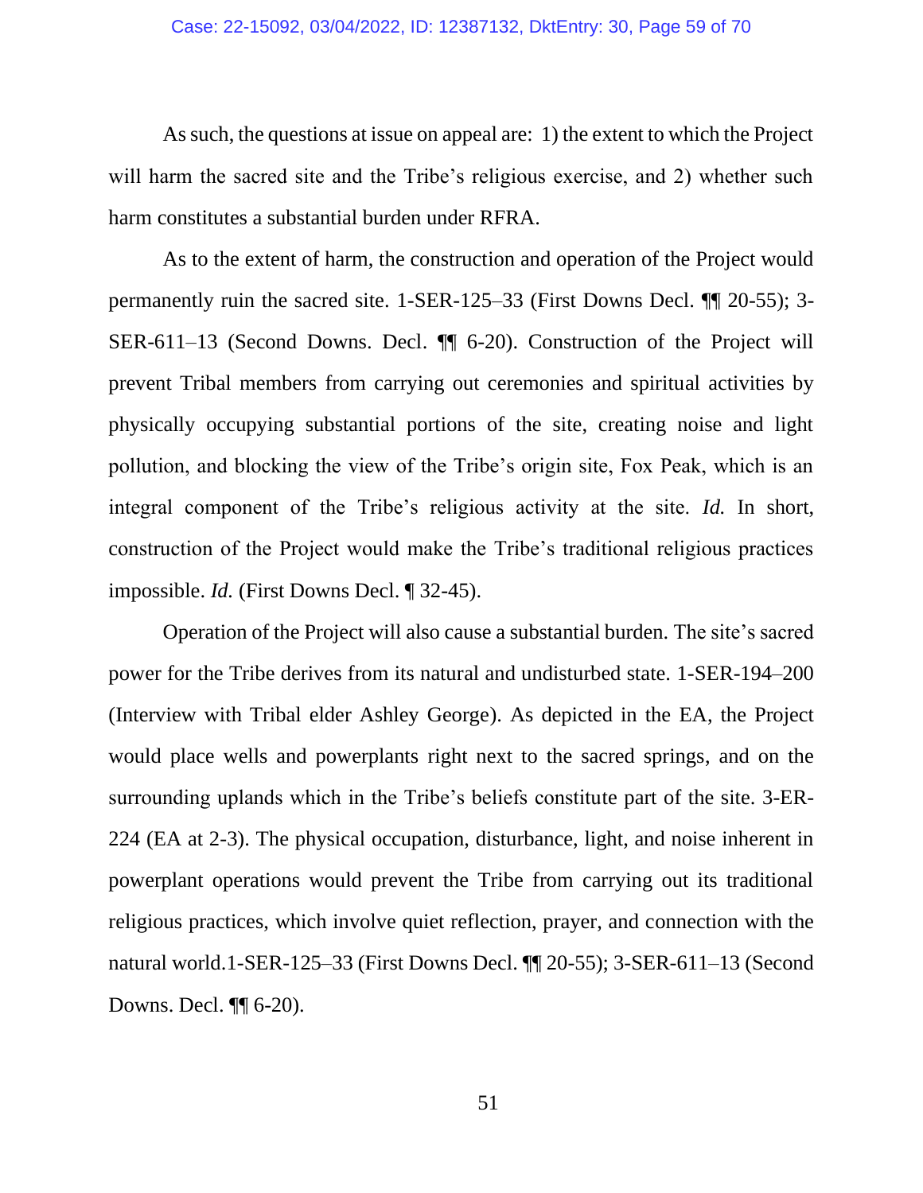As such, the questions at issue on appeal are: 1) the extent to which the Project will harm the sacred site and the Tribe's religious exercise, and 2) whether such harm constitutes a substantial burden under RFRA.

As to the extent of harm, the construction and operation of the Project would permanently ruin the sacred site. 1-SER-125–33 (First Downs Decl. ¶¶ 20-55); 3-SER-611–13 (Second Downs. Decl. ¶¶ 6-20). Construction of the Project will prevent Tribal members from carrying out ceremonies and spiritual activities by physically occupying substantial portions of the site, creating noise and light pollution, and blocking the view of the Tribe's origin site, Fox Peak, which is an integral component of the Tribe's religious activity at the site. *Id.* In short, construction of the Project would make the Tribe's traditional religious practices impossible. *Id.* (First Downs Decl. ¶ 32-45).

Operation of the Project will also cause a substantial burden. The site's sacred power for the Tribe derives from its natural and undisturbed state. 1-SER-194–200 (Interview with Tribal elder Ashley George). As depicted in the EA, the Project would place wells and powerplants right next to the sacred springs, and on the surrounding uplands which in the Tribe's beliefs constitute part of the site. 3-ER-224 (EA at 2-3). The physical occupation, disturbance, light, and noise inherent in powerplant operations would prevent the Tribe from carrying out its traditional religious practices, which involve quiet reflection, prayer, and connection with the natural world.1-SER-125–33 (First Downs Decl. ¶¶ 20-55); 3-SER-611–13 (Second Downs. Decl. ¶¶ 6-20).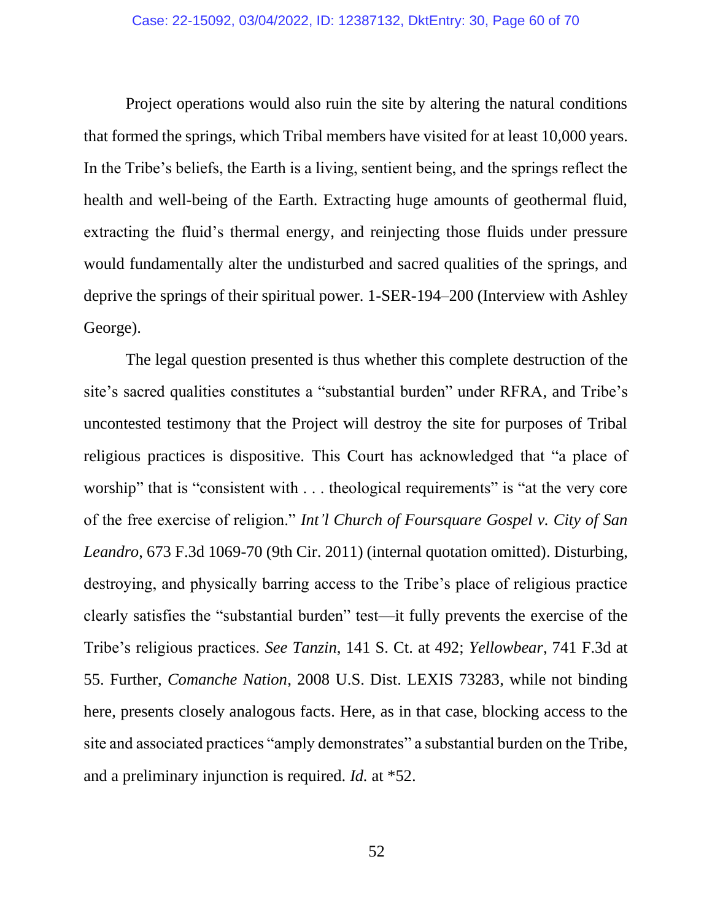Project operations would also ruin the site by altering the natural conditions that formed the springs, which Tribal members have visited for at least 10,000 years. In the Tribe's beliefs, the Earth is a living, sentient being, and the springs reflect the health and well-being of the Earth. Extracting huge amounts of geothermal fluid, extracting the fluid's thermal energy, and reinjecting those fluids under pressure would fundamentally alter the undisturbed and sacred qualities of the springs, and deprive the springs of their spiritual power. 1-SER-194–200 (Interview with Ashley George).

The legal question presented is thus whether this complete destruction of the site's sacred qualities constitutes a "substantial burden" under RFRA, and Tribe's uncontested testimony that the Project will destroy the site for purposes of Tribal religious practices is dispositive. This Court has acknowledged that "a place of worship" that is "consistent with . . . theological requirements" is "at the very core of the free exercise of religion." *Int'l Church of Foursquare Gospel v. City of San Leandro*, 673 F.3d 1069-70 (9th Cir. 2011) (internal quotation omitted). Disturbing, destroying, and physically barring access to the Tribe's place of religious practice clearly satisfies the "substantial burden" test—it fully prevents the exercise of the Tribe's religious practices. *See Tanzin*, 141 S. Ct. at 492; *Yellowbear*, 741 F.3d at 55. Further, *Comanche Nation*, 2008 U.S. Dist. LEXIS 73283, while not binding here, presents closely analogous facts. Here, as in that case, blocking access to the site and associated practices "amply demonstrates" a substantial burden on the Tribe, and a preliminary injunction is required. *Id.* at *52.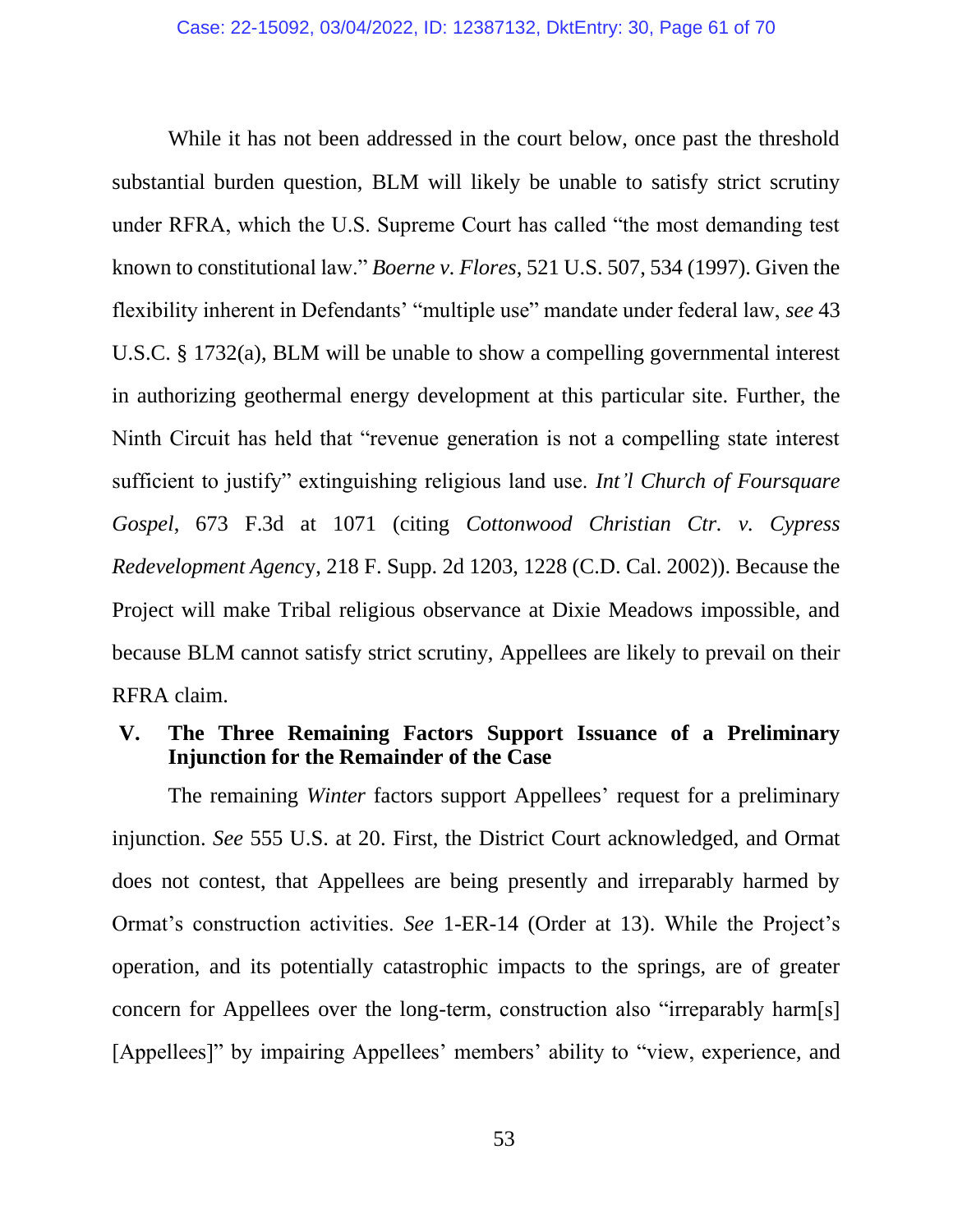While it has not been addressed in the court below, once past the threshold substantial burden question, BLM will likely be unable to satisfy strict scrutiny under RFRA, which the U.S. Supreme Court has called "the most demanding test known to constitutional law." *Boerne v. Flores*, 521 U.S. 507, 534 (1997). Given the flexibility inherent in Defendants' "multiple use" mandate under federal law, *see* 43 U.S.C. § 1732(a), BLM will be unable to show a compelling governmental interest in authorizing geothermal energy development at this particular site. Further, the Ninth Circuit has held that "revenue generation is not a compelling state interest sufficient to justify" extinguishing religious land use. *Int'l Church of Foursquare Gospel*, 673 F.3d at 1071 (citing *Cottonwood Christian Ctr. v. Cypress Redevelopment Agenc*y, 218 F. Supp. 2d 1203, 1228 (C.D. Cal. 2002)). Because the Project will make Tribal religious observance at Dixie Meadows impossible, and because BLM cannot satisfy strict scrutiny, Appellees are likely to prevail on their RFRA claim.

## V. The Three Remaining Factors Support Issuance of a Preliminary Injunction for the Remainder of the Case

The remaining *Winter* factors support Appellees' request for a preliminary injunction. *See* 555 U.S. at 20. First, the District Court acknowledged, and Ormat does not contest, that Appellees are being presently and irreparably harmed by Ormat's construction activities. *See* 1-ER-14 (Order at 13). While the Project's operation, and its potentially catastrophic impacts to the springs, are of greater concern for Appellees over the long-term, construction also "irreparably harm[s] [Appellees]" by impairing Appellees' members' ability to "view, experience, and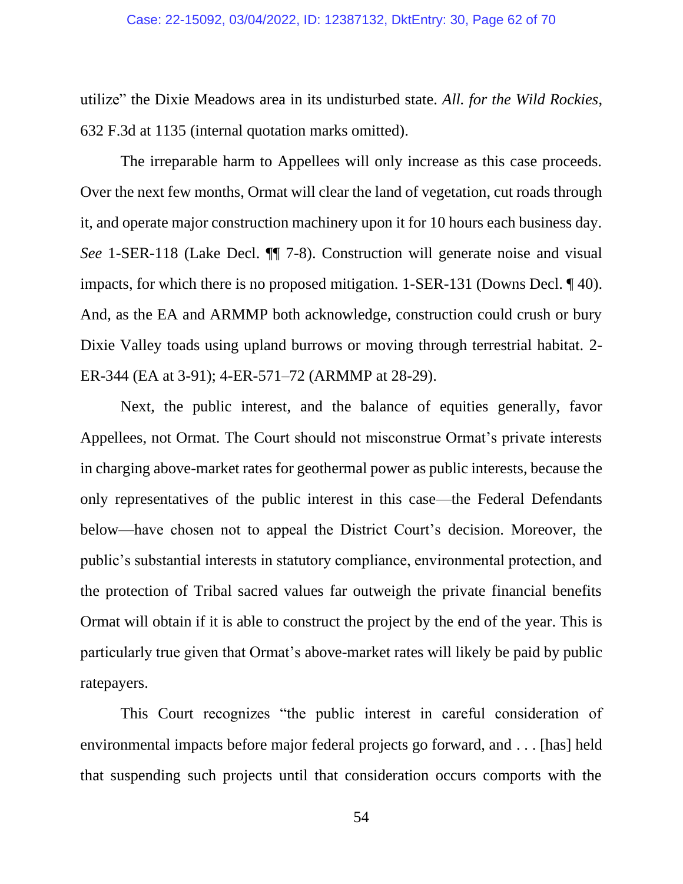utilize" the Dixie Meadows area in its undisturbed state. *All. for the Wild Rockies*, 632 F.3d at 1135 (internal quotation marks omitted).

The irreparable harm to Appellees will only increase as this case proceeds. Over the next few months, Ormat will clear the land of vegetation, cut roads through it, and operate major construction machinery upon it for 10 hours each business day. *See* 1-SER-118 (Lake Decl. ¶¶ 7-8). Construction will generate noise and visual impacts, for which there is no proposed mitigation. 1-SER-131 (Downs Decl. ¶ 40). And, as the EA and ARMMP both acknowledge, construction could crush or bury Dixie Valley toads using upland burrows or moving through terrestrial habitat. 2-ER-344 (EA at 3-91); 4-ER-571–72 (ARMMP at 28-29).

Next, the public interest, and the balance of equities generally, favor Appellees, not Ormat. The Court should not misconstrue Ormat's private interests in charging above-market rates for geothermal power as public interests, because the only representatives of the public interest in this case—the Federal Defendants below—have chosen not to appeal the District Court's decision. Moreover, the public's substantial interests in statutory compliance, environmental protection, and the protection of Tribal sacred values far outweigh the private financial benefits Ormat will obtain if it is able to construct the project by the end of the year. This is particularly true given that Ormat's above-market rates will likely be paid by public ratepayers.

This Court recognizes "the public interest in careful consideration of environmental impacts before major federal projects go forward, and . . . [has] held that suspending such projects until that consideration occurs comports with the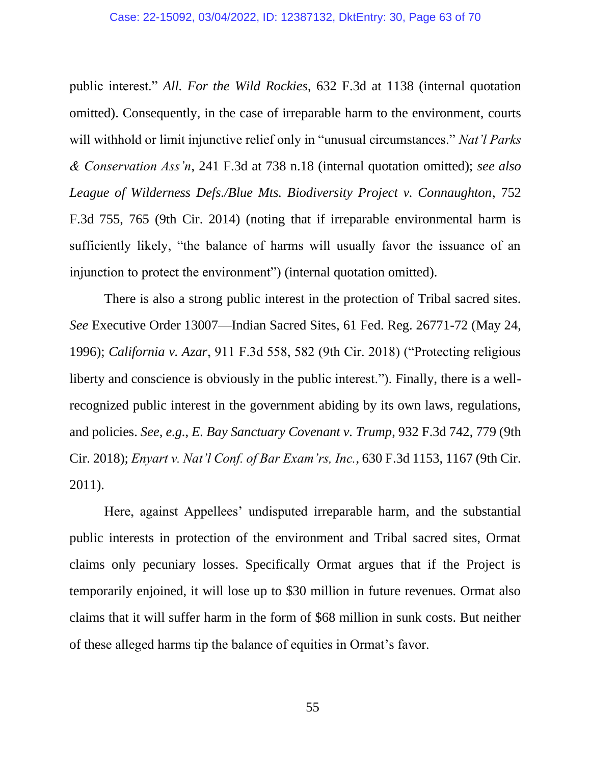public interest." *All. For the Wild Rockies*, 632 F.3d at 1138 (internal quotation omitted). Consequently, in the case of irreparable harm to the environment, courts will withhold or limit injunctive relief only in "unusual circumstances." *Nat'l Parks & Conservation Ass'n*, 241 F.3d at 738 n.18 (internal quotation omitted); *see also League of Wilderness Defs./Blue Mts. Biodiversity Project v. Connaughton*, 752 F.3d 755, 765 (9th Cir. 2014) (noting that if irreparable environmental harm is sufficiently likely, "the balance of harms will usually favor the issuance of an injunction to protect the environment") (internal quotation omitted).

There is also a strong public interest in the protection of Tribal sacred sites. *See* Executive Order 13007—Indian Sacred Sites, 61 Fed. Reg. 26771-72 (May 24, 1996); *California v. Azar*, 911 F.3d 558, 582 (9th Cir. 2018) ("Protecting religious liberty and conscience is obviously in the public interest."). Finally, there is a well-recognized public interest in the government abiding by its own laws, regulations, and policies. *See, e.g.*, *E. Bay Sanctuary Covenant v. Trump*, 932 F.3d 742, 779 (9th Cir. 2018); *Enyart v. Nat'l Conf. of Bar Exam'rs, Inc.*, 630 F.3d 1153, 1167 (9th Cir. 2011).

Here, against Appellees' undisputed irreparable harm, and the substantial public interests in protection of the environment and Tribal sacred sites, Ormat claims only pecuniary losses. Specifically Ormat argues that if the Project is temporarily enjoined, it will lose up to $30 million in future revenues. Ormat also claims that it will suffer harm in the form of $68 million in sunk costs. But neither of these alleged harms tip the balance of equities in Ormat's favor.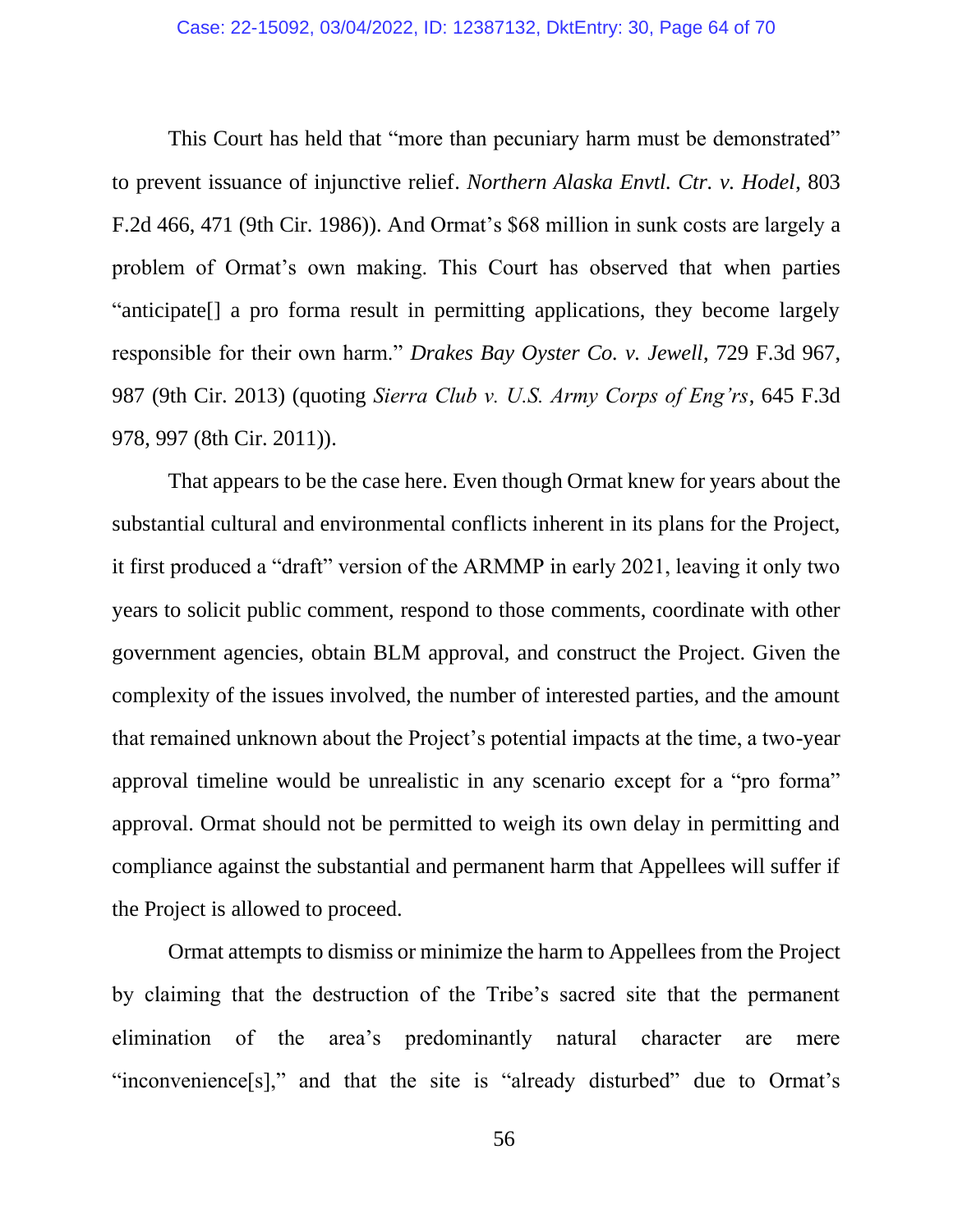This Court has held that "more than pecuniary harm must be demonstrated" to prevent issuance of injunctive relief. *Northern Alaska Envtl. Ctr. v. Hodel*, 803 F.2d 466, 471 (9th Cir. 1986)). And Ormat's $68 million in sunk costs are largely a problem of Ormat's own making. This Court has observed that when parties "anticipate[] a pro forma result in permitting applications, they become largely responsible for their own harm." *Drakes Bay Oyster Co. v. Jewell*, 729 F.3d 967, 987 (9th Cir. 2013) (quoting *Sierra Club v. U.S. Army Corps of Eng'rs*, 645 F.3d 978, 997 (8th Cir. 2011)).

That appears to be the case here. Even though Ormat knew for years about the substantial cultural and environmental conflicts inherent in its plans for the Project, it first produced a "draft" version of the ARMMP in early 2021, leaving it only two years to solicit public comment, respond to those comments, coordinate with other government agencies, obtain BLM approval, and construct the Project. Given the complexity of the issues involved, the number of interested parties, and the amount that remained unknown about the Project's potential impacts at the time, a two-year approval timeline would be unrealistic in any scenario except for a "pro forma" approval. Ormat should not be permitted to weigh its own delay in permitting and compliance against the substantial and permanent harm that Appellees will suffer if the Project is allowed to proceed.

Ormat attempts to dismiss or minimize the harm to Appellees from the Project by claiming that the destruction of the Tribe's sacred site that the permanent elimination of the area's predominantly natural character are mere "inconvenience[s]," and that the site is "already disturbed" due to Ormat's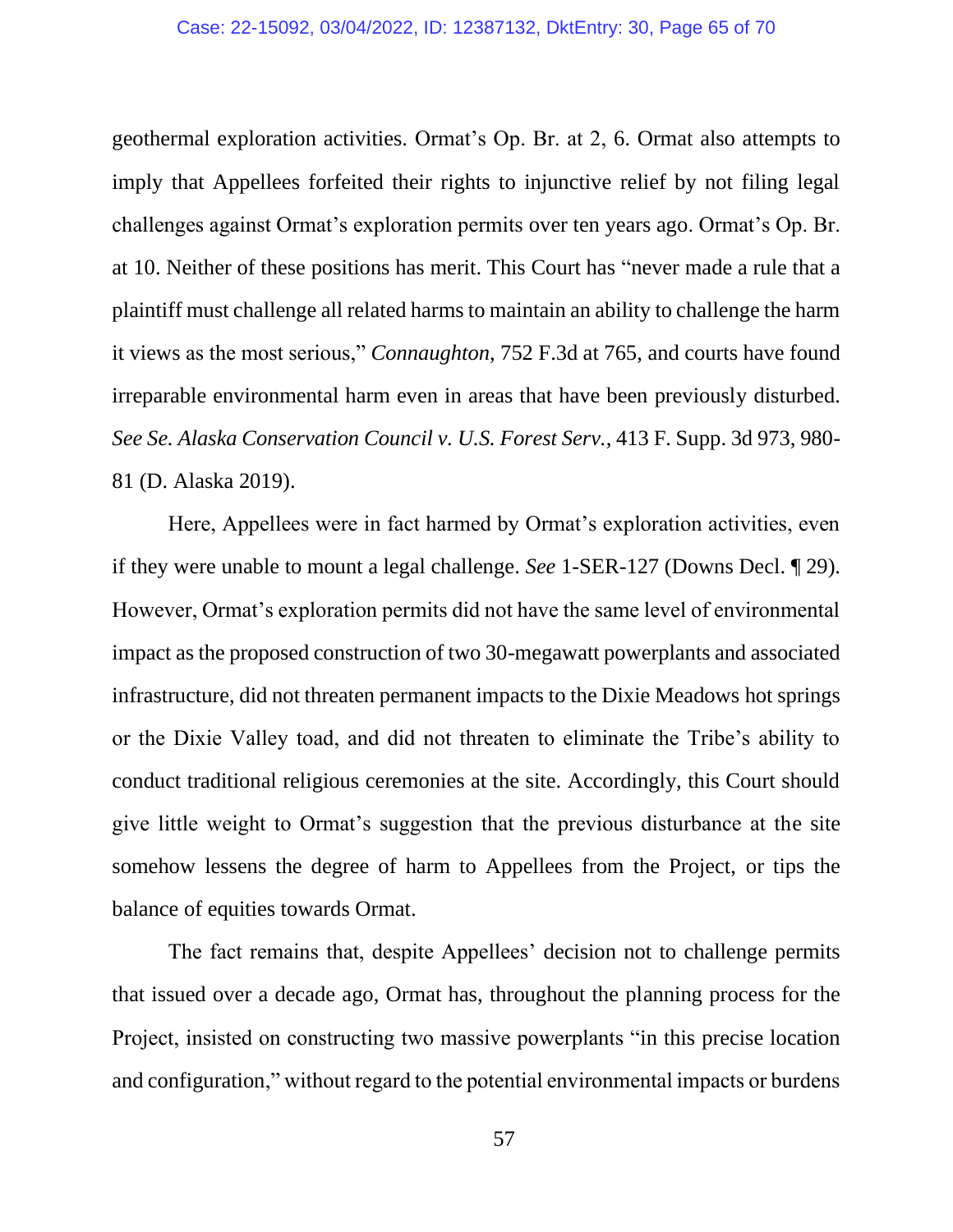geothermal exploration activities. Ormat's Op. Br. at 2, 6. Ormat also attempts to imply that Appellees forfeited their rights to injunctive relief by not filing legal challenges against Ormat's exploration permits over ten years ago. Ormat's Op. Br. at 10. Neither of these positions has merit. This Court has "never made a rule that a plaintiff must challenge all related harms to maintain an ability to challenge the harm it views as the most serious," *Connaughton*, 752 F.3d at 765, and courts have found irreparable environmental harm even in areas that have been previously disturbed. *See Se. Alaska Conservation Council v. U.S. Forest Serv.*, 413 F. Supp. 3d 973, 980-81 (D. Alaska 2019).

Here, Appellees were in fact harmed by Ormat's exploration activities, even if they were unable to mount a legal challenge. *See* 1-SER-127 (Downs Decl. ¶ 29). However, Ormat's exploration permits did not have the same level of environmental impact as the proposed construction of two 30-megawatt powerplants and associated infrastructure, did not threaten permanent impacts to the Dixie Meadows hot springs or the Dixie Valley toad, and did not threaten to eliminate the Tribe's ability to conduct traditional religious ceremonies at the site. Accordingly, this Court should give little weight to Ormat's suggestion that the previous disturbance at the site somehow lessens the degree of harm to Appellees from the Project, or tips the balance of equities towards Ormat.

The fact remains that, despite Appellees' decision not to challenge permits that issued over a decade ago, Ormat has, throughout the planning process for the Project, insisted on constructing two massive powerplants "in this precise location and configuration," without regard to the potential environmental impacts or burdens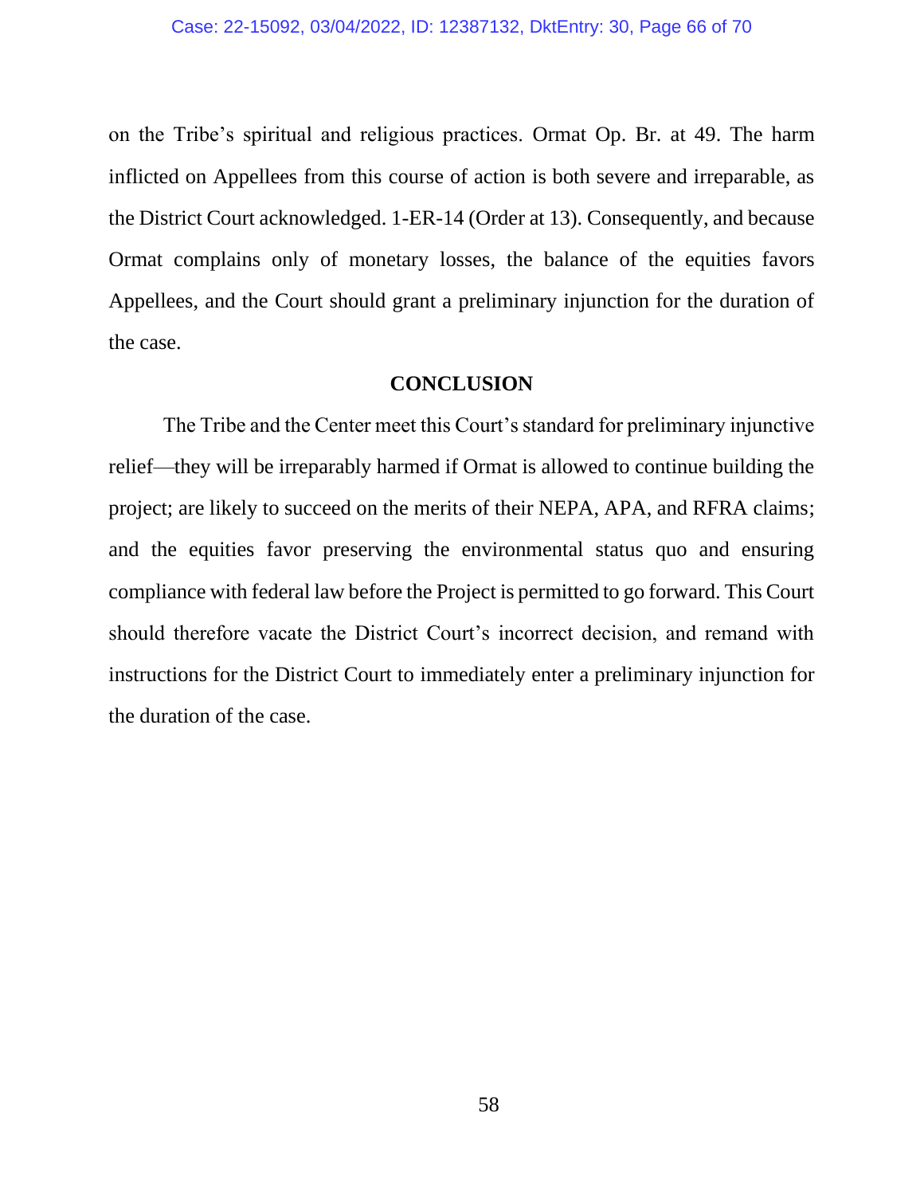on the Tribe's spiritual and religious practices. Ormat Op. Br. at 49. The harm inflicted on Appellees from this course of action is both severe and irreparable, as the District Court acknowledged. 1-ER-14 (Order at 13). Consequently, and because Ormat complains only of monetary losses, the balance of the equities favors Appellees, and the Court should grant a preliminary injunction for the duration of the case.

## CONCLUSION

The Tribe and the Center meet this Court's standard for preliminary injunctive relief—they will be irreparably harmed if Ormat is allowed to continue building the project; are likely to succeed on the merits of their NEPA, APA, and RFRA claims; and the equities favor preserving the environmental status quo and ensuring compliance with federal law before the Project is permitted to go forward. This Court should therefore vacate the District Court's incorrect decision, and remand with instructions for the District Court to immediately enter a preliminary injunction for the duration of the case.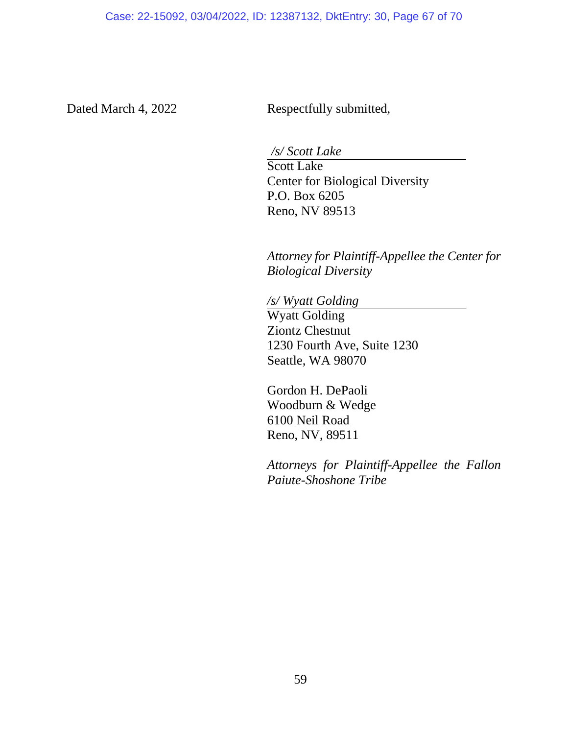Dated March 4, 2022

Respectfully submitted,

*/s/ Scott Lake*
Scott Lake
Center for Biological Diversity
P.O. Box 6205
Reno, NV 89513

*Attorney for Plaintiff-Appellee the Center for Biological Diversity*

*/s/ Wyatt Golding*
Wyatt Golding
Ziontz Chestnut
1230 Fourth Ave, Suite 1230
Seattle, WA 98070

Gordon H. DePaoli
Woodburn & Wedge
6100 Neil Road
Reno, NV, 89511

*Attorneys for Plaintiff-Appellee the Fallon Paiute-Shoshone Tribe*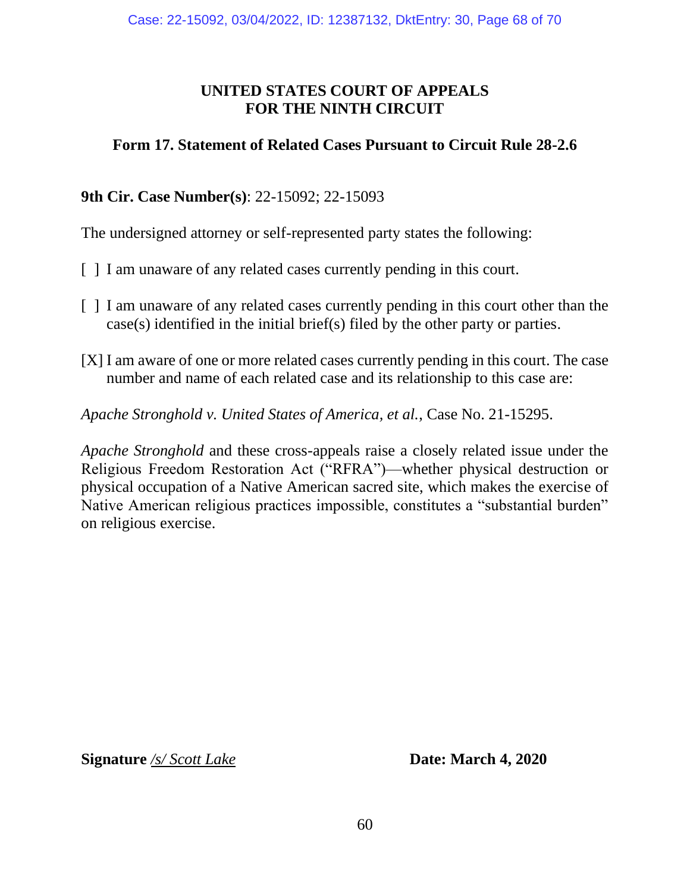**UNITED STATES COURT OF APPEALS**
**FOR THE NINTH CIRCUIT**

**Form 17. Statement of Related Cases Pursuant to Circuit Rule 28-2.6**

**9th Cir. Case Number(s)**: 22-15092; 22-15093

The undersigned attorney or self-represented party states the following:

[ ] I am unaware of any related cases currently pending in this court.

[ ] I am unaware of any related cases currently pending in this court other than the case(s) identified in the initial brief(s) filed by the other party or parties.

[X] I am aware of one or more related cases currently pending in this court. The case number and name of each related case and its relationship to this case are:

*Apache Stronghold v. United States of America, et al.*, Case No. 21-15295.

*Apache Stronghold* and these cross-appeals raise a closely related issue under the Religious Freedom Restoration Act ("RFRA")—whether physical destruction or physical occupation of a Native American sacred site, which makes the exercise of Native American religious practices impossible, constitutes a "substantial burden" on religious exercise.

**Signature** */s/ Scott Lake* **Date: March 4, 2020**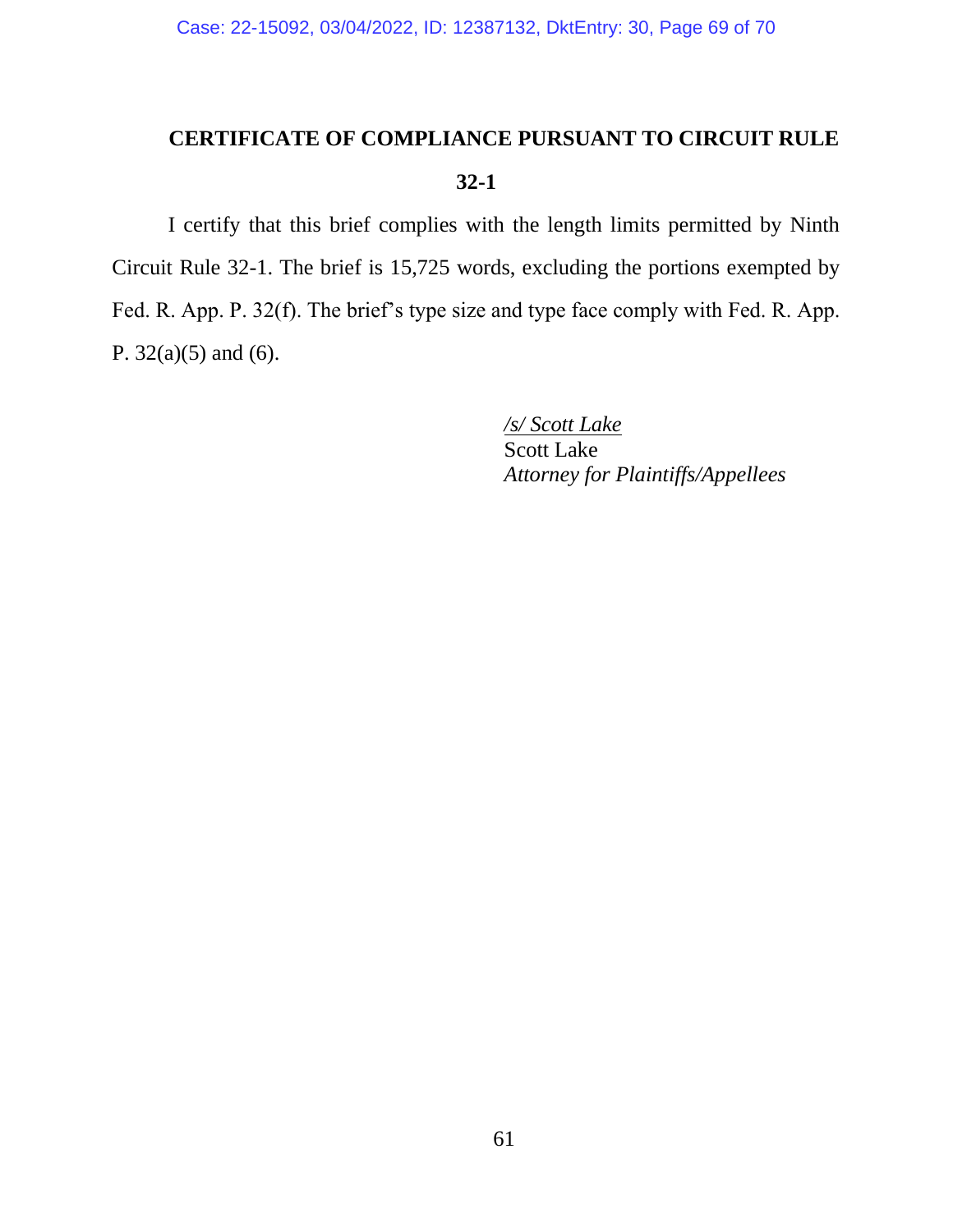## CERTIFICATE OF COMPLIANCE PURSUANT TO CIRCUIT RULE 32-1

I certify that this brief complies with the length limits permitted by Ninth Circuit Rule 32-1. The brief is 15,725 words, excluding the portions exempted by Fed. R. App. P. 32(f). The brief's type size and type face comply with Fed. R. App. P. 32(a)(5) and (6).

*/s/ Scott Lake*
Scott Lake
*Attorney for Plaintiffs/Appellees*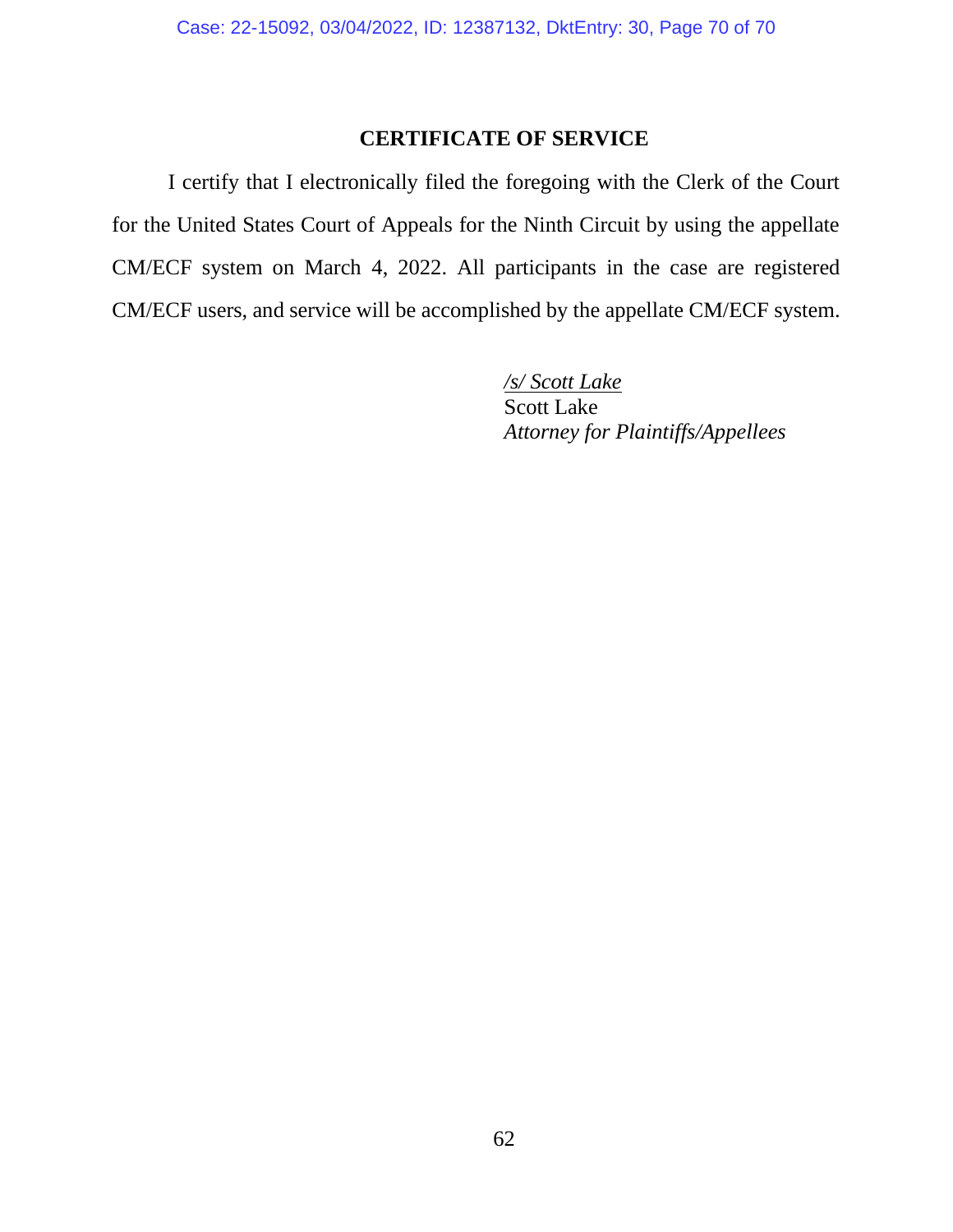## CERTIFICATE OF SERVICE

I certify that I electronically filed the foregoing with the Clerk of the Court for the United States Court of Appeals for the Ninth Circuit by using the appellate CM/ECF system on March 4, 2022. All participants in the case are registered CM/ECF users, and service will be accomplished by the appellate CM/ECF system.

*/s/ Scott Lake*
Scott Lake
*Attorney for Plaintiffs/Appellees*